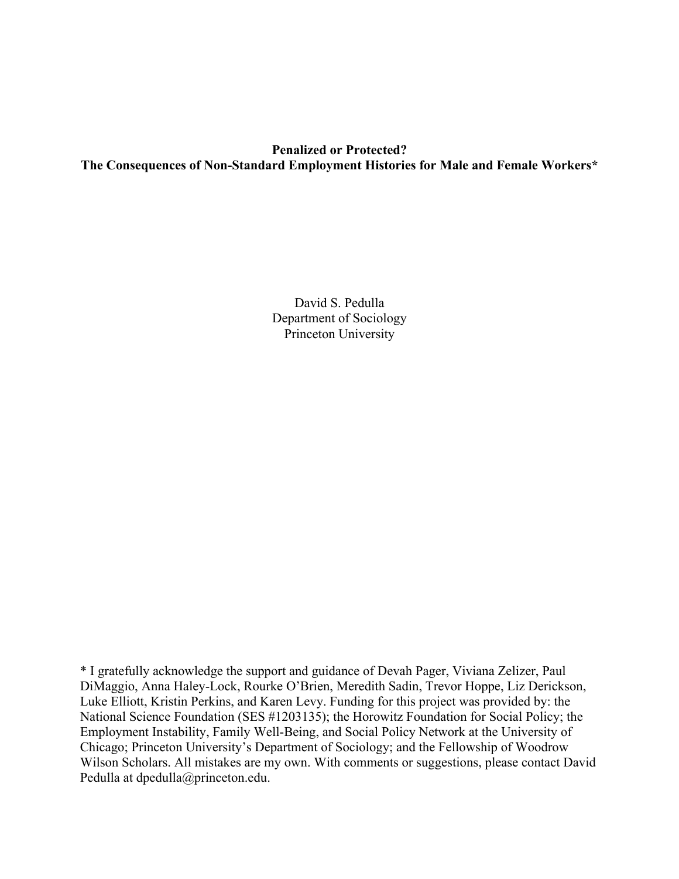# Penalized or Protected?
# The Consequences of Non-Standard Employment Histories for Male and Female Workers*

David S. Pedulla
Department of Sociology
Princeton University

\* I gratefully acknowledge the support and guidance of Devah Pager, Viviana Zelizer, Paul DiMaggio, Anna Haley-Lock, Rourke O'Brien, Meredith Sadin, Trevor Hoppe, Liz Derickson, Luke Elliott, Kristin Perkins, and Karen Levy. Funding for this project was provided by: the National Science Foundation (SES #1203135); the Horowitz Foundation for Social Policy; the Employment Instability, Family Well-Being, and Social Policy Network at the University of Chicago; Princeton University's Department of Sociology; and the Fellowship of Woodrow Wilson Scholars. All mistakes are my own. With comments or suggestions, please contact David Pedulla at dpedulla@princeton.edu.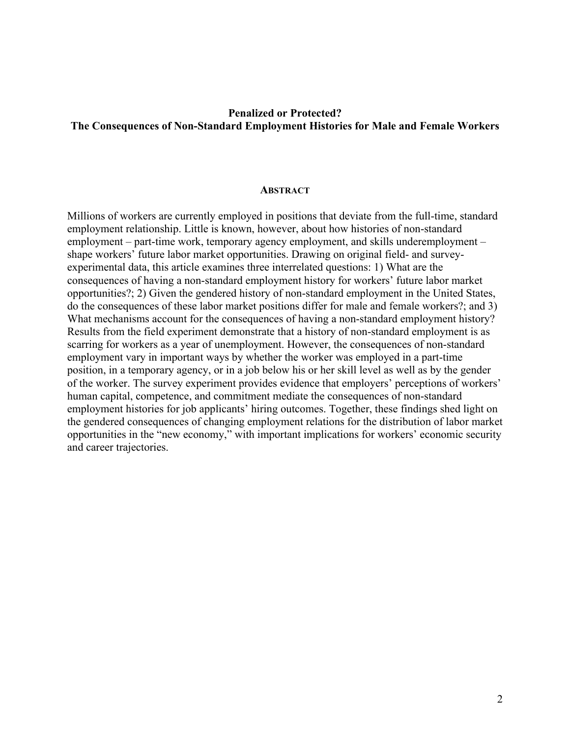**Penalized or Protected?**
**The Consequences of Non-Standard Employment Histories for Male and Female Workers**

## ABSTRACT

Millions of workers are currently employed in positions that deviate from the full-time, standard employment relationship. Little is known, however, about how histories of non-standard employment – part-time work, temporary agency employment, and skills underemployment – shape workers' future labor market opportunities. Drawing on original field- and survey-experimental data, this article examines three interrelated questions: 1) What are the consequences of having a non-standard employment history for workers' future labor market opportunities?; 2) Given the gendered history of non-standard employment in the United States, do the consequences of these labor market positions differ for male and female workers?; and 3) What mechanisms account for the consequences of having a non-standard employment history? Results from the field experiment demonstrate that a history of non-standard employment is as scarring for workers as a year of unemployment. However, the consequences of non-standard employment vary in important ways by whether the worker was employed in a part-time position, in a temporary agency, or in a job below his or her skill level as well as by the gender of the worker. The survey experiment provides evidence that employers' perceptions of workers' human capital, competence, and commitment mediate the consequences of non-standard employment histories for job applicants' hiring outcomes. Together, these findings shed light on the gendered consequences of changing employment relations for the distribution of labor market opportunities in the "new economy," with important implications for workers' economic security and career trajectories.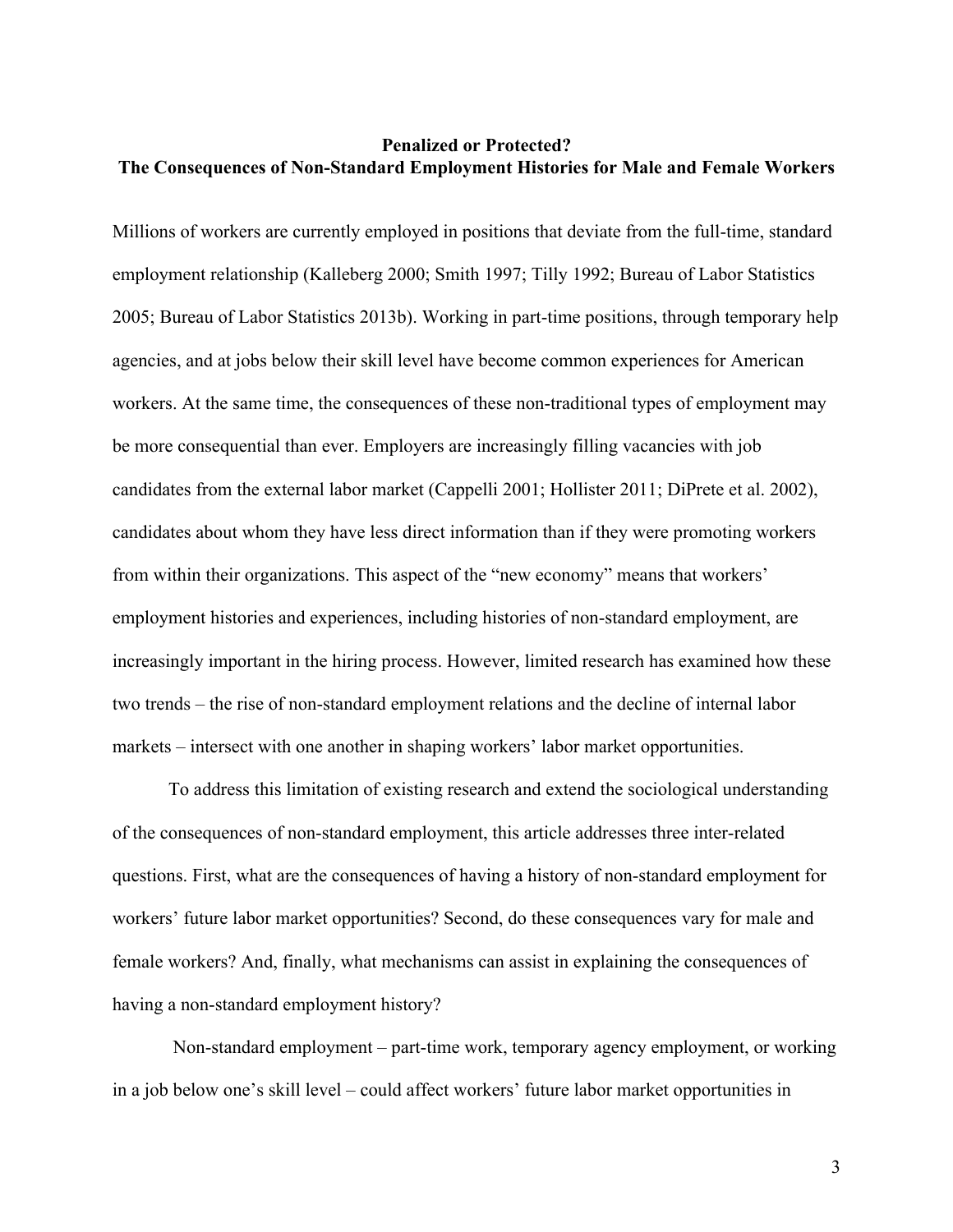**Penalized or Protected?**
**The Consequences of Non-Standard Employment Histories for Male and Female Workers**

Millions of workers are currently employed in positions that deviate from the full-time, standard employment relationship (Kalleberg 2000; Smith 1997; Tilly 1992; Bureau of Labor Statistics 2005; Bureau of Labor Statistics 2013b). Working in part-time positions, through temporary help agencies, and at jobs below their skill level have become common experiences for American workers. At the same time, the consequences of these non-traditional types of employment may be more consequential than ever. Employers are increasingly filling vacancies with job candidates from the external labor market (Cappelli 2001; Hollister 2011; DiPrete et al. 2002), candidates about whom they have less direct information than if they were promoting workers from within their organizations. This aspect of the "new economy" means that workers' employment histories and experiences, including histories of non-standard employment, are increasingly important in the hiring process. However, limited research has examined how these two trends – the rise of non-standard employment relations and the decline of internal labor markets – intersect with one another in shaping workers' labor market opportunities.

To address this limitation of existing research and extend the sociological understanding of the consequences of non-standard employment, this article addresses three inter-related questions. First, what are the consequences of having a history of non-standard employment for workers' future labor market opportunities? Second, do these consequences vary for male and female workers? And, finally, what mechanisms can assist in explaining the consequences of having a non-standard employment history?

Non-standard employment – part-time work, temporary agency employment, or working in a job below one's skill level – could affect workers' future labor market opportunities in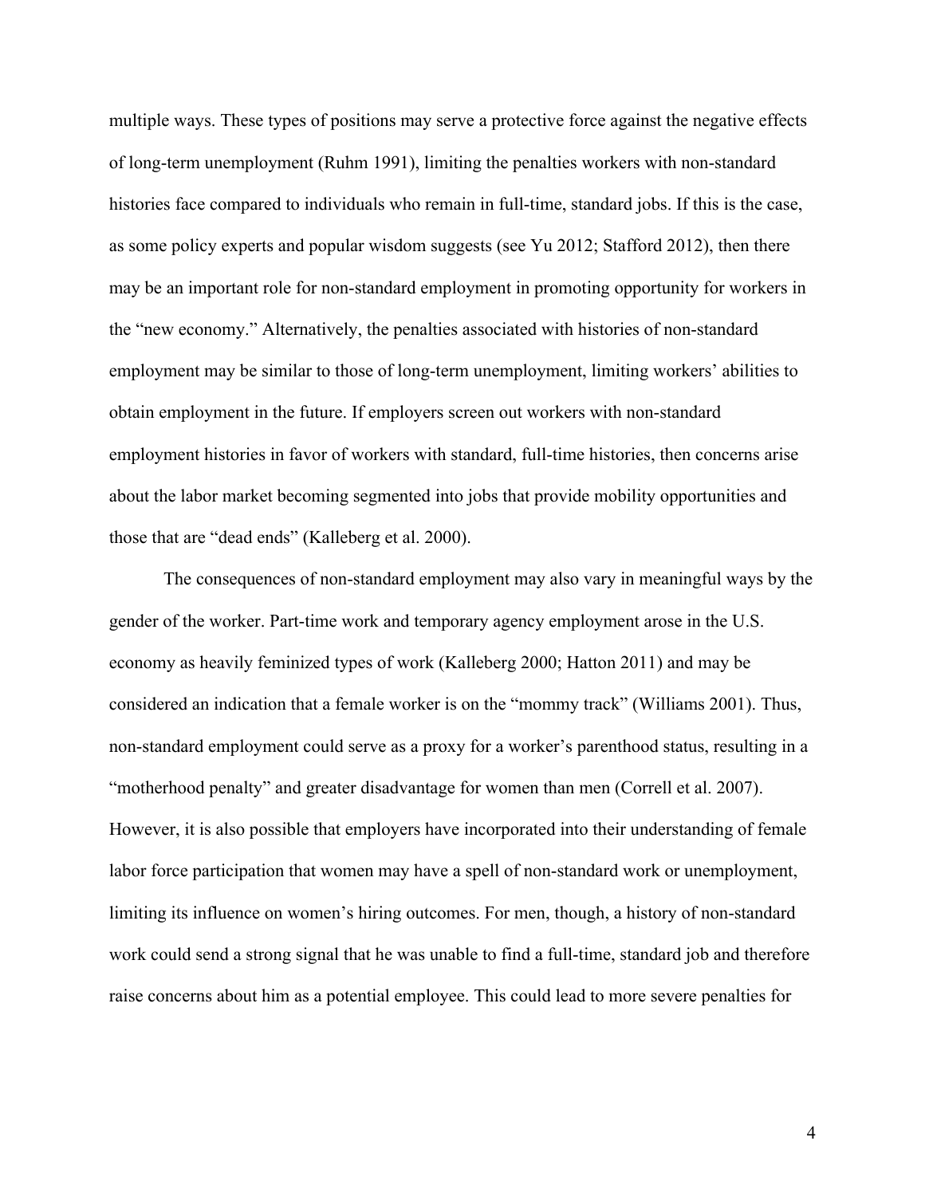multiple ways. These types of positions may serve a protective force against the negative effects of long-term unemployment (Ruhm 1991), limiting the penalties workers with non-standard histories face compared to individuals who remain in full-time, standard jobs. If this is the case, as some policy experts and popular wisdom suggests (see Yu 2012; Stafford 2012), then there may be an important role for non-standard employment in promoting opportunity for workers in the "new economy." Alternatively, the penalties associated with histories of non-standard employment may be similar to those of long-term unemployment, limiting workers' abilities to obtain employment in the future. If employers screen out workers with non-standard employment histories in favor of workers with standard, full-time histories, then concerns arise about the labor market becoming segmented into jobs that provide mobility opportunities and those that are "dead ends" (Kalleberg et al. 2000).

The consequences of non-standard employment may also vary in meaningful ways by the gender of the worker. Part-time work and temporary agency employment arose in the U.S. economy as heavily feminized types of work (Kalleberg 2000; Hatton 2011) and may be considered an indication that a female worker is on the "mommy track" (Williams 2001). Thus, non-standard employment could serve as a proxy for a worker's parenthood status, resulting in a "motherhood penalty" and greater disadvantage for women than men (Correll et al. 2007). However, it is also possible that employers have incorporated into their understanding of female labor force participation that women may have a spell of non-standard work or unemployment, limiting its influence on women's hiring outcomes. For men, though, a history of non-standard work could send a strong signal that he was unable to find a full-time, standard job and therefore raise concerns about him as a potential employee. This could lead to more severe penalties for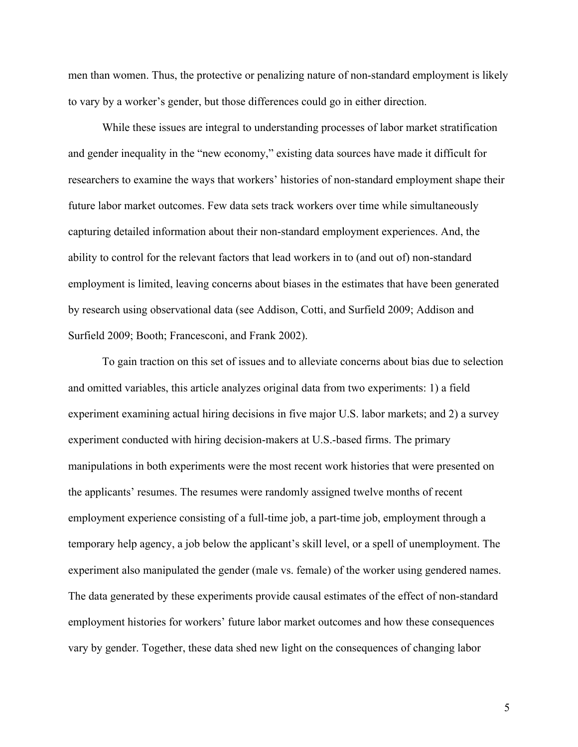men than women. Thus, the protective or penalizing nature of non-standard employment is likely to vary by a worker's gender, but those differences could go in either direction.

While these issues are integral to understanding processes of labor market stratification and gender inequality in the "new economy," existing data sources have made it difficult for researchers to examine the ways that workers' histories of non-standard employment shape their future labor market outcomes. Few data sets track workers over time while simultaneously capturing detailed information about their non-standard employment experiences. And, the ability to control for the relevant factors that lead workers in to (and out of) non-standard employment is limited, leaving concerns about biases in the estimates that have been generated by research using observational data (see Addison, Cotti, and Surfield 2009; Addison and Surfield 2009; Booth; Francesconi, and Frank 2002).

To gain traction on this set of issues and to alleviate concerns about bias due to selection and omitted variables, this article analyzes original data from two experiments: 1) a field experiment examining actual hiring decisions in five major U.S. labor markets; and 2) a survey experiment conducted with hiring decision-makers at U.S.-based firms. The primary manipulations in both experiments were the most recent work histories that were presented on the applicants' resumes. The resumes were randomly assigned twelve months of recent employment experience consisting of a full-time job, a part-time job, employment through a temporary help agency, a job below the applicant's skill level, or a spell of unemployment. The experiment also manipulated the gender (male vs. female) of the worker using gendered names. The data generated by these experiments provide causal estimates of the effect of non-standard employment histories for workers' future labor market outcomes and how these consequences vary by gender. Together, these data shed new light on the consequences of changing labor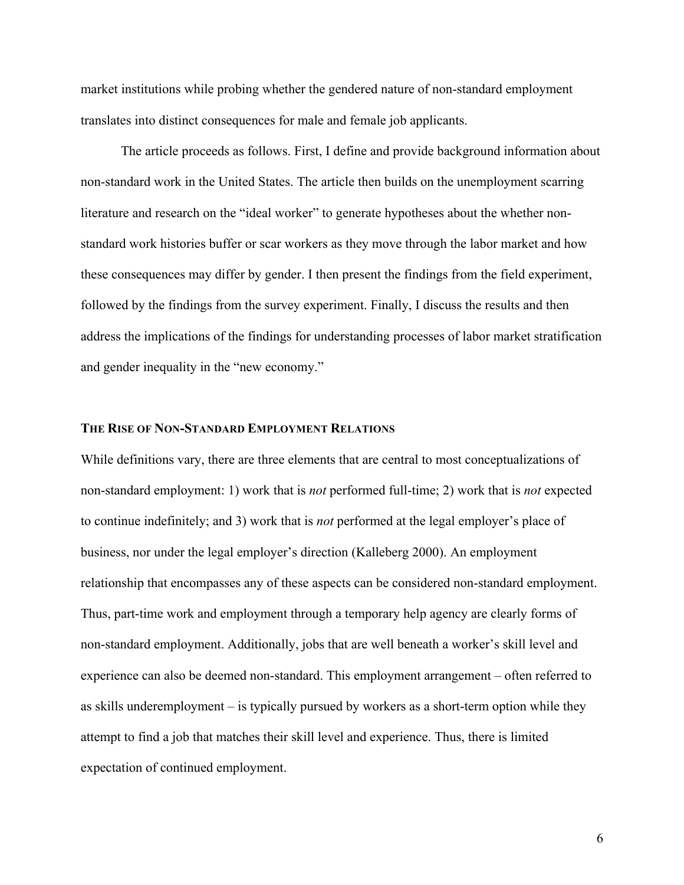market institutions while probing whether the gendered nature of non-standard employment translates into distinct consequences for male and female job applicants.

The article proceeds as follows. First, I define and provide background information about non-standard work in the United States. The article then builds on the unemployment scarring literature and research on the "ideal worker" to generate hypotheses about the whether non-standard work histories buffer or scar workers as they move through the labor market and how these consequences may differ by gender. I then present the findings from the field experiment, followed by the findings from the survey experiment. Finally, I discuss the results and then address the implications of the findings for understanding processes of labor market stratification and gender inequality in the "new economy."

## THE RISE OF NON-STANDARD EMPLOYMENT RELATIONS

While definitions vary, there are three elements that are central to most conceptualizations of non-standard employment: 1) work that is *not* performed full-time; 2) work that is *not* expected to continue indefinitely; and 3) work that is *not* performed at the legal employer's place of business, nor under the legal employer's direction (Kalleberg 2000). An employment relationship that encompasses any of these aspects can be considered non-standard employment. Thus, part-time work and employment through a temporary help agency are clearly forms of non-standard employment. Additionally, jobs that are well beneath a worker's skill level and experience can also be deemed non-standard. This employment arrangement – often referred to as skills underemployment – is typically pursued by workers as a short-term option while they attempt to find a job that matches their skill level and experience. Thus, there is limited expectation of continued employment.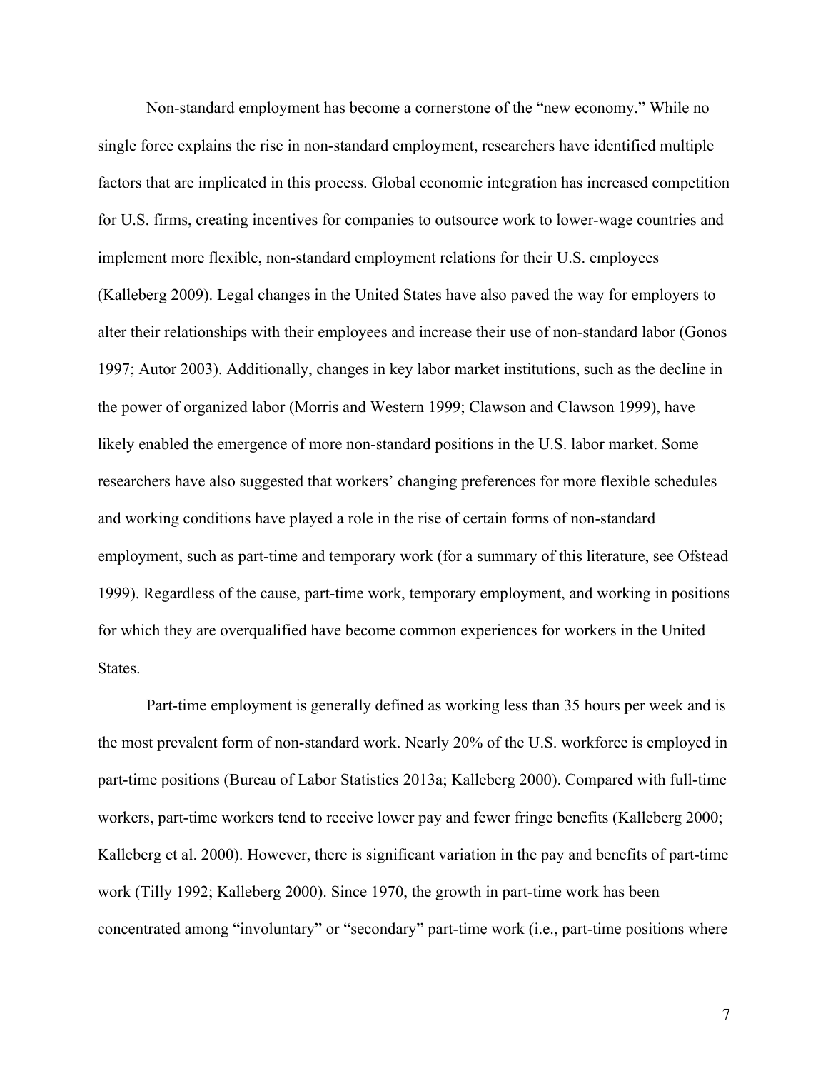Non-standard employment has become a cornerstone of the "new economy." While no single force explains the rise in non-standard employment, researchers have identified multiple factors that are implicated in this process. Global economic integration has increased competition for U.S. firms, creating incentives for companies to outsource work to lower-wage countries and implement more flexible, non-standard employment relations for their U.S. employees (Kalleberg 2009). Legal changes in the United States have also paved the way for employers to alter their relationships with their employees and increase their use of non-standard labor (Gonos 1997; Autor 2003). Additionally, changes in key labor market institutions, such as the decline in the power of organized labor (Morris and Western 1999; Clawson and Clawson 1999), have likely enabled the emergence of more non-standard positions in the U.S. labor market. Some researchers have also suggested that workers' changing preferences for more flexible schedules and working conditions have played a role in the rise of certain forms of non-standard employment, such as part-time and temporary work (for a summary of this literature, see Ofstead 1999). Regardless of the cause, part-time work, temporary employment, and working in positions for which they are overqualified have become common experiences for workers in the United States.

Part-time employment is generally defined as working less than 35 hours per week and is the most prevalent form of non-standard work. Nearly 20% of the U.S. workforce is employed in part-time positions (Bureau of Labor Statistics 2013a; Kalleberg 2000). Compared with full-time workers, part-time workers tend to receive lower pay and fewer fringe benefits (Kalleberg 2000; Kalleberg et al. 2000). However, there is significant variation in the pay and benefits of part-time work (Tilly 1992; Kalleberg 2000). Since 1970, the growth in part-time work has been concentrated among "involuntary" or "secondary" part-time work (i.e., part-time positions where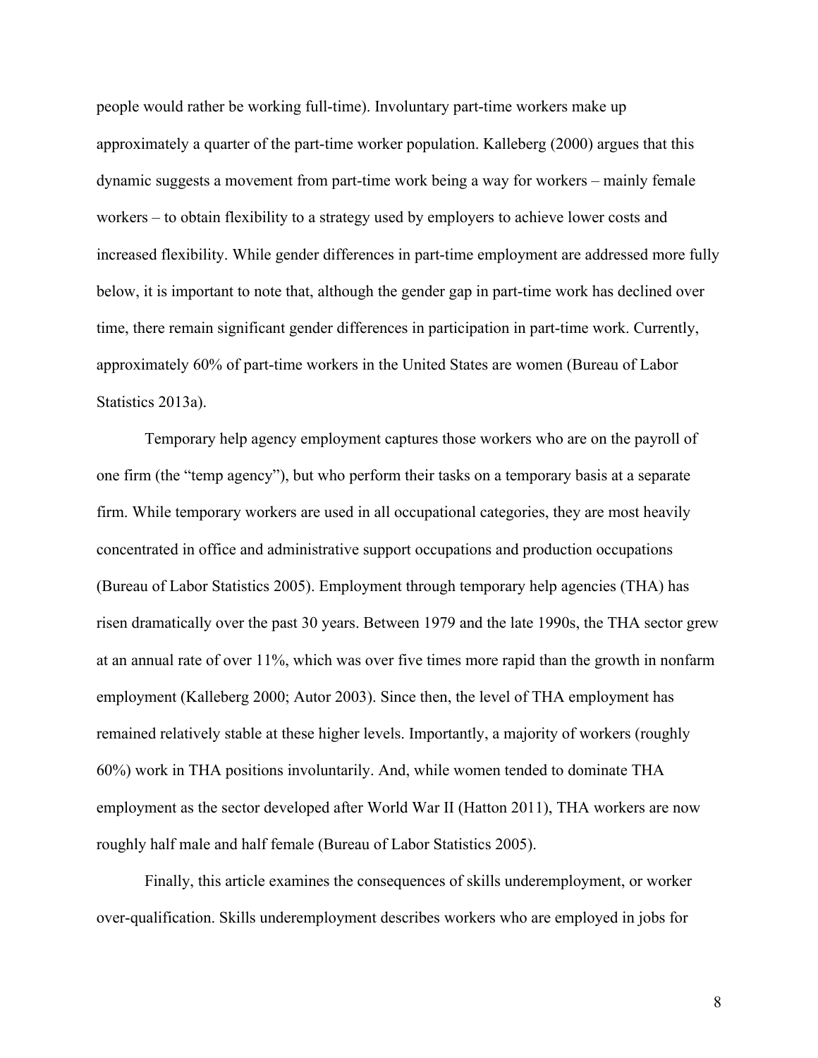people would rather be working full-time). Involuntary part-time workers make up approximately a quarter of the part-time worker population. Kalleberg (2000) argues that this dynamic suggests a movement from part-time work being a way for workers – mainly female workers – to obtain flexibility to a strategy used by employers to achieve lower costs and increased flexibility. While gender differences in part-time employment are addressed more fully below, it is important to note that, although the gender gap in part-time work has declined over time, there remain significant gender differences in participation in part-time work. Currently, approximately 60% of part-time workers in the United States are women (Bureau of Labor Statistics 2013a).

Temporary help agency employment captures those workers who are on the payroll of one firm (the "temp agency"), but who perform their tasks on a temporary basis at a separate firm. While temporary workers are used in all occupational categories, they are most heavily concentrated in office and administrative support occupations and production occupations (Bureau of Labor Statistics 2005). Employment through temporary help agencies (THA) has risen dramatically over the past 30 years. Between 1979 and the late 1990s, the THA sector grew at an annual rate of over 11%, which was over five times more rapid than the growth in nonfarm employment (Kalleberg 2000; Autor 2003). Since then, the level of THA employment has remained relatively stable at these higher levels. Importantly, a majority of workers (roughly 60%) work in THA positions involuntarily. And, while women tended to dominate THA employment as the sector developed after World War II (Hatton 2011), THA workers are now roughly half male and half female (Bureau of Labor Statistics 2005).

Finally, this article examines the consequences of skills underemployment, or worker over-qualification. Skills underemployment describes workers who are employed in jobs for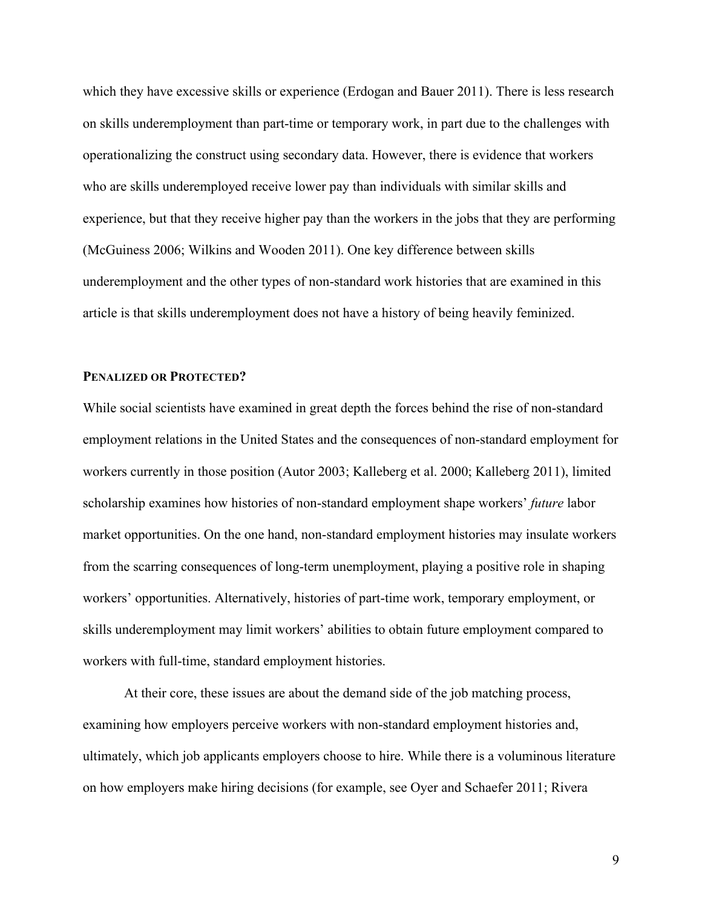which they have excessive skills or experience (Erdogan and Bauer 2011). There is less research on skills underemployment than part-time or temporary work, in part due to the challenges with operationalizing the construct using secondary data. However, there is evidence that workers who are skills underemployed receive lower pay than individuals with similar skills and experience, but that they receive higher pay than the workers in the jobs that they are performing (McGuiness 2006; Wilkins and Wooden 2011). One key difference between skills underemployment and the other types of non-standard work histories that are examined in this article is that skills underemployment does not have a history of being heavily feminized.

### **Penalized or Protected?**

While social scientists have examined in great depth the forces behind the rise of non-standard employment relations in the United States and the consequences of non-standard employment for workers currently in those position (Autor 2003; Kalleberg et al. 2000; Kalleberg 2011), limited scholarship examines how histories of non-standard employment shape workers' *future* labor market opportunities. On the one hand, non-standard employment histories may insulate workers from the scarring consequences of long-term unemployment, playing a positive role in shaping workers' opportunities. Alternatively, histories of part-time work, temporary employment, or skills underemployment may limit workers' abilities to obtain future employment compared to workers with full-time, standard employment histories.

At their core, these issues are about the demand side of the job matching process, examining how employers perceive workers with non-standard employment histories and, ultimately, which job applicants employers choose to hire. While there is a voluminous literature on how employers make hiring decisions (for example, see Oyer and Schaefer 2011; Rivera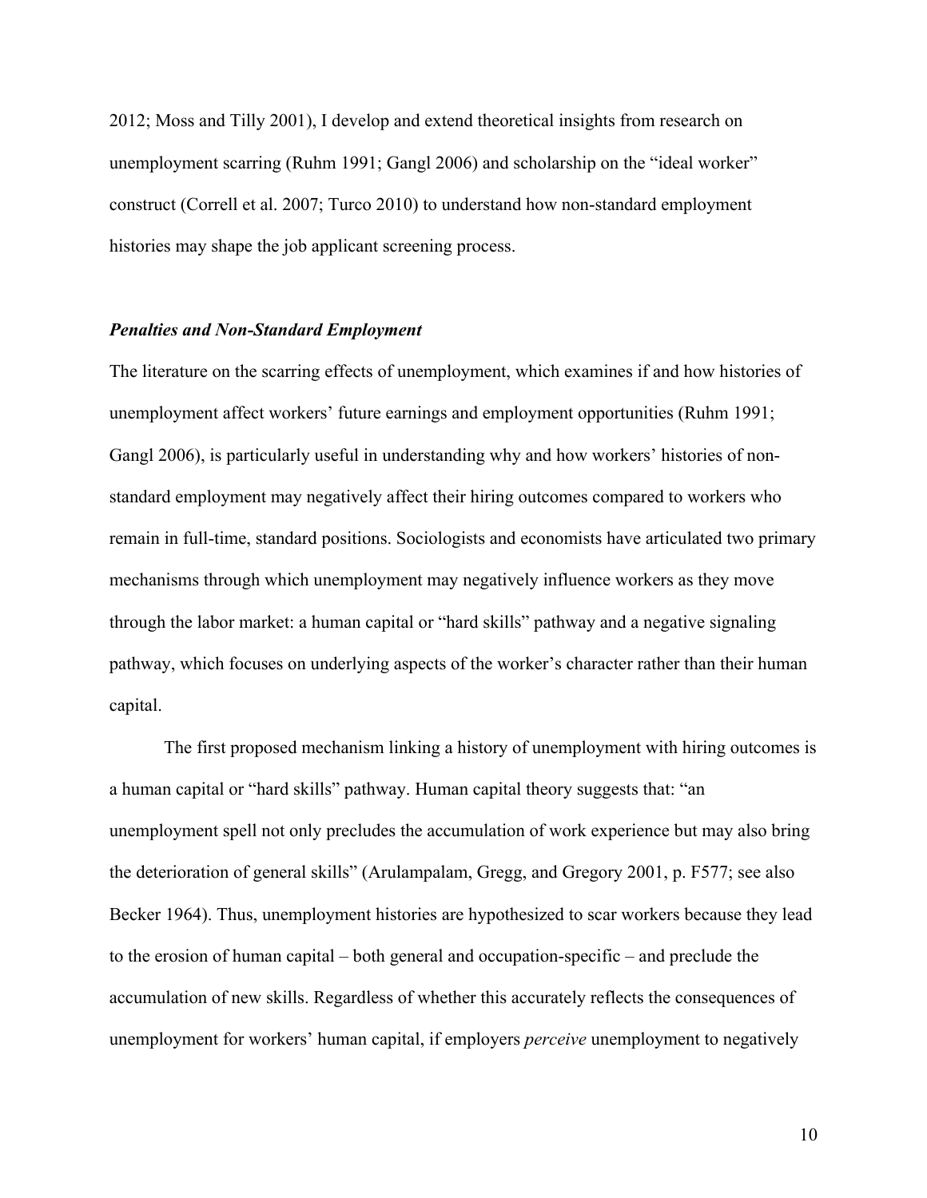2012; Moss and Tilly 2001), I develop and extend theoretical insights from research on unemployment scarring (Ruhm 1991; Gangl 2006) and scholarship on the "ideal worker" construct (Correll et al. 2007; Turco 2010) to understand how non-standard employment histories may shape the job applicant screening process.

### ***Penalties and Non-Standard Employment***

The literature on the scarring effects of unemployment, which examines if and how histories of unemployment affect workers' future earnings and employment opportunities (Ruhm 1991; Gangl 2006), is particularly useful in understanding why and how workers' histories of non-standard employment may negatively affect their hiring outcomes compared to workers who remain in full-time, standard positions. Sociologists and economists have articulated two primary mechanisms through which unemployment may negatively influence workers as they move through the labor market: a human capital or "hard skills" pathway and a negative signaling pathway, which focuses on underlying aspects of the worker's character rather than their human capital.

The first proposed mechanism linking a history of unemployment with hiring outcomes is a human capital or "hard skills" pathway. Human capital theory suggests that: "an unemployment spell not only precludes the accumulation of work experience but may also bring the deterioration of general skills" (Arulampalam, Gregg, and Gregory 2001, p. F577; see also Becker 1964). Thus, unemployment histories are hypothesized to scar workers because they lead to the erosion of human capital – both general and occupation-specific – and preclude the accumulation of new skills. Regardless of whether this accurately reflects the consequences of unemployment for workers' human capital, if employers *perceive* unemployment to negatively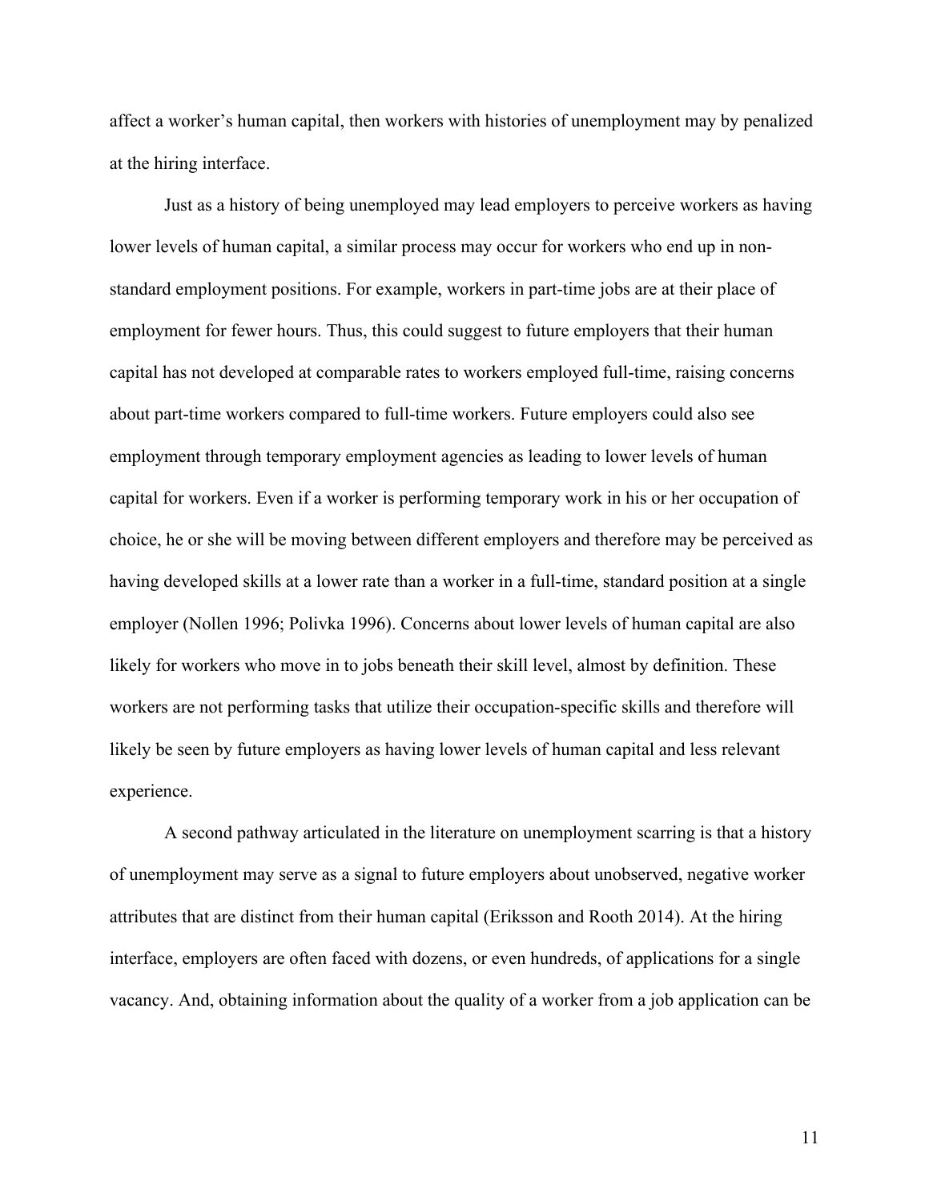affect a worker's human capital, then workers with histories of unemployment may by penalized at the hiring interface.

Just as a history of being unemployed may lead employers to perceive workers as having lower levels of human capital, a similar process may occur for workers who end up in non-standard employment positions. For example, workers in part-time jobs are at their place of employment for fewer hours. Thus, this could suggest to future employers that their human capital has not developed at comparable rates to workers employed full-time, raising concerns about part-time workers compared to full-time workers. Future employers could also see employment through temporary employment agencies as leading to lower levels of human capital for workers. Even if a worker is performing temporary work in his or her occupation of choice, he or she will be moving between different employers and therefore may be perceived as having developed skills at a lower rate than a worker in a full-time, standard position at a single employer (Nollen 1996; Polivka 1996). Concerns about lower levels of human capital are also likely for workers who move in to jobs beneath their skill level, almost by definition. These workers are not performing tasks that utilize their occupation-specific skills and therefore will likely be seen by future employers as having lower levels of human capital and less relevant experience.

A second pathway articulated in the literature on unemployment scarring is that a history of unemployment may serve as a signal to future employers about unobserved, negative worker attributes that are distinct from their human capital (Eriksson and Rooth 2014). At the hiring interface, employers are often faced with dozens, or even hundreds, of applications for a single vacancy. And, obtaining information about the quality of a worker from a job application can be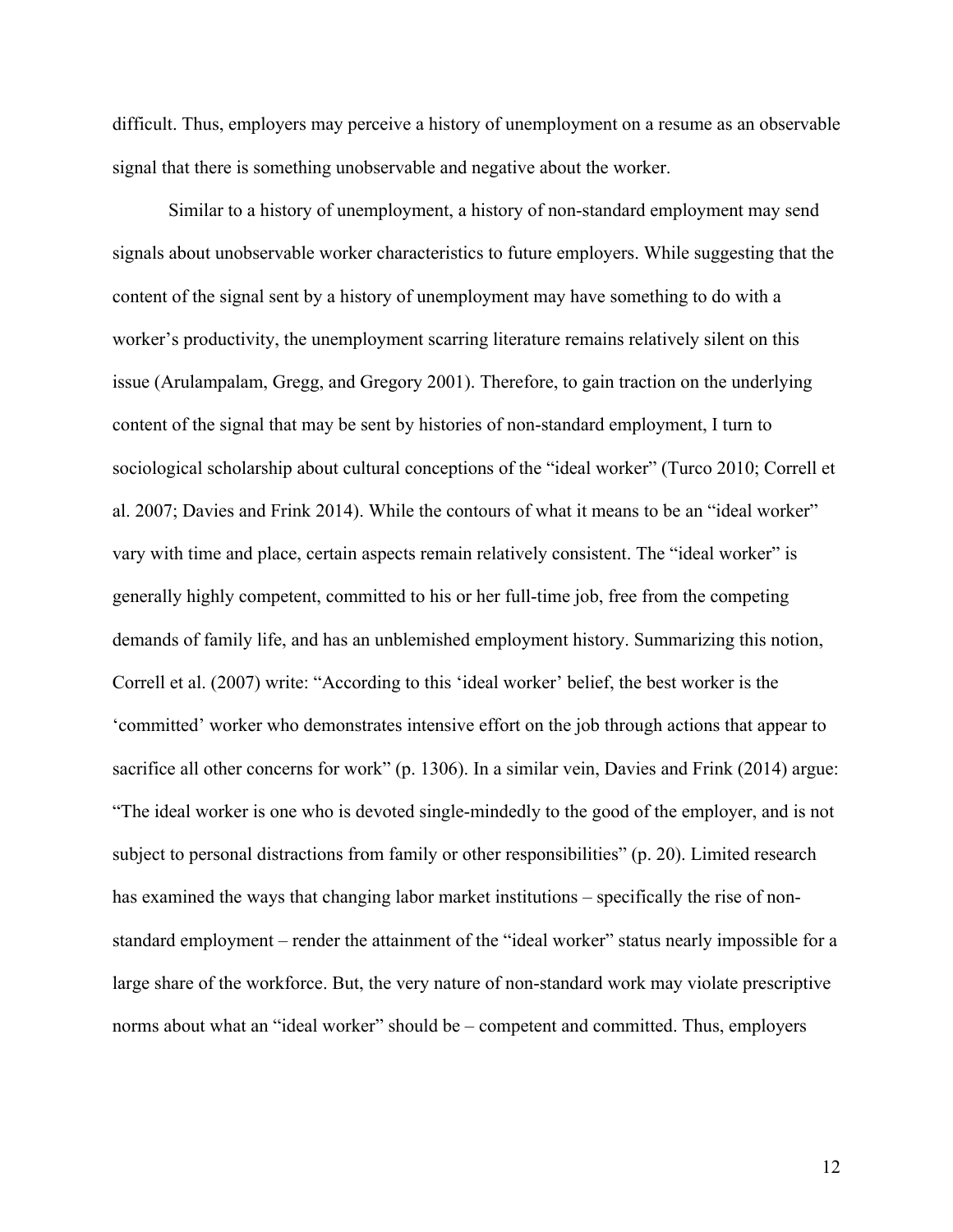difficult. Thus, employers may perceive a history of unemployment on a resume as an observable signal that there is something unobservable and negative about the worker.

Similar to a history of unemployment, a history of non-standard employment may send signals about unobservable worker characteristics to future employers. While suggesting that the content of the signal sent by a history of unemployment may have something to do with a worker's productivity, the unemployment scarring literature remains relatively silent on this issue (Arulampalam, Gregg, and Gregory 2001). Therefore, to gain traction on the underlying content of the signal that may be sent by histories of non-standard employment, I turn to sociological scholarship about cultural conceptions of the "ideal worker" (Turco 2010; Correll et al. 2007; Davies and Frink 2014). While the contours of what it means to be an "ideal worker" vary with time and place, certain aspects remain relatively consistent. The "ideal worker" is generally highly competent, committed to his or her full-time job, free from the competing demands of family life, and has an unblemished employment history. Summarizing this notion, Correll et al. (2007) write: "According to this 'ideal worker' belief, the best worker is the 'committed' worker who demonstrates intensive effort on the job through actions that appear to sacrifice all other concerns for work" (p. 1306). In a similar vein, Davies and Frink (2014) argue: "The ideal worker is one who is devoted single-mindedly to the good of the employer, and is not subject to personal distractions from family or other responsibilities" (p. 20). Limited research has examined the ways that changing labor market institutions – specifically the rise of non-standard employment – render the attainment of the "ideal worker" status nearly impossible for a large share of the workforce. But, the very nature of non-standard work may violate prescriptive norms about what an "ideal worker" should be – competent and committed. Thus, employers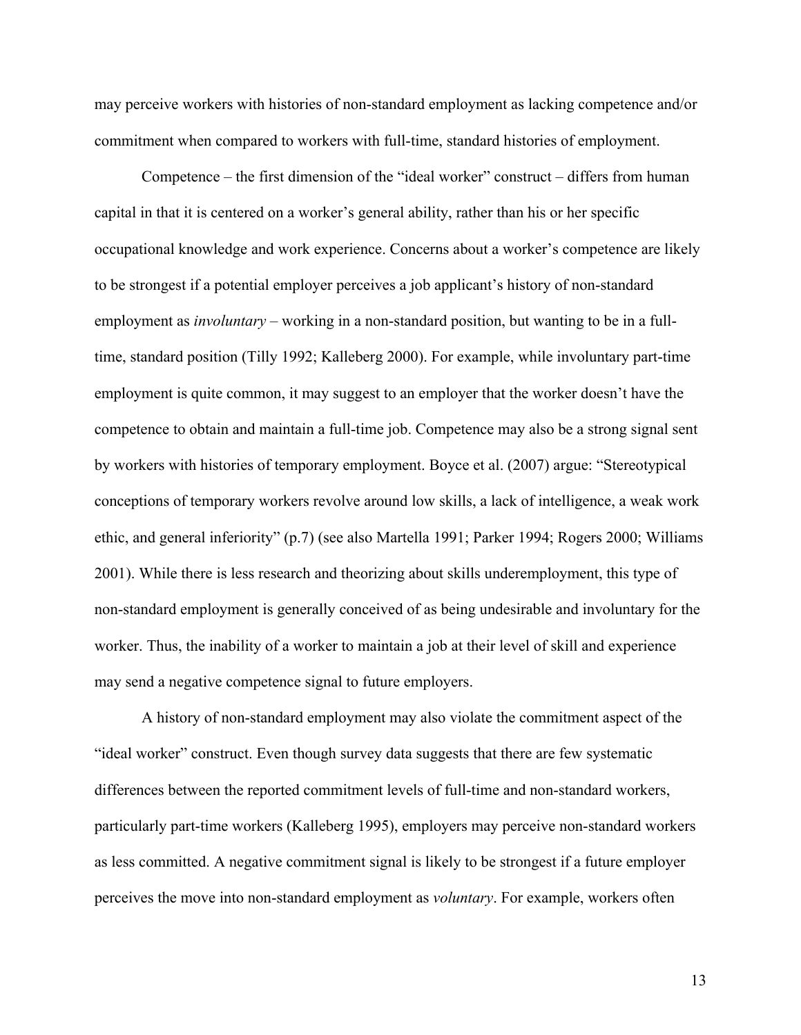may perceive workers with histories of non-standard employment as lacking competence and/or commitment when compared to workers with full-time, standard histories of employment.

Competence – the first dimension of the "ideal worker" construct – differs from human capital in that it is centered on a worker's general ability, rather than his or her specific occupational knowledge and work experience. Concerns about a worker's competence are likely to be strongest if a potential employer perceives a job applicant's history of non-standard employment as *involuntary* – working in a non-standard position, but wanting to be in a full-time, standard position (Tilly 1992; Kalleberg 2000). For example, while involuntary part-time employment is quite common, it may suggest to an employer that the worker doesn't have the competence to obtain and maintain a full-time job. Competence may also be a strong signal sent by workers with histories of temporary employment. Boyce et al. (2007) argue: "Stereotypical conceptions of temporary workers revolve around low skills, a lack of intelligence, a weak work ethic, and general inferiority" (p.7) (see also Martella 1991; Parker 1994; Rogers 2000; Williams 2001). While there is less research and theorizing about skills underemployment, this type of non-standard employment is generally conceived of as being undesirable and involuntary for the worker. Thus, the inability of a worker to maintain a job at their level of skill and experience may send a negative competence signal to future employers.

A history of non-standard employment may also violate the commitment aspect of the "ideal worker" construct. Even though survey data suggests that there are few systematic differences between the reported commitment levels of full-time and non-standard workers, particularly part-time workers (Kalleberg 1995), employers may perceive non-standard workers as less committed. A negative commitment signal is likely to be strongest if a future employer perceives the move into non-standard employment as *voluntary*. For example, workers often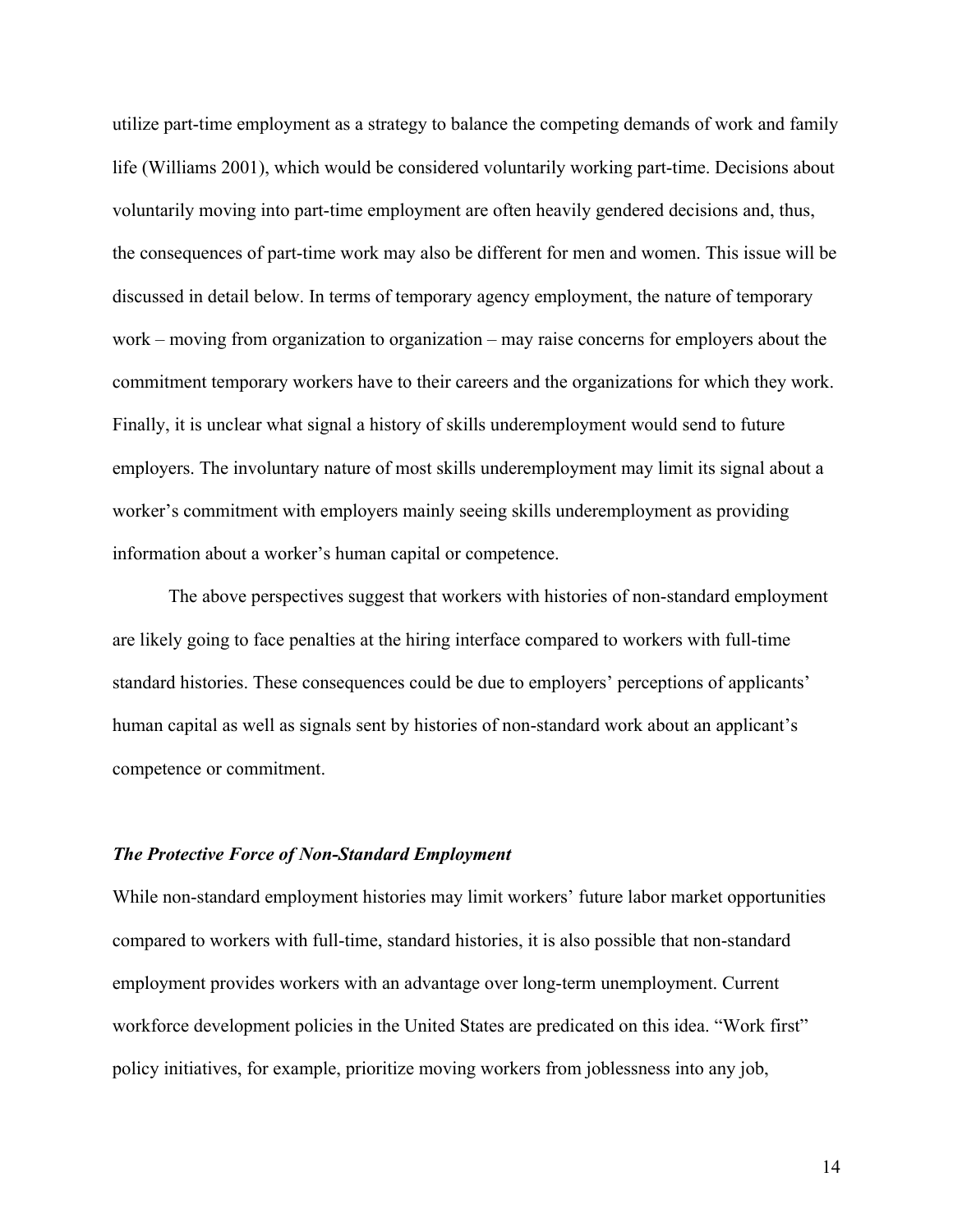utilize part-time employment as a strategy to balance the competing demands of work and family life (Williams 2001), which would be considered voluntarily working part-time. Decisions about voluntarily moving into part-time employment are often heavily gendered decisions and, thus, the consequences of part-time work may also be different for men and women. This issue will be discussed in detail below. In terms of temporary agency employment, the nature of temporary work – moving from organization to organization – may raise concerns for employers about the commitment temporary workers have to their careers and the organizations for which they work. Finally, it is unclear what signal a history of skills underemployment would send to future employers. The involuntary nature of most skills underemployment may limit its signal about a worker's commitment with employers mainly seeing skills underemployment as providing information about a worker's human capital or competence.

The above perspectives suggest that workers with histories of non-standard employment are likely going to face penalties at the hiring interface compared to workers with full-time standard histories. These consequences could be due to employers' perceptions of applicants' human capital as well as signals sent by histories of non-standard work about an applicant's competence or commitment.

### *The Protective Force of Non-Standard Employment*

While non-standard employment histories may limit workers' future labor market opportunities compared to workers with full-time, standard histories, it is also possible that non-standard employment provides workers with an advantage over long-term unemployment. Current workforce development policies in the United States are predicated on this idea. "Work first" policy initiatives, for example, prioritize moving workers from joblessness into any job,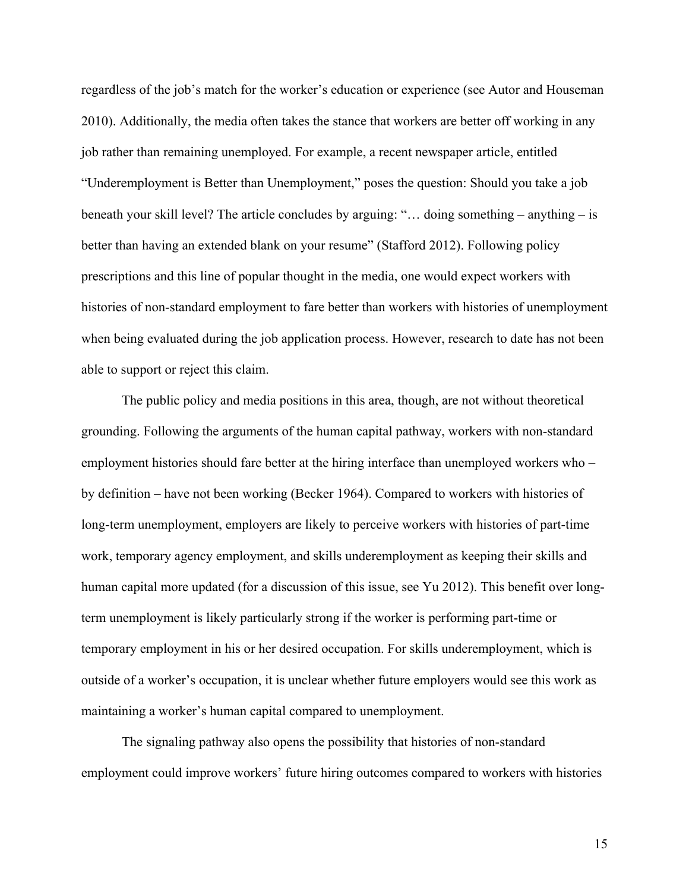regardless of the job's match for the worker's education or experience (see Autor and Houseman 2010). Additionally, the media often takes the stance that workers are better off working in any job rather than remaining unemployed. For example, a recent newspaper article, entitled "Underemployment is Better than Unemployment," poses the question: Should you take a job beneath your skill level? The article concludes by arguing: "… doing something – anything – is better than having an extended blank on your resume" (Stafford 2012). Following policy prescriptions and this line of popular thought in the media, one would expect workers with histories of non-standard employment to fare better than workers with histories of unemployment when being evaluated during the job application process. However, research to date has not been able to support or reject this claim.

The public policy and media positions in this area, though, are not without theoretical grounding. Following the arguments of the human capital pathway, workers with non-standard employment histories should fare better at the hiring interface than unemployed workers who – by definition – have not been working (Becker 1964). Compared to workers with histories of long-term unemployment, employers are likely to perceive workers with histories of part-time work, temporary agency employment, and skills underemployment as keeping their skills and human capital more updated (for a discussion of this issue, see Yu 2012). This benefit over long-term unemployment is likely particularly strong if the worker is performing part-time or temporary employment in his or her desired occupation. For skills underemployment, which is outside of a worker's occupation, it is unclear whether future employers would see this work as maintaining a worker's human capital compared to unemployment.

The signaling pathway also opens the possibility that histories of non-standard employment could improve workers' future hiring outcomes compared to workers with histories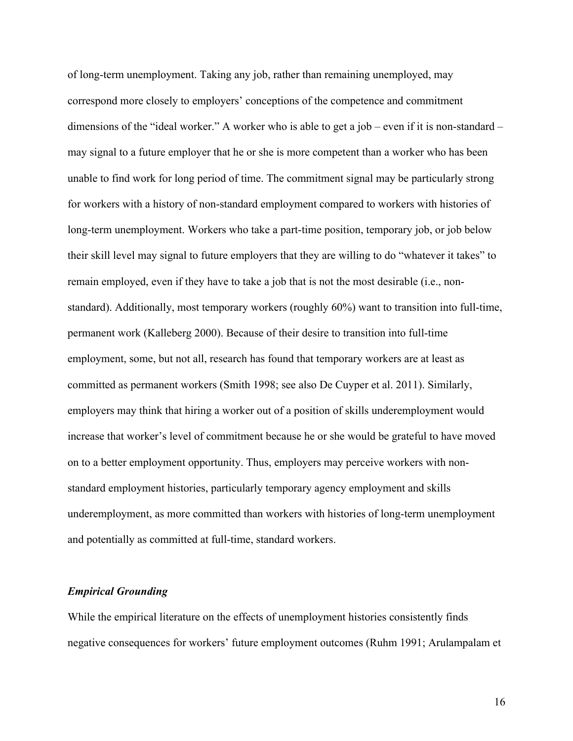of long-term unemployment. Taking any job, rather than remaining unemployed, may correspond more closely to employers' conceptions of the competence and commitment dimensions of the "ideal worker." A worker who is able to get a job – even if it is non-standard – may signal to a future employer that he or she is more competent than a worker who has been unable to find work for long period of time. The commitment signal may be particularly strong for workers with a history of non-standard employment compared to workers with histories of long-term unemployment. Workers who take a part-time position, temporary job, or job below their skill level may signal to future employers that they are willing to do "whatever it takes" to remain employed, even if they have to take a job that is not the most desirable (i.e., non-standard). Additionally, most temporary workers (roughly 60%) want to transition into full-time, permanent work (Kalleberg 2000). Because of their desire to transition into full-time employment, some, but not all, research has found that temporary workers are at least as committed as permanent workers (Smith 1998; see also De Cuyper et al. 2011). Similarly, employers may think that hiring a worker out of a position of skills underemployment would increase that worker's level of commitment because he or she would be grateful to have moved on to a better employment opportunity. Thus, employers may perceive workers with non-standard employment histories, particularly temporary agency employment and skills underemployment, as more committed than workers with histories of long-term unemployment and potentially as committed at full-time, standard workers.

### *Empirical Grounding*

While the empirical literature on the effects of unemployment histories consistently finds negative consequences for workers' future employment outcomes (Ruhm 1991; Arulampalam et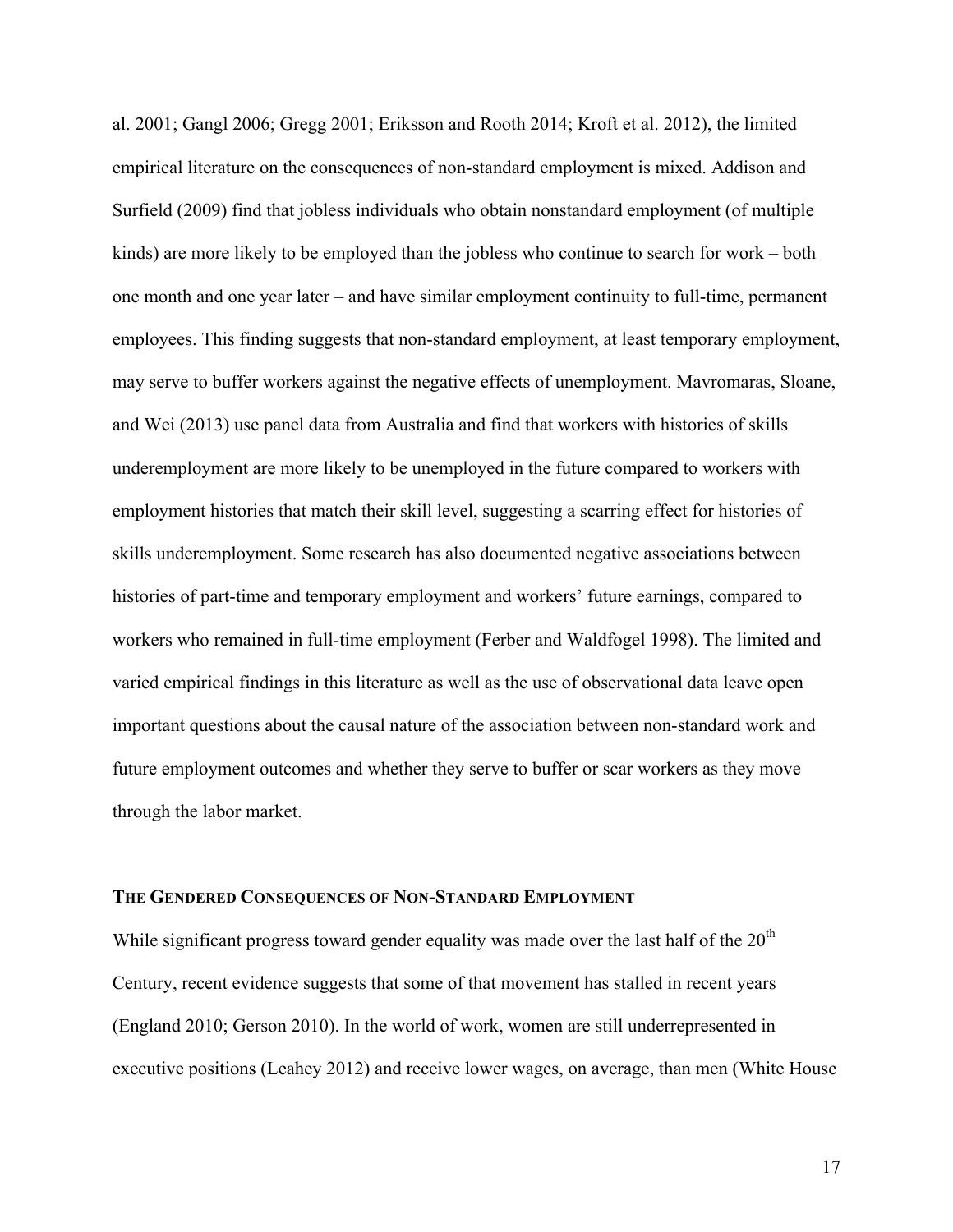al. 2001; Gangl 2006; Gregg 2001; Eriksson and Rooth 2014; Kroft et al. 2012), the limited empirical literature on the consequences of non-standard employment is mixed. Addison and Surfield (2009) find that jobless individuals who obtain nonstandard employment (of multiple kinds) are more likely to be employed than the jobless who continue to search for work – both one month and one year later – and have similar employment continuity to full-time, permanent employees. This finding suggests that non-standard employment, at least temporary employment, may serve to buffer workers against the negative effects of unemployment. Mavromaras, Sloane, and Wei (2013) use panel data from Australia and find that workers with histories of skills underemployment are more likely to be unemployed in the future compared to workers with employment histories that match their skill level, suggesting a scarring effect for histories of skills underemployment. Some research has also documented negative associations between histories of part-time and temporary employment and workers' future earnings, compared to workers who remained in full-time employment (Ferber and Waldfogel 1998). The limited and varied empirical findings in this literature as well as the use of observational data leave open important questions about the causal nature of the association between non-standard work and future employment outcomes and whether they serve to buffer or scar workers as they move through the labor market.

## THE GENDERED CONSEQUENCES OF NON-STANDARD EMPLOYMENT

While significant progress toward gender equality was made over the last half of the 20th Century, recent evidence suggests that some of that movement has stalled in recent years (England 2010; Gerson 2010). In the world of work, women are still underrepresented in executive positions (Leahey 2012) and receive lower wages, on average, than men (White House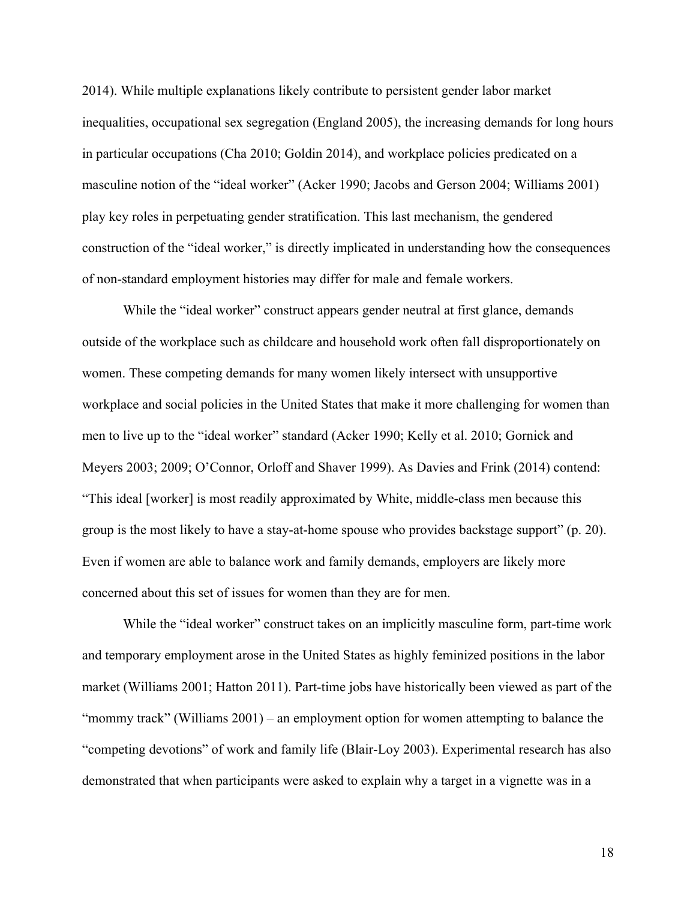2014). While multiple explanations likely contribute to persistent gender labor market inequalities, occupational sex segregation (England 2005), the increasing demands for long hours in particular occupations (Cha 2010; Goldin 2014), and workplace policies predicated on a masculine notion of the "ideal worker" (Acker 1990; Jacobs and Gerson 2004; Williams 2001) play key roles in perpetuating gender stratification. This last mechanism, the gendered construction of the "ideal worker," is directly implicated in understanding how the consequences of non-standard employment histories may differ for male and female workers.

While the "ideal worker" construct appears gender neutral at first glance, demands outside of the workplace such as childcare and household work often fall disproportionately on women. These competing demands for many women likely intersect with unsupportive workplace and social policies in the United States that make it more challenging for women than men to live up to the "ideal worker" standard (Acker 1990; Kelly et al. 2010; Gornick and Meyers 2003; 2009; O'Connor, Orloff and Shaver 1999). As Davies and Frink (2014) contend: "This ideal [worker] is most readily approximated by White, middle-class men because this group is the most likely to have a stay-at-home spouse who provides backstage support" (p. 20). Even if women are able to balance work and family demands, employers are likely more concerned about this set of issues for women than they are for men.

While the "ideal worker" construct takes on an implicitly masculine form, part-time work and temporary employment arose in the United States as highly feminized positions in the labor market (Williams 2001; Hatton 2011). Part-time jobs have historically been viewed as part of the "mommy track" (Williams 2001) – an employment option for women attempting to balance the "competing devotions" of work and family life (Blair-Loy 2003). Experimental research has also demonstrated that when participants were asked to explain why a target in a vignette was in a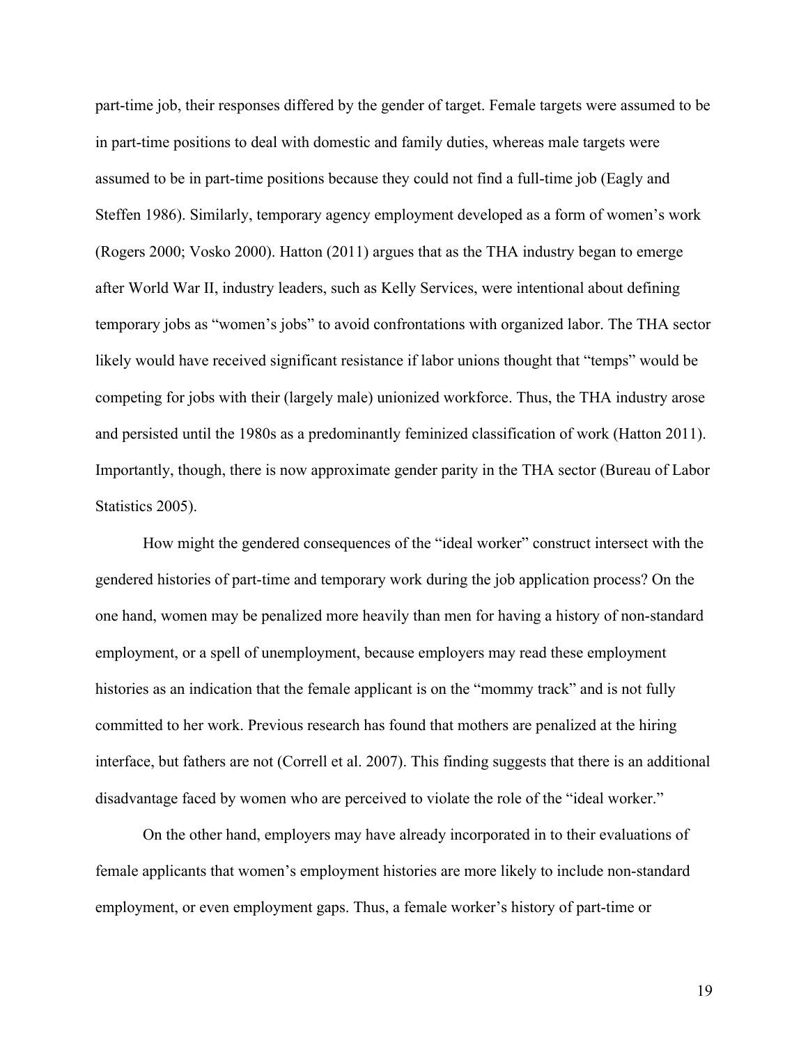part-time job, their responses differed by the gender of target. Female targets were assumed to be in part-time positions to deal with domestic and family duties, whereas male targets were assumed to be in part-time positions because they could not find a full-time job (Eagly and Steffen 1986). Similarly, temporary agency employment developed as a form of women's work (Rogers 2000; Vosko 2000). Hatton (2011) argues that as the THA industry began to emerge after World War II, industry leaders, such as Kelly Services, were intentional about defining temporary jobs as "women's jobs" to avoid confrontations with organized labor. The THA sector likely would have received significant resistance if labor unions thought that "temps" would be competing for jobs with their (largely male) unionized workforce. Thus, the THA industry arose and persisted until the 1980s as a predominantly feminized classification of work (Hatton 2011). Importantly, though, there is now approximate gender parity in the THA sector (Bureau of Labor Statistics 2005).

How might the gendered consequences of the "ideal worker" construct intersect with the gendered histories of part-time and temporary work during the job application process? On the one hand, women may be penalized more heavily than men for having a history of non-standard employment, or a spell of unemployment, because employers may read these employment histories as an indication that the female applicant is on the "mommy track" and is not fully committed to her work. Previous research has found that mothers are penalized at the hiring interface, but fathers are not (Correll et al. 2007). This finding suggests that there is an additional disadvantage faced by women who are perceived to violate the role of the "ideal worker."

On the other hand, employers may have already incorporated in to their evaluations of female applicants that women's employment histories are more likely to include non-standard employment, or even employment gaps. Thus, a female worker's history of part-time or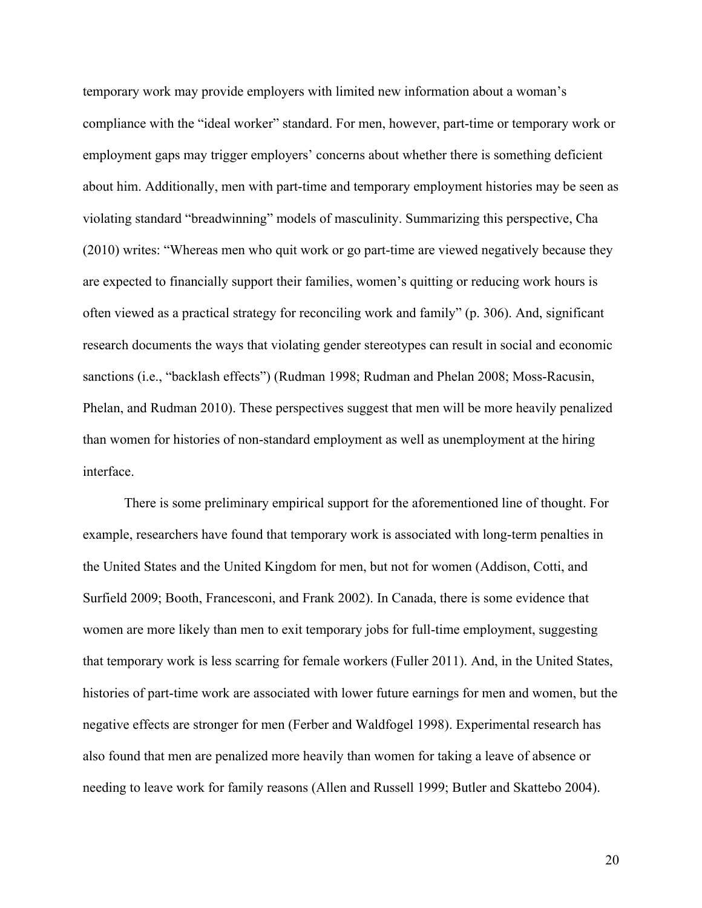temporary work may provide employers with limited new information about a woman's compliance with the "ideal worker" standard. For men, however, part-time or temporary work or employment gaps may trigger employers' concerns about whether there is something deficient about him. Additionally, men with part-time and temporary employment histories may be seen as violating standard "breadwinning" models of masculinity. Summarizing this perspective, Cha (2010) writes: "Whereas men who quit work or go part-time are viewed negatively because they are expected to financially support their families, women's quitting or reducing work hours is often viewed as a practical strategy for reconciling work and family" (p. 306). And, significant research documents the ways that violating gender stereotypes can result in social and economic sanctions (i.e., "backlash effects") (Rudman 1998; Rudman and Phelan 2008; Moss-Racusin, Phelan, and Rudman 2010). These perspectives suggest that men will be more heavily penalized than women for histories of non-standard employment as well as unemployment at the hiring interface.

There is some preliminary empirical support for the aforementioned line of thought. For example, researchers have found that temporary work is associated with long-term penalties in the United States and the United Kingdom for men, but not for women (Addison, Cotti, and Surfield 2009; Booth, Francesconi, and Frank 2002). In Canada, there is some evidence that women are more likely than men to exit temporary jobs for full-time employment, suggesting that temporary work is less scarring for female workers (Fuller 2011). And, in the United States, histories of part-time work are associated with lower future earnings for men and women, but the negative effects are stronger for men (Ferber and Waldfogel 1998). Experimental research has also found that men are penalized more heavily than women for taking a leave of absence or needing to leave work for family reasons (Allen and Russell 1999; Butler and Skattebo 2004).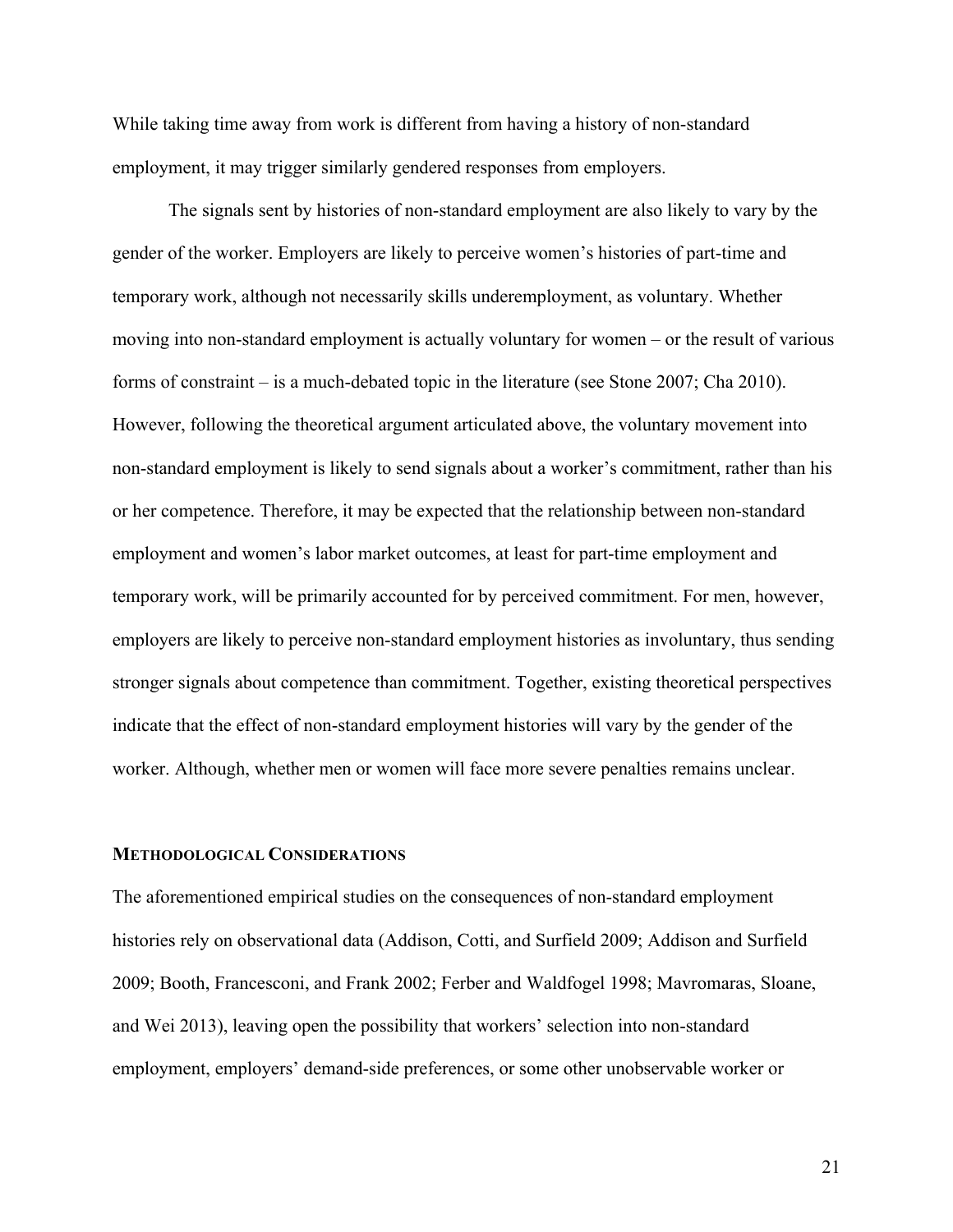While taking time away from work is different from having a history of non-standard employment, it may trigger similarly gendered responses from employers.

The signals sent by histories of non-standard employment are also likely to vary by the gender of the worker. Employers are likely to perceive women's histories of part-time and temporary work, although not necessarily skills underemployment, as voluntary. Whether moving into non-standard employment is actually voluntary for women – or the result of various forms of constraint – is a much-debated topic in the literature (see Stone 2007; Cha 2010). However, following the theoretical argument articulated above, the voluntary movement into non-standard employment is likely to send signals about a worker's commitment, rather than his or her competence. Therefore, it may be expected that the relationship between non-standard employment and women's labor market outcomes, at least for part-time employment and temporary work, will be primarily accounted for by perceived commitment. For men, however, employers are likely to perceive non-standard employment histories as involuntary, thus sending stronger signals about competence than commitment. Together, existing theoretical perspectives indicate that the effect of non-standard employment histories will vary by the gender of the worker. Although, whether men or women will face more severe penalties remains unclear.

## METHODOLOGICAL CONSIDERATIONS

The aforementioned empirical studies on the consequences of non-standard employment histories rely on observational data (Addison, Cotti, and Surfield 2009; Addison and Surfield 2009; Booth, Francesconi, and Frank 2002; Ferber and Waldfogel 1998; Mavromaras, Sloane, and Wei 2013), leaving open the possibility that workers' selection into non-standard employment, employers' demand-side preferences, or some other unobservable worker or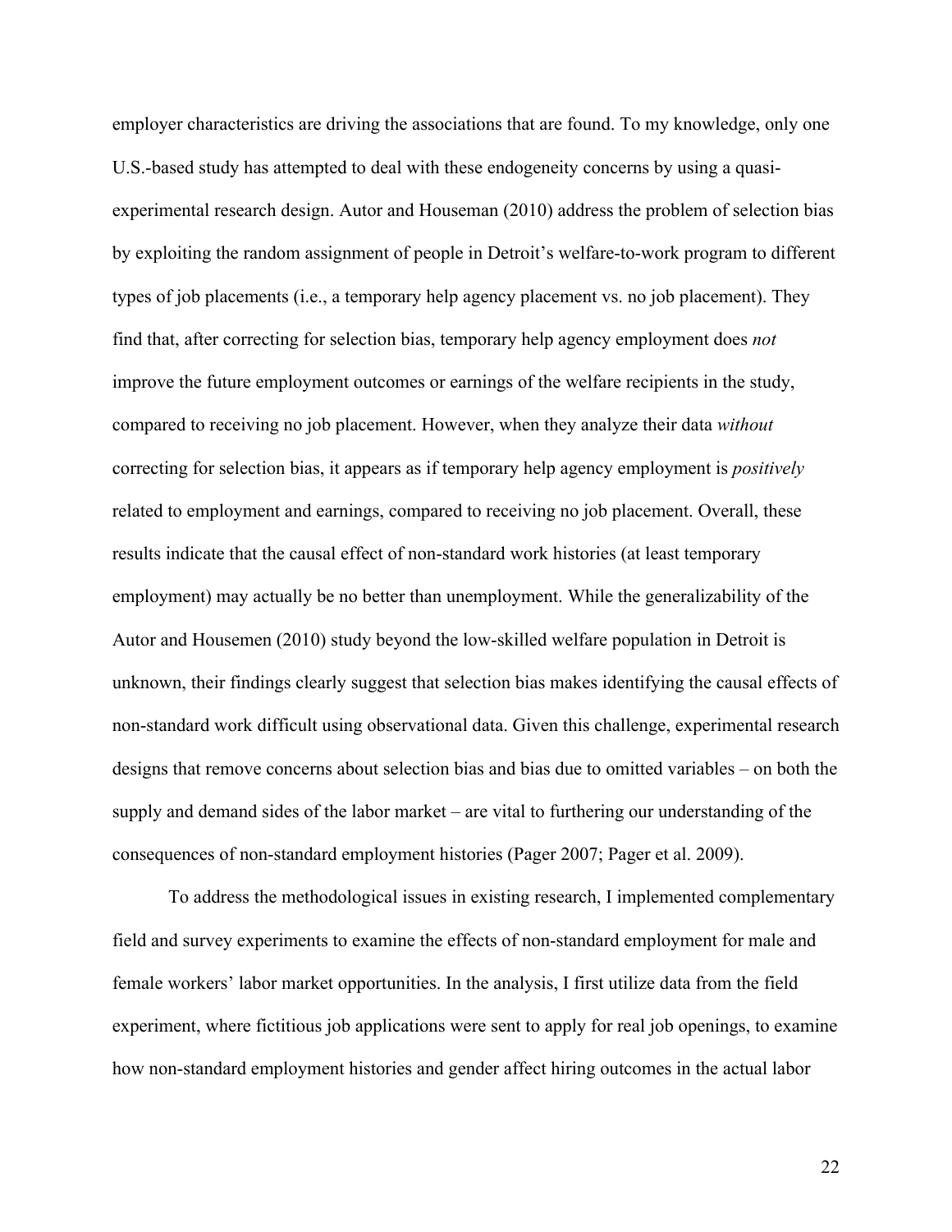employer characteristics are driving the associations that are found. To my knowledge, only one U.S.-based study has attempted to deal with these endogeneity concerns by using a quasi-experimental research design. Autor and Houseman (2010) address the problem of selection bias by exploiting the random assignment of people in Detroit's welfare-to-work program to different types of job placements (i.e., a temporary help agency placement vs. no job placement). They find that, after correcting for selection bias, temporary help agency employment does *not* improve the future employment outcomes or earnings of the welfare recipients in the study, compared to receiving no job placement. However, when they analyze their data *without* correcting for selection bias, it appears as if temporary help agency employment is *positively* related to employment and earnings, compared to receiving no job placement. Overall, these results indicate that the causal effect of non-standard work histories (at least temporary employment) may actually be no better than unemployment. While the generalizability of the Autor and Housemen (2010) study beyond the low-skilled welfare population in Detroit is unknown, their findings clearly suggest that selection bias makes identifying the causal effects of non-standard work difficult using observational data. Given this challenge, experimental research designs that remove concerns about selection bias and bias due to omitted variables – on both the supply and demand sides of the labor market – are vital to furthering our understanding of the consequences of non-standard employment histories (Pager 2007; Pager et al. 2009).

To address the methodological issues in existing research, I implemented complementary field and survey experiments to examine the effects of non-standard employment for male and female workers' labor market opportunities. In the analysis, I first utilize data from the field experiment, where fictitious job applications were sent to apply for real job openings, to examine how non-standard employment histories and gender affect hiring outcomes in the actual labor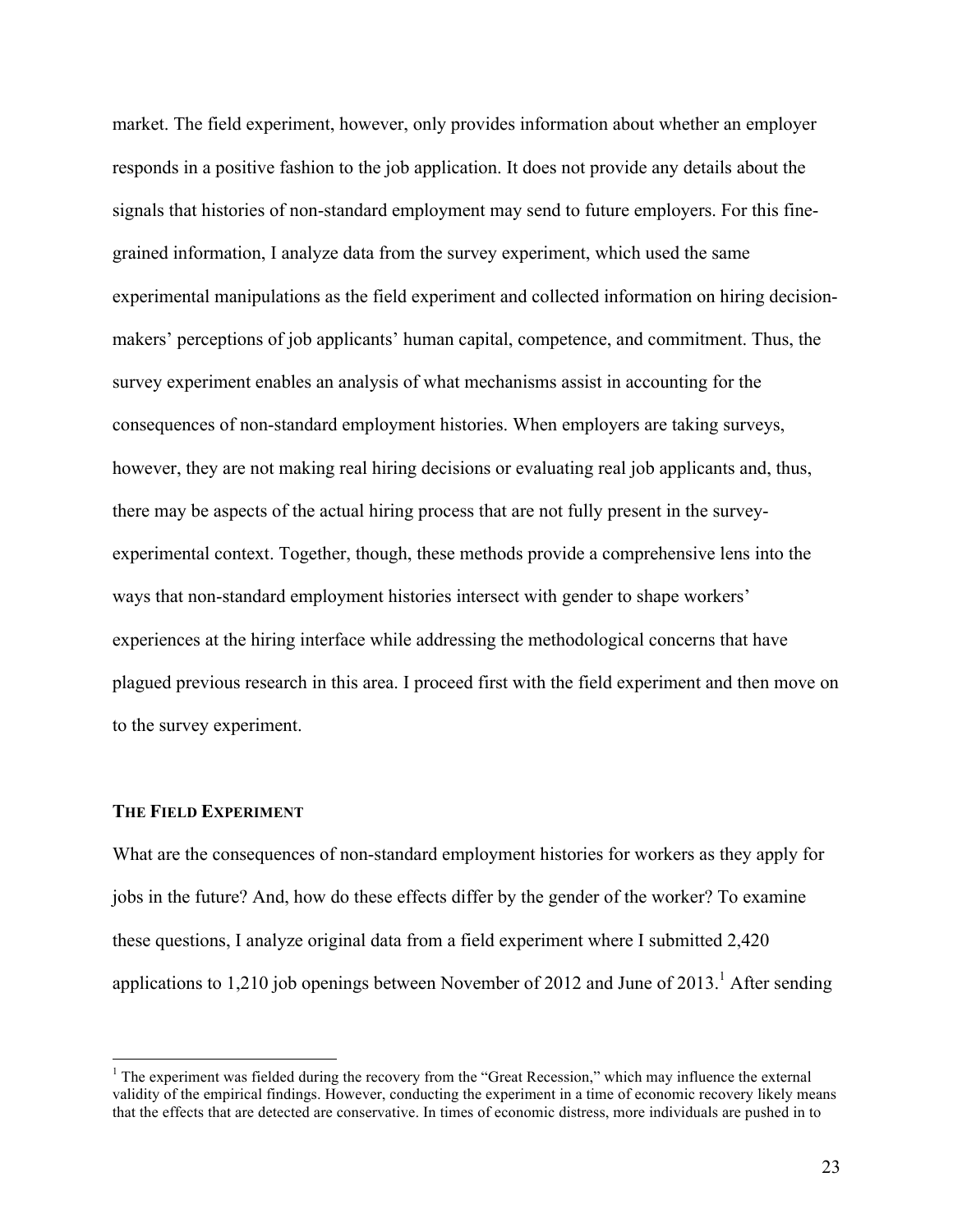market. The field experiment, however, only provides information about whether an employer responds in a positive fashion to the job application. It does not provide any details about the signals that histories of non-standard employment may send to future employers. For this fine-grained information, I analyze data from the survey experiment, which used the same experimental manipulations as the field experiment and collected information on hiring decision-makers' perceptions of job applicants' human capital, competence, and commitment. Thus, the survey experiment enables an analysis of what mechanisms assist in accounting for the consequences of non-standard employment histories. When employers are taking surveys, however, they are not making real hiring decisions or evaluating real job applicants and, thus, there may be aspects of the actual hiring process that are not fully present in the survey-experimental context. Together, though, these methods provide a comprehensive lens into the ways that non-standard employment histories intersect with gender to shape workers' experiences at the hiring interface while addressing the methodological concerns that have plagued previous research in this area. I proceed first with the field experiment and then move on to the survey experiment.

### THE FIELD EXPERIMENT

What are the consequences of non-standard employment histories for workers as they apply for jobs in the future? And, how do these effects differ by the gender of the worker? To examine these questions, I analyze original data from a field experiment where I submitted 2,420 applications to 1,210 job openings between November of 2012 and June of 2013.[1] After sending

---

[1] The experiment was fielded during the recovery from the "Great Recession," which may influence the external validity of the empirical findings. However, conducting the experiment in a time of economic recovery likely means that the effects that are detected are conservative. In times of economic distress, more individuals are pushed in to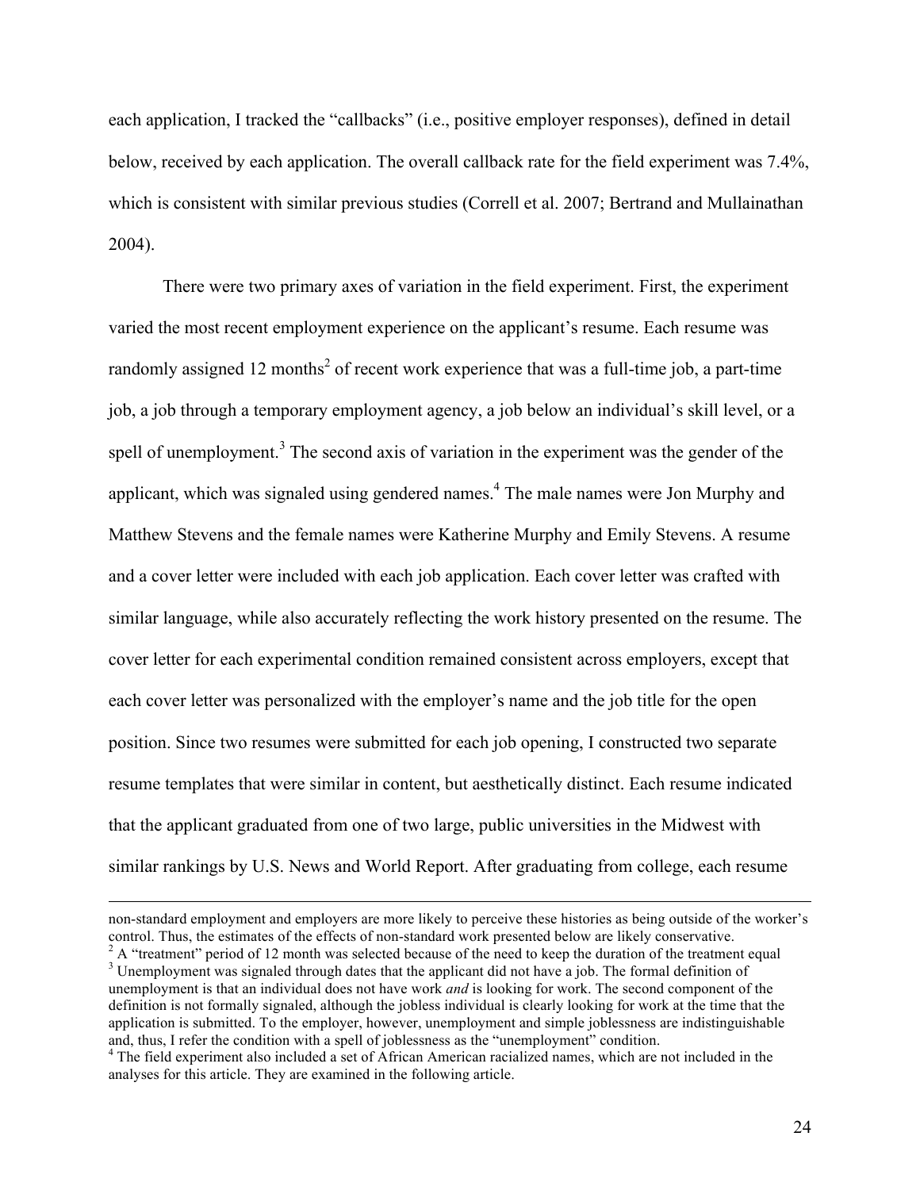each application, I tracked the "callbacks" (i.e., positive employer responses), defined in detail below, received by each application. The overall callback rate for the field experiment was 7.4%, which is consistent with similar previous studies (Correll et al. 2007; Bertrand and Mullainathan 2004).

There were two primary axes of variation in the field experiment. First, the experiment varied the most recent employment experience on the applicant's resume. Each resume was randomly assigned 12 months[2] of recent work experience that was a full-time job, a part-time job, a job through a temporary employment agency, a job below an individual's skill level, or a spell of unemployment.[3] The second axis of variation in the experiment was the gender of the applicant, which was signaled using gendered names.[4] The male names were Jon Murphy and Matthew Stevens and the female names were Katherine Murphy and Emily Stevens. A resume and a cover letter were included with each job application. Each cover letter was crafted with similar language, while also accurately reflecting the work history presented on the resume. The cover letter for each experimental condition remained consistent across employers, except that each cover letter was personalized with the employer's name and the job title for the open position. Since two resumes were submitted for each job opening, I constructed two separate resume templates that were similar in content, but aesthetically distinct. Each resume indicated that the applicant graduated from one of two large, public universities in the Midwest with similar rankings by U.S. News and World Report. After graduating from college, each resume

---

non-standard employment and employers are more likely to perceive these histories as being outside of the worker's control. Thus, the estimates of the effects of non-standard work presented below are likely conservative.

[2] A "treatment" period of 12 month was selected because of the need to keep the duration of the treatment equal

[3] Unemployment was signaled through dates that the applicant did not have a job. The formal definition of unemployment is that an individual does not have work *and* is looking for work. The second component of the definition is not formally signaled, although the jobless individual is clearly looking for work at the time that the application is submitted. To the employer, however, unemployment and simple joblessness are indistinguishable and, thus, I refer the condition with a spell of joblessness as the "unemployment" condition.

[4] The field experiment also included a set of African American racialized names, which are not included in the analyses for this article. They are examined in the following article.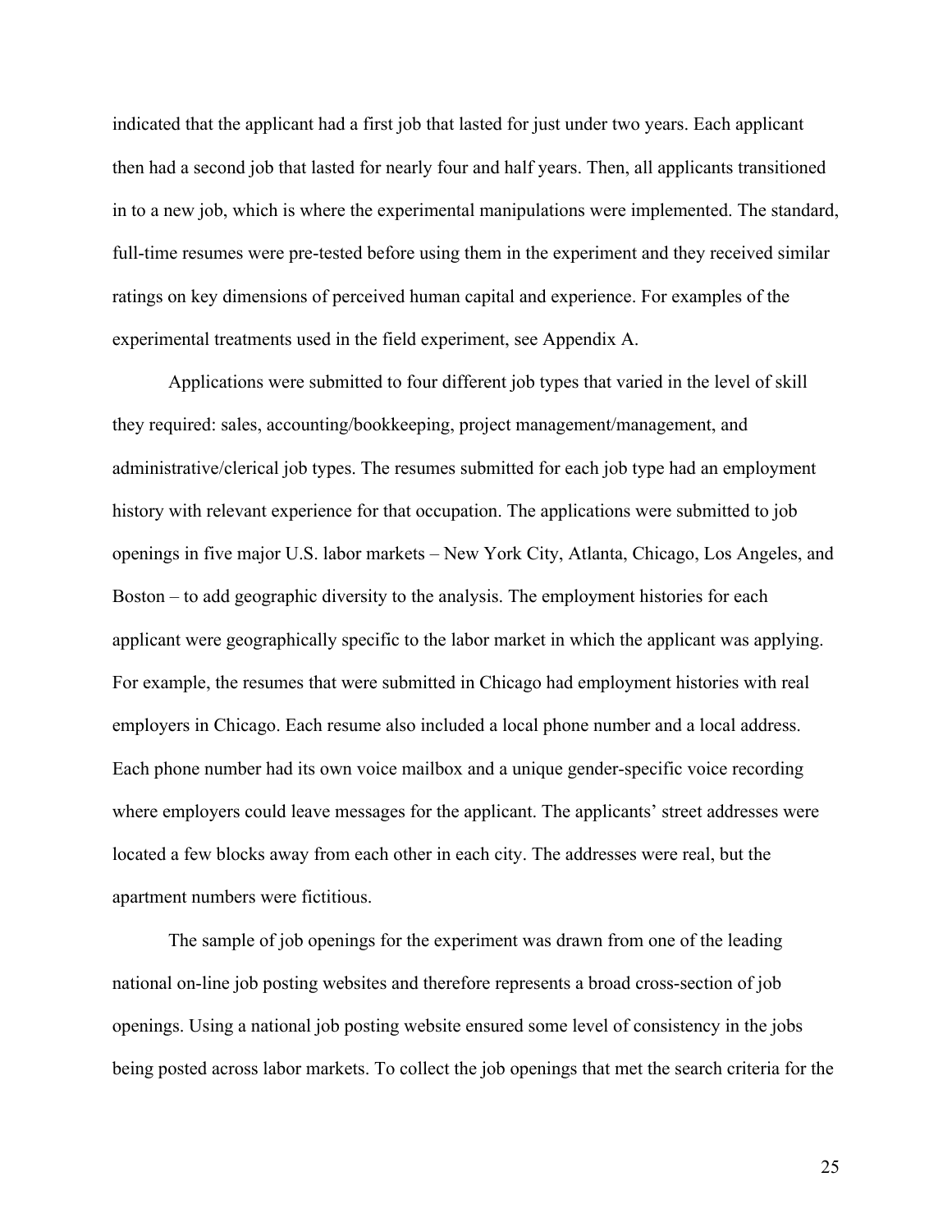indicated that the applicant had a first job that lasted for just under two years. Each applicant then had a second job that lasted for nearly four and half years. Then, all applicants transitioned in to a new job, which is where the experimental manipulations were implemented. The standard, full-time resumes were pre-tested before using them in the experiment and they received similar ratings on key dimensions of perceived human capital and experience. For examples of the experimental treatments used in the field experiment, see Appendix A.

Applications were submitted to four different job types that varied in the level of skill they required: sales, accounting/bookkeeping, project management/management, and administrative/clerical job types. The resumes submitted for each job type had an employment history with relevant experience for that occupation. The applications were submitted to job openings in five major U.S. labor markets – New York City, Atlanta, Chicago, Los Angeles, and Boston – to add geographic diversity to the analysis. The employment histories for each applicant were geographically specific to the labor market in which the applicant was applying. For example, the resumes that were submitted in Chicago had employment histories with real employers in Chicago. Each resume also included a local phone number and a local address. Each phone number had its own voice mailbox and a unique gender-specific voice recording where employers could leave messages for the applicant. The applicants' street addresses were located a few blocks away from each other in each city. The addresses were real, but the apartment numbers were fictitious.

The sample of job openings for the experiment was drawn from one of the leading national on-line job posting websites and therefore represents a broad cross-section of job openings. Using a national job posting website ensured some level of consistency in the jobs being posted across labor markets. To collect the job openings that met the search criteria for the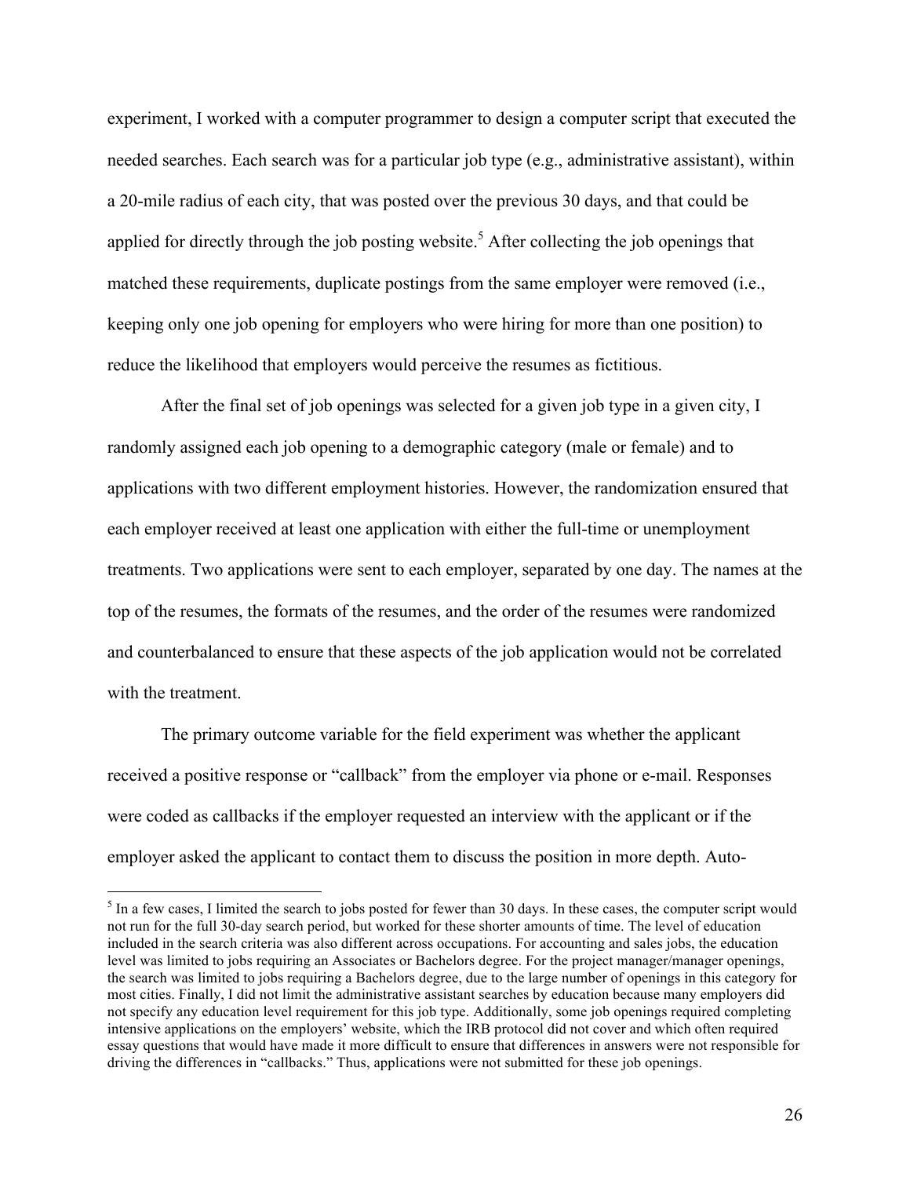experiment, I worked with a computer programmer to design a computer script that executed the needed searches. Each search was for a particular job type (e.g., administrative assistant), within a 20-mile radius of each city, that was posted over the previous 30 days, and that could be applied for directly through the job posting website.[5] After collecting the job openings that matched these requirements, duplicate postings from the same employer were removed (i.e., keeping only one job opening for employers who were hiring for more than one position) to reduce the likelihood that employers would perceive the resumes as fictitious.

After the final set of job openings was selected for a given job type in a given city, I randomly assigned each job opening to a demographic category (male or female) and to applications with two different employment histories. However, the randomization ensured that each employer received at least one application with either the full-time or unemployment treatments. Two applications were sent to each employer, separated by one day. The names at the top of the resumes, the formats of the resumes, and the order of the resumes were randomized and counterbalanced to ensure that these aspects of the job application would not be correlated with the treatment.

The primary outcome variable for the field experiment was whether the applicant received a positive response or "callback" from the employer via phone or e-mail. Responses were coded as callbacks if the employer requested an interview with the applicant or if the employer asked the applicant to contact them to discuss the position in more depth. Auto-

---

[5] In a few cases, I limited the search to jobs posted for fewer than 30 days. In these cases, the computer script would not run for the full 30-day search period, but worked for these shorter amounts of time. The level of education included in the search criteria was also different across occupations. For accounting and sales jobs, the education level was limited to jobs requiring an Associates or Bachelors degree. For the project manager/manager openings, the search was limited to jobs requiring a Bachelors degree, due to the large number of openings in this category for most cities. Finally, I did not limit the administrative assistant searches by education because many employers did not specify any education level requirement for this job type. Additionally, some job openings required completing intensive applications on the employers' website, which the IRB protocol did not cover and which often required essay questions that would have made it more difficult to ensure that differences in answers were not responsible for driving the differences in "callbacks." Thus, applications were not submitted for these job openings.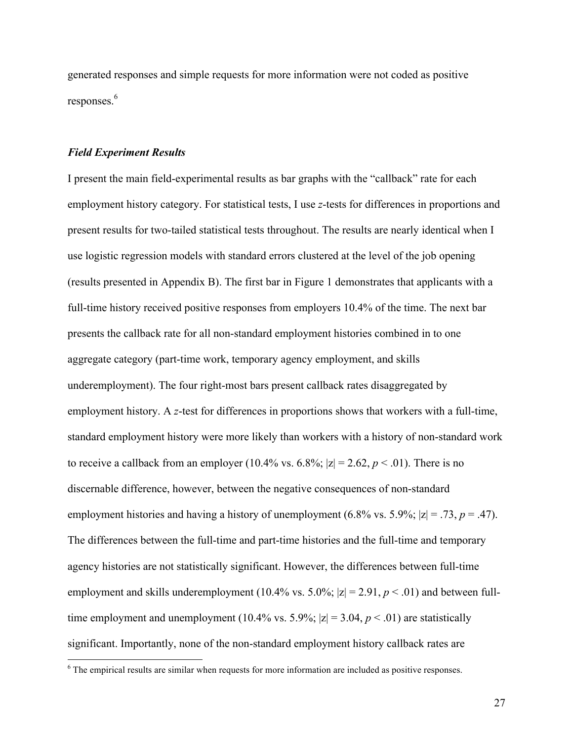generated responses and simple requests for more information were not coded as positive responses.[6]

### *Field Experiment Results*

I present the main field-experimental results as bar graphs with the "callback" rate for each employment history category. For statistical tests, I use *z*-tests for differences in proportions and present results for two-tailed statistical tests throughout. The results are nearly identical when I use logistic regression models with standard errors clustered at the level of the job opening (results presented in Appendix B). The first bar in Figure 1 demonstrates that applicants with a full-time history received positive responses from employers 10.4% of the time. The next bar presents the callback rate for all non-standard employment histories combined in to one aggregate category (part-time work, temporary agency employment, and skills underemployment). The four right-most bars present callback rates disaggregated by employment history. A *z*-test for differences in proportions shows that workers with a full-time, standard employment history were more likely than workers with a history of non-standard work to receive a callback from an employer (10.4% vs. 6.8%; $|z| = 2.62$, $p < .01$). There is no discernable difference, however, between the negative consequences of non-standard employment histories and having a history of unemployment (6.8% vs. 5.9%; $|z| = .73$, $p = .47$). The differences between the full-time and part-time histories and the full-time and temporary agency histories are not statistically significant. However, the differences between full-time employment and skills underemployment (10.4% vs. 5.0%; $|z| = 2.91$, $p < .01$) and between full-time employment and unemployment (10.4% vs. 5.9%; $|z| = 3.04$, $p < .01$) are statistically significant. Importantly, none of the non-standard employment history callback rates are

[6] The empirical results are similar when requests for more information are included as positive responses.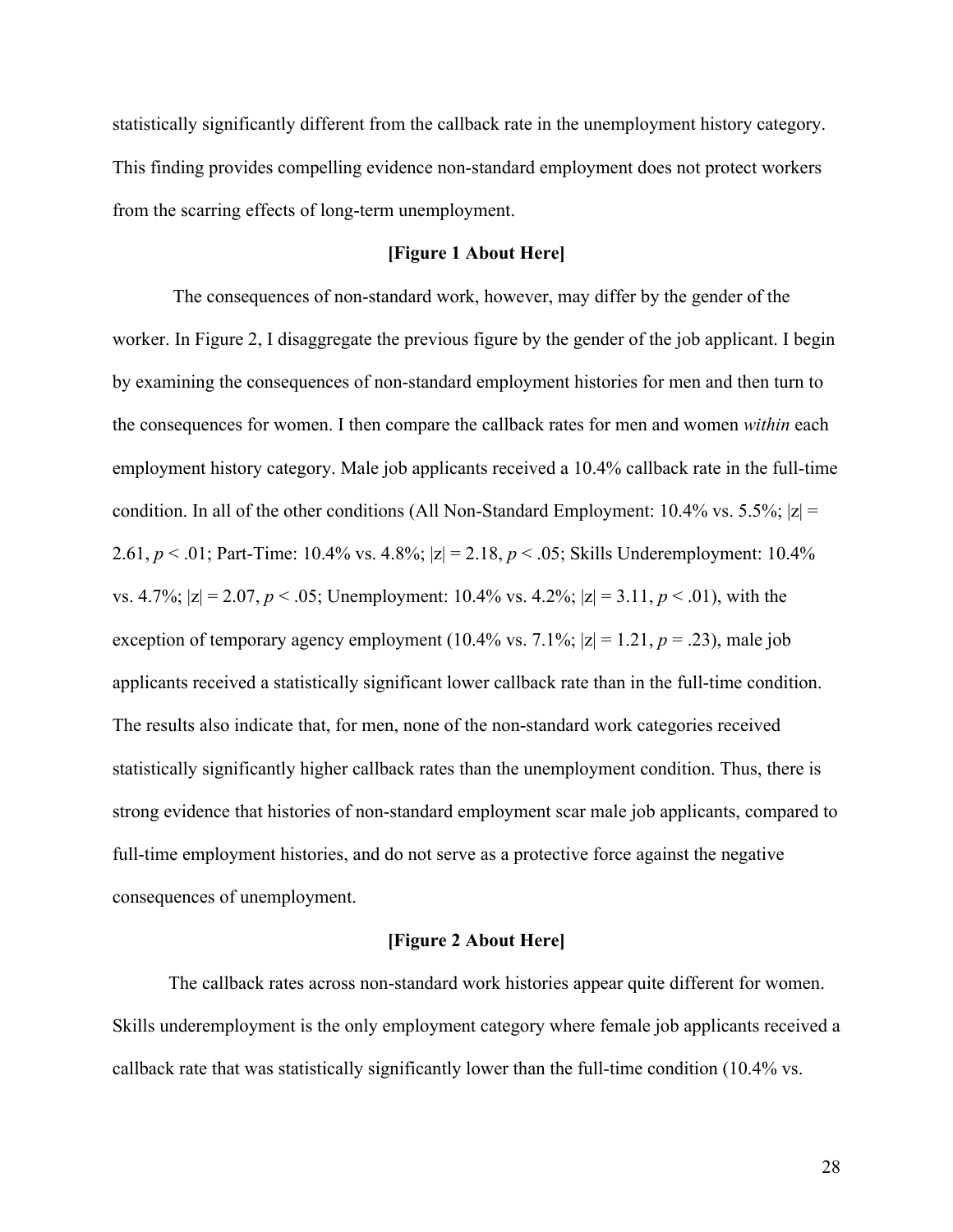statistically significantly different from the callback rate in the unemployment history category. This finding provides compelling evidence non-standard employment does not protect workers from the scarring effects of long-term unemployment.

**[Figure 1 About Here]**

The consequences of non-standard work, however, may differ by the gender of the worker. In Figure 2, I disaggregate the previous figure by the gender of the job applicant. I begin by examining the consequences of non-standard employment histories for men and then turn to the consequences for women. I then compare the callback rates for men and women *within* each employment history category. Male job applicants received a 10.4% callback rate in the full-time condition. In all of the other conditions (All Non-Standard Employment: 10.4% vs. 5.5%; $|z| = 2.61$, $p < .01$; Part-Time: 10.4% vs. 4.8%; $|z| = 2.18$, $p < .05$; Skills Underemployment: 10.4% vs. 4.7%; $|z| = 2.07$, $p < .05$; Unemployment: 10.4% vs. 4.2%; $|z| = 3.11$, $p < .01$), with the exception of temporary agency employment (10.4% vs. 7.1%; $|z| = 1.21$, $p = .23$), male job applicants received a statistically significant lower callback rate than in the full-time condition. The results also indicate that, for men, none of the non-standard work categories received statistically significantly higher callback rates than the unemployment condition. Thus, there is strong evidence that histories of non-standard employment scar male job applicants, compared to full-time employment histories, and do not serve as a protective force against the negative consequences of unemployment.

**[Figure 2 About Here]**

The callback rates across non-standard work histories appear quite different for women. Skills underemployment is the only employment category where female job applicants received a callback rate that was statistically significantly lower than the full-time condition (10.4% vs.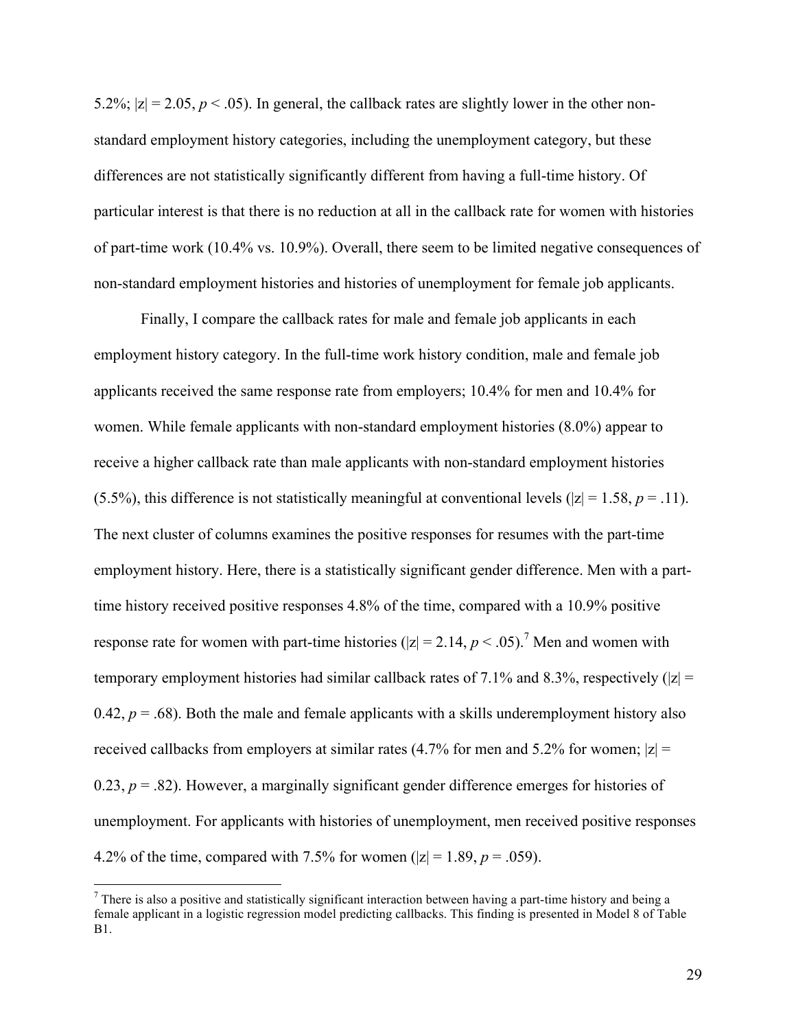5.2%; $|z| = 2.05$, $p < .05$). In general, the callback rates are slightly lower in the other non-standard employment history categories, including the unemployment category, but these differences are not statistically significantly different from having a full-time history. Of particular interest is that there is no reduction at all in the callback rate for women with histories of part-time work (10.4% vs. 10.9%). Overall, there seem to be limited negative consequences of non-standard employment histories and histories of unemployment for female job applicants.

Finally, I compare the callback rates for male and female job applicants in each employment history category. In the full-time work history condition, male and female job applicants received the same response rate from employers; 10.4% for men and 10.4% for women. While female applicants with non-standard employment histories (8.0%) appear to receive a higher callback rate than male applicants with non-standard employment histories (5.5%), this difference is not statistically meaningful at conventional levels ($|z| = 1.58$, $p = .11$). The next cluster of columns examines the positive responses for resumes with the part-time employment history. Here, there is a statistically significant gender difference. Men with a part-time history received positive responses 4.8% of the time, compared with a 10.9% positive response rate for women with part-time histories ($|z| = 2.14$, $p < .05$).[7] Men and women with temporary employment histories had similar callback rates of 7.1% and 8.3%, respectively ($|z| = 0.42$, $p = .68$). Both the male and female applicants with a skills underemployment history also received callbacks from employers at similar rates (4.7% for men and 5.2% for women; $|z| = 0.23$, $p = .82$). However, a marginally significant gender difference emerges for histories of unemployment. For applicants with histories of unemployment, men received positive responses 4.2% of the time, compared with 7.5% for women ($|z| = 1.89$, $p = .059$).

[7] There is also a positive and statistically significant interaction between having a part-time history and being a female applicant in a logistic regression model predicting callbacks. This finding is presented in Model 8 of Table B1.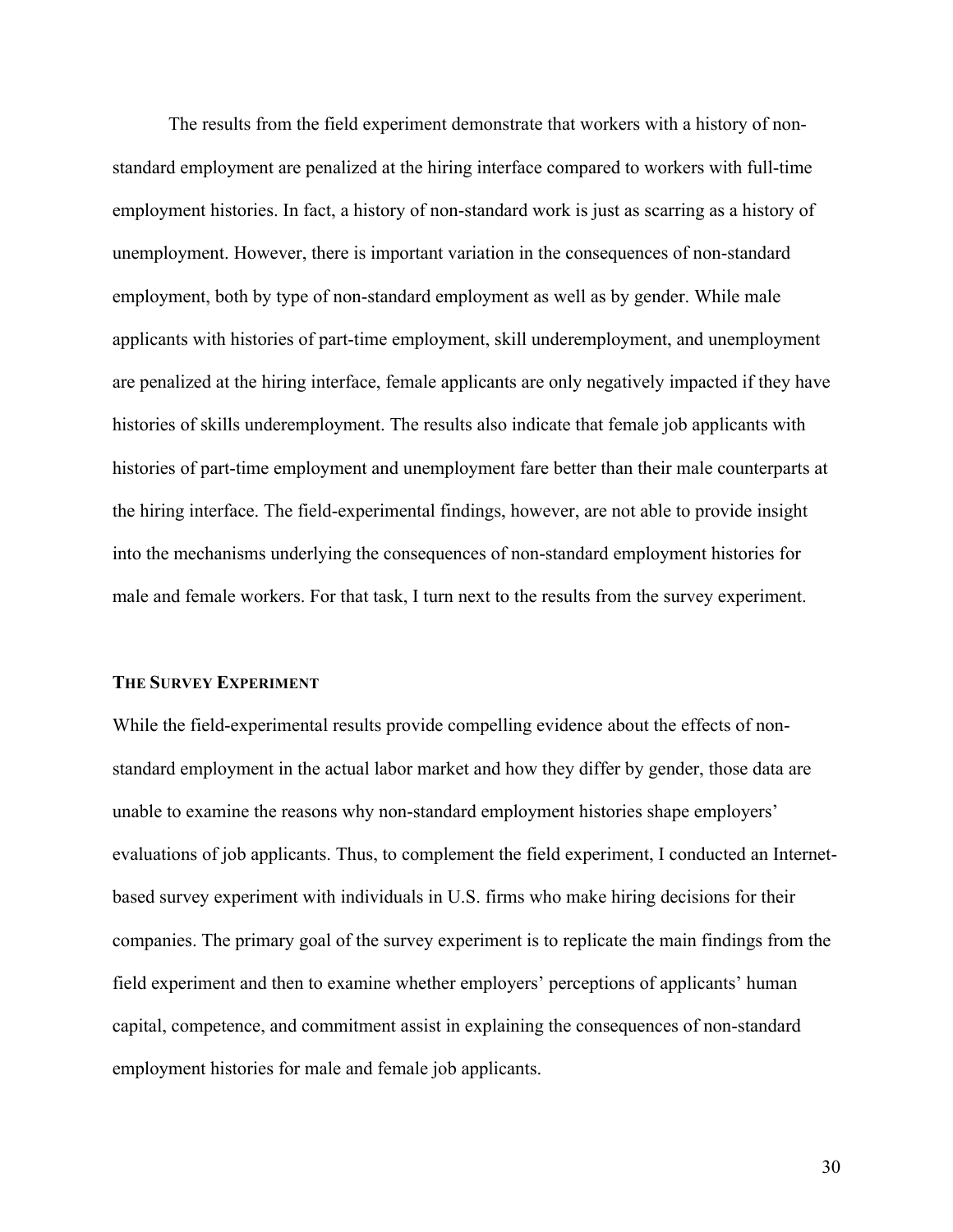The results from the field experiment demonstrate that workers with a history of non-standard employment are penalized at the hiring interface compared to workers with full-time employment histories. In fact, a history of non-standard work is just as scarring as a history of unemployment. However, there is important variation in the consequences of non-standard employment, both by type of non-standard employment as well as by gender. While male applicants with histories of part-time employment, skill underemployment, and unemployment are penalized at the hiring interface, female applicants are only negatively impacted if they have histories of skills underemployment. The results also indicate that female job applicants with histories of part-time employment and unemployment fare better than their male counterparts at the hiring interface. The field-experimental findings, however, are not able to provide insight into the mechanisms underlying the consequences of non-standard employment histories for male and female workers. For that task, I turn next to the results from the survey experiment.

### THE SURVEY EXPERIMENT

While the field-experimental results provide compelling evidence about the effects of non-standard employment in the actual labor market and how they differ by gender, those data are unable to examine the reasons why non-standard employment histories shape employers' evaluations of job applicants. Thus, to complement the field experiment, I conducted an Internet-based survey experiment with individuals in U.S. firms who make hiring decisions for their companies. The primary goal of the survey experiment is to replicate the main findings from the field experiment and then to examine whether employers' perceptions of applicants' human capital, competence, and commitment assist in explaining the consequences of non-standard employment histories for male and female job applicants.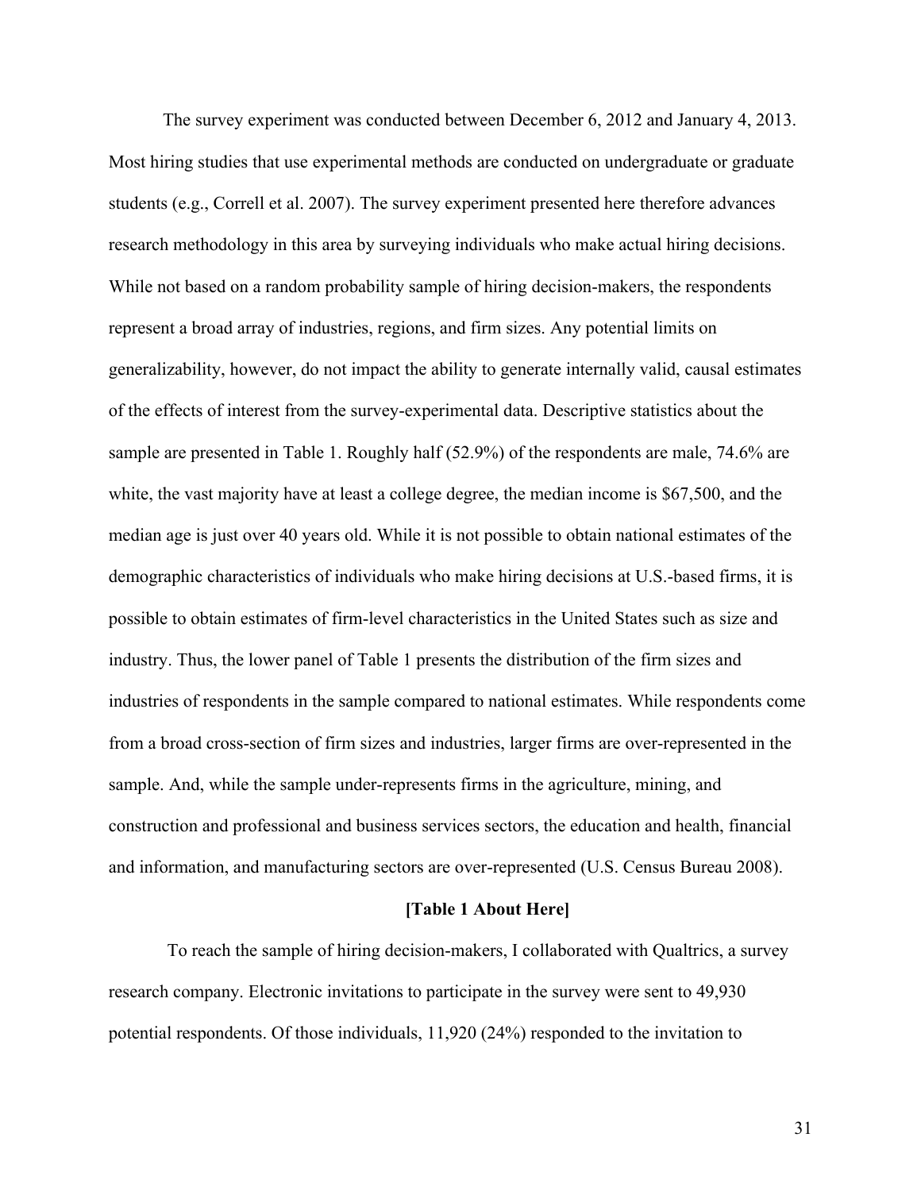The survey experiment was conducted between December 6, 2012 and January 4, 2013. Most hiring studies that use experimental methods are conducted on undergraduate or graduate students (e.g., Correll et al. 2007). The survey experiment presented here therefore advances research methodology in this area by surveying individuals who make actual hiring decisions. While not based on a random probability sample of hiring decision-makers, the respondents represent a broad array of industries, regions, and firm sizes. Any potential limits on generalizability, however, do not impact the ability to generate internally valid, causal estimates of the effects of interest from the survey-experimental data. Descriptive statistics about the sample are presented in Table 1. Roughly half (52.9%) of the respondents are male, 74.6% are white, the vast majority have at least a college degree, the median income is $67,500, and the median age is just over 40 years old. While it is not possible to obtain national estimates of the demographic characteristics of individuals who make hiring decisions at U.S.-based firms, it is possible to obtain estimates of firm-level characteristics in the United States such as size and industry. Thus, the lower panel of Table 1 presents the distribution of the firm sizes and industries of respondents in the sample compared to national estimates. While respondents come from a broad cross-section of firm sizes and industries, larger firms are over-represented in the sample. And, while the sample under-represents firms in the agriculture, mining, and construction and professional and business services sectors, the education and health, financial and information, and manufacturing sectors are over-represented (U.S. Census Bureau 2008).

**[Table 1 About Here]**

To reach the sample of hiring decision-makers, I collaborated with Qualtrics, a survey research company. Electronic invitations to participate in the survey were sent to 49,930 potential respondents. Of those individuals, 11,920 (24%) responded to the invitation to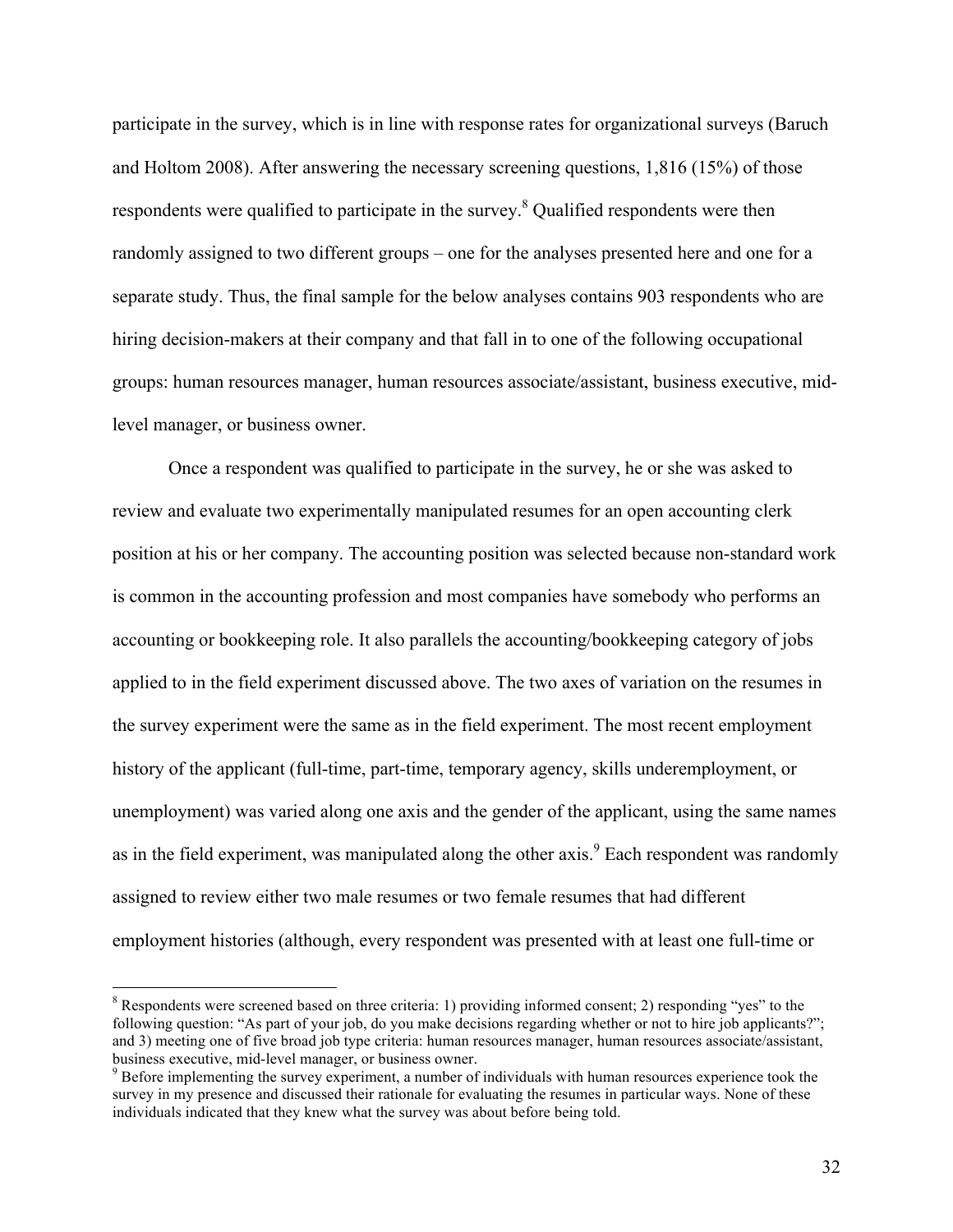participate in the survey, which is in line with response rates for organizational surveys (Baruch and Holtom 2008). After answering the necessary screening questions, 1,816 (15%) of those respondents were qualified to participate in the survey.[8] Qualified respondents were then randomly assigned to two different groups – one for the analyses presented here and one for a separate study. Thus, the final sample for the below analyses contains 903 respondents who are hiring decision-makers at their company and that fall in to one of the following occupational groups: human resources manager, human resources associate/assistant, business executive, mid-level manager, or business owner.

Once a respondent was qualified to participate in the survey, he or she was asked to review and evaluate two experimentally manipulated resumes for an open accounting clerk position at his or her company. The accounting position was selected because non-standard work is common in the accounting profession and most companies have somebody who performs an accounting or bookkeeping role. It also parallels the accounting/bookkeeping category of jobs applied to in the field experiment discussed above. The two axes of variation on the resumes in the survey experiment were the same as in the field experiment. The most recent employment history of the applicant (full-time, part-time, temporary agency, skills underemployment, or unemployment) was varied along one axis and the gender of the applicant, using the same names as in the field experiment, was manipulated along the other axis.[9] Each respondent was randomly assigned to review either two male resumes or two female resumes that had different employment histories (although, every respondent was presented with at least one full-time or

---

[8] Respondents were screened based on three criteria: 1) providing informed consent; 2) responding "yes" to the following question: "As part of your job, do you make decisions regarding whether or not to hire job applicants?"; and 3) meeting one of five broad job type criteria: human resources manager, human resources associate/assistant, business executive, mid-level manager, or business owner.

[9] Before implementing the survey experiment, a number of individuals with human resources experience took the survey in my presence and discussed their rationale for evaluating the resumes in particular ways. None of these individuals indicated that they knew what the survey was about before being told.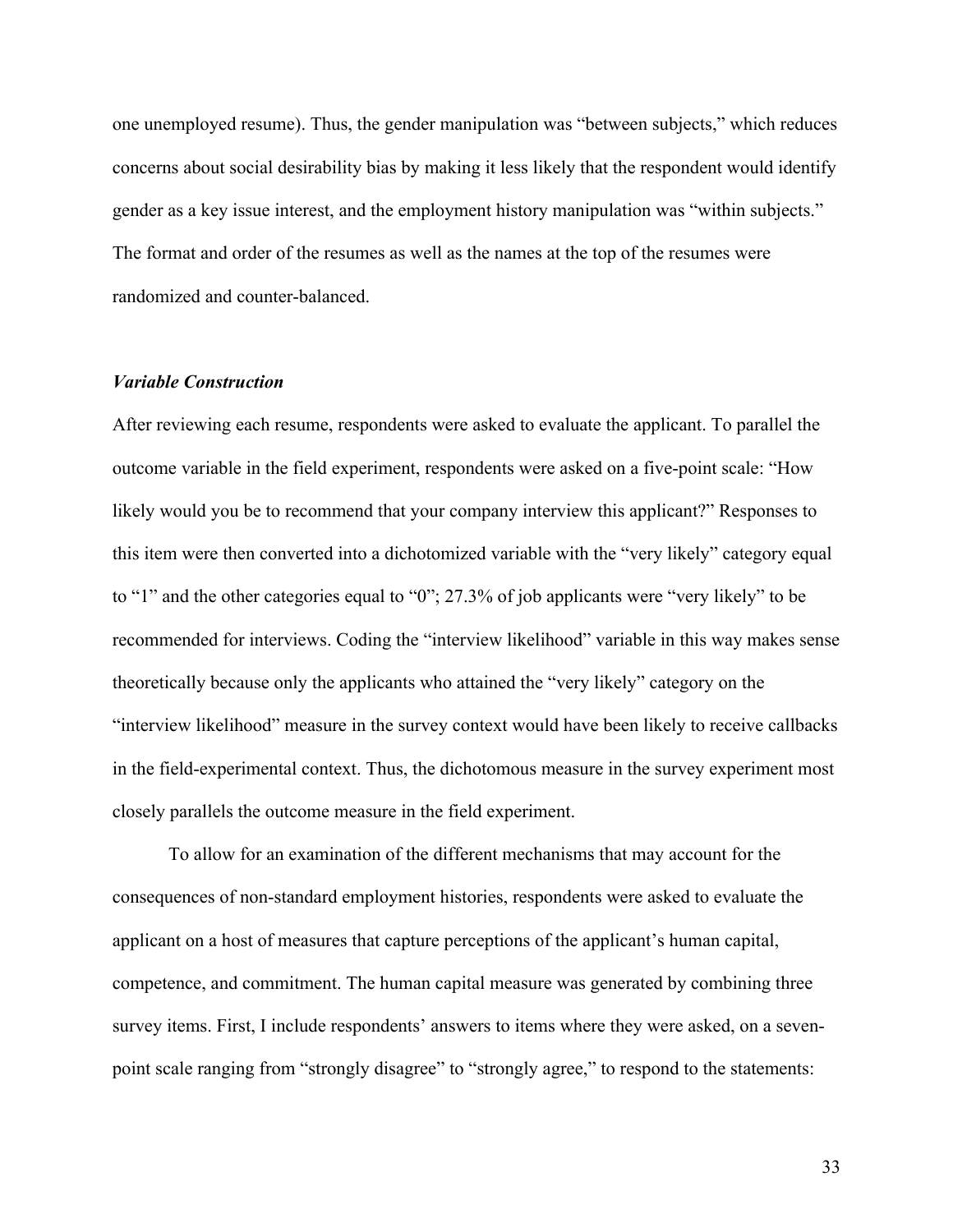one unemployed resume). Thus, the gender manipulation was "between subjects," which reduces concerns about social desirability bias by making it less likely that the respondent would identify gender as a key issue interest, and the employment history manipulation was "within subjects." The format and order of the resumes as well as the names at the top of the resumes were randomized and counter-balanced.

### *Variable Construction*

After reviewing each resume, respondents were asked to evaluate the applicant. To parallel the outcome variable in the field experiment, respondents were asked on a five-point scale: "How likely would you be to recommend that your company interview this applicant?" Responses to this item were then converted into a dichotomized variable with the "very likely" category equal to "1" and the other categories equal to "0"; 27.3% of job applicants were "very likely" to be recommended for interviews. Coding the "interview likelihood" variable in this way makes sense theoretically because only the applicants who attained the "very likely" category on the "interview likelihood" measure in the survey context would have been likely to receive callbacks in the field-experimental context. Thus, the dichotomous measure in the survey experiment most closely parallels the outcome measure in the field experiment.

To allow for an examination of the different mechanisms that may account for the consequences of non-standard employment histories, respondents were asked to evaluate the applicant on a host of measures that capture perceptions of the applicant's human capital, competence, and commitment. The human capital measure was generated by combining three survey items. First, I include respondents' answers to items where they were asked, on a seven-point scale ranging from "strongly disagree" to "strongly agree," to respond to the statements: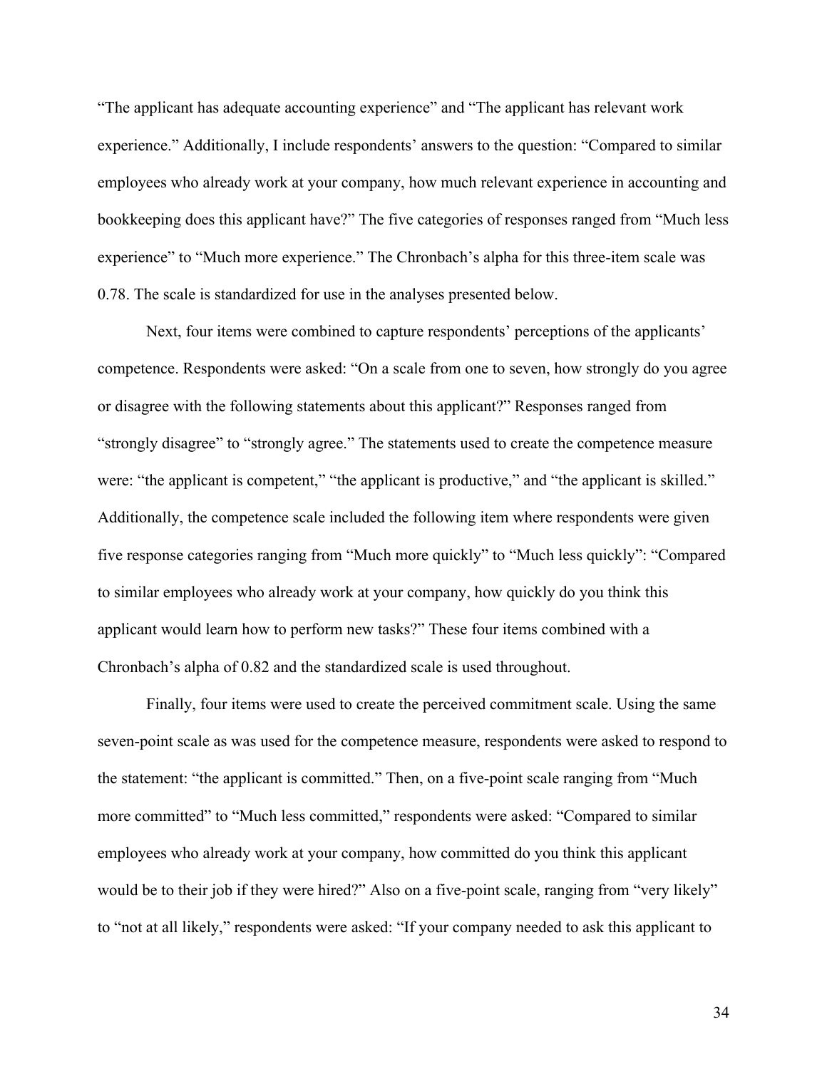"The applicant has adequate accounting experience" and "The applicant has relevant work experience." Additionally, I include respondents' answers to the question: "Compared to similar employees who already work at your company, how much relevant experience in accounting and bookkeeping does this applicant have?" The five categories of responses ranged from "Much less experience" to "Much more experience." The Chronbach's alpha for this three-item scale was 0.78. The scale is standardized for use in the analyses presented below.

Next, four items were combined to capture respondents' perceptions of the applicants' competence. Respondents were asked: "On a scale from one to seven, how strongly do you agree or disagree with the following statements about this applicant?" Responses ranged from "strongly disagree" to "strongly agree." The statements used to create the competence measure were: "the applicant is competent," "the applicant is productive," and "the applicant is skilled." Additionally, the competence scale included the following item where respondents were given five response categories ranging from "Much more quickly" to "Much less quickly": "Compared to similar employees who already work at your company, how quickly do you think this applicant would learn how to perform new tasks?" These four items combined with a Chronbach's alpha of 0.82 and the standardized scale is used throughout.

Finally, four items were used to create the perceived commitment scale. Using the same seven-point scale as was used for the competence measure, respondents were asked to respond to the statement: "the applicant is committed." Then, on a five-point scale ranging from "Much more committed" to "Much less committed," respondents were asked: "Compared to similar employees who already work at your company, how committed do you think this applicant would be to their job if they were hired?" Also on a five-point scale, ranging from "very likely" to "not at all likely," respondents were asked: "If your company needed to ask this applicant to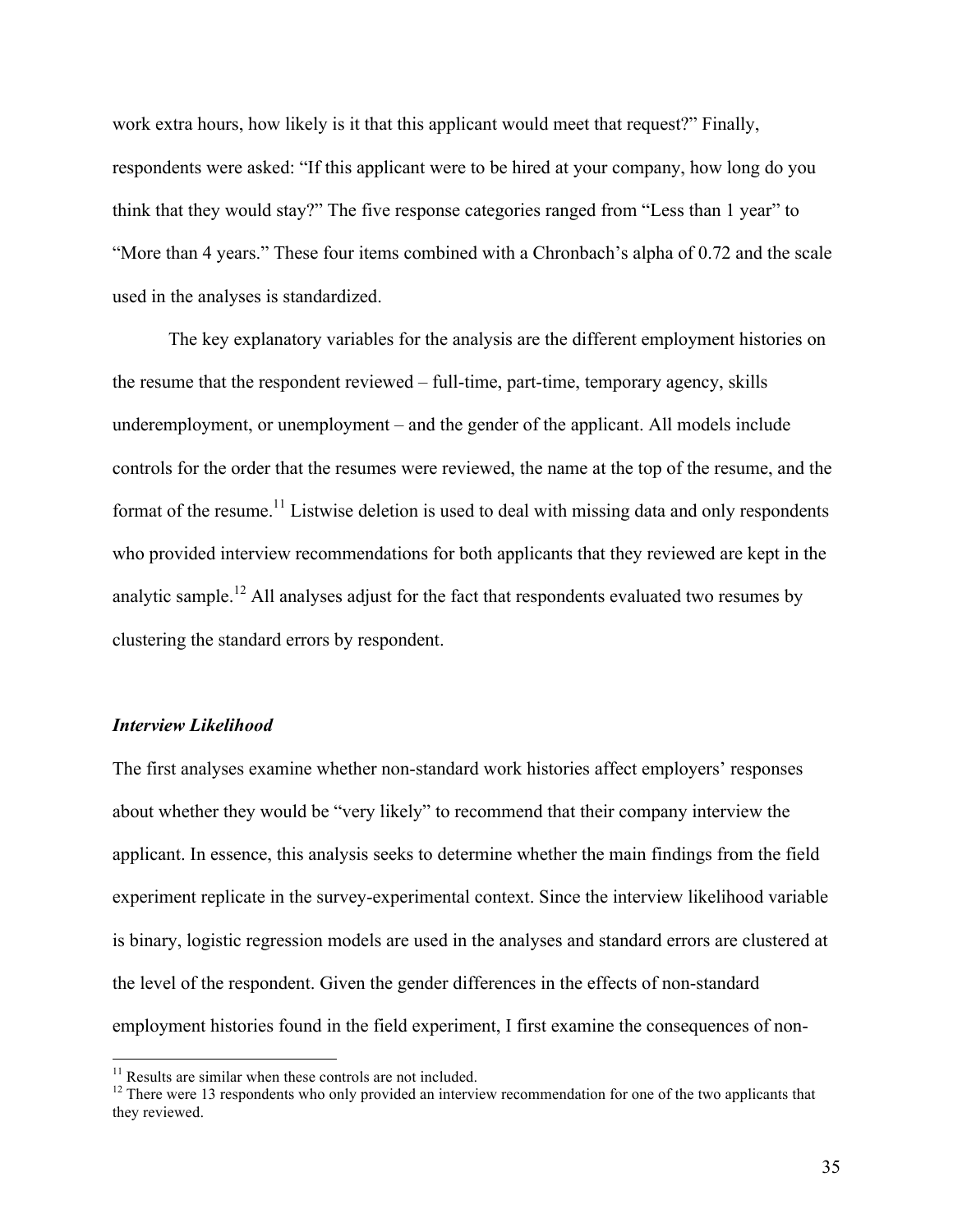work extra hours, how likely is it that this applicant would meet that request?" Finally, respondents were asked: "If this applicant were to be hired at your company, how long do you think that they would stay?" The five response categories ranged from "Less than 1 year" to "More than 4 years." These four items combined with a Chronbach's alpha of 0.72 and the scale used in the analyses is standardized.

The key explanatory variables for the analysis are the different employment histories on the resume that the respondent reviewed – full-time, part-time, temporary agency, skills underemployment, or unemployment – and the gender of the applicant. All models include controls for the order that the resumes were reviewed, the name at the top of the resume, and the format of the resume.[11] Listwise deletion is used to deal with missing data and only respondents who provided interview recommendations for both applicants that they reviewed are kept in the analytic sample.[12] All analyses adjust for the fact that respondents evaluated two resumes by clustering the standard errors by respondent.

### *Interview Likelihood*

The first analyses examine whether non-standard work histories affect employers' responses about whether they would be "very likely" to recommend that their company interview the applicant. In essence, this analysis seeks to determine whether the main findings from the field experiment replicate in the survey-experimental context. Since the interview likelihood variable is binary, logistic regression models are used in the analyses and standard errors are clustered at the level of the respondent. Given the gender differences in the effects of non-standard employment histories found in the field experiment, I first examine the consequences of non-

[11] Results are similar when these controls are not included.

[12] There were 13 respondents who only provided an interview recommendation for one of the two applicants that they reviewed.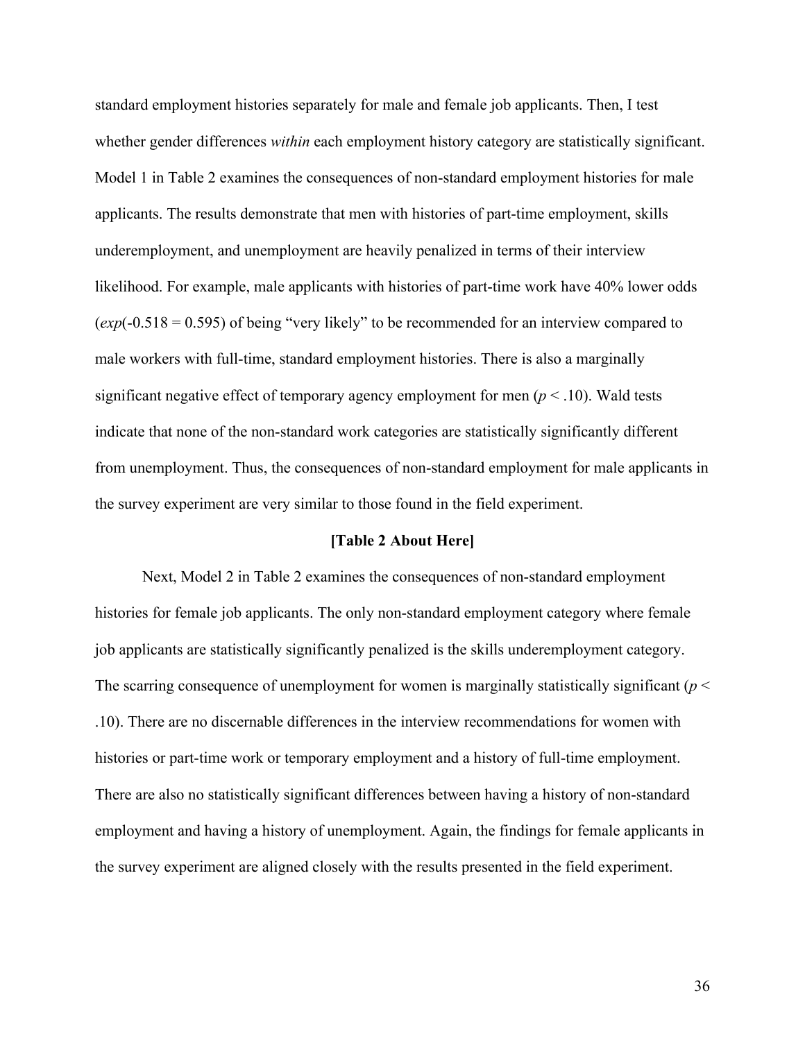standard employment histories separately for male and female job applicants. Then, I test whether gender differences *within* each employment history category are statistically significant. Model 1 in Table 2 examines the consequences of non-standard employment histories for male applicants. The results demonstrate that men with histories of part-time employment, skills underemployment, and unemployment are heavily penalized in terms of their interview likelihood. For example, male applicants with histories of part-time work have 40% lower odds (*exp*(-0.518 = 0.595) of being "very likely" to be recommended for an interview compared to male workers with full-time, standard employment histories. There is also a marginally significant negative effect of temporary agency employment for men ($p < .10$). Wald tests indicate that none of the non-standard work categories are statistically significantly different from unemployment. Thus, the consequences of non-standard employment for male applicants in the survey experiment are very similar to those found in the field experiment.

**[Table 2 About Here]**

Next, Model 2 in Table 2 examines the consequences of non-standard employment histories for female job applicants. The only non-standard employment category where female job applicants are statistically significantly penalized is the skills underemployment category. The scarring consequence of unemployment for women is marginally statistically significant ($p < .10$). There are no discernable differences in the interview recommendations for women with histories or part-time work or temporary employment and a history of full-time employment. There are also no statistically significant differences between having a history of non-standard employment and having a history of unemployment. Again, the findings for female applicants in the survey experiment are aligned closely with the results presented in the field experiment.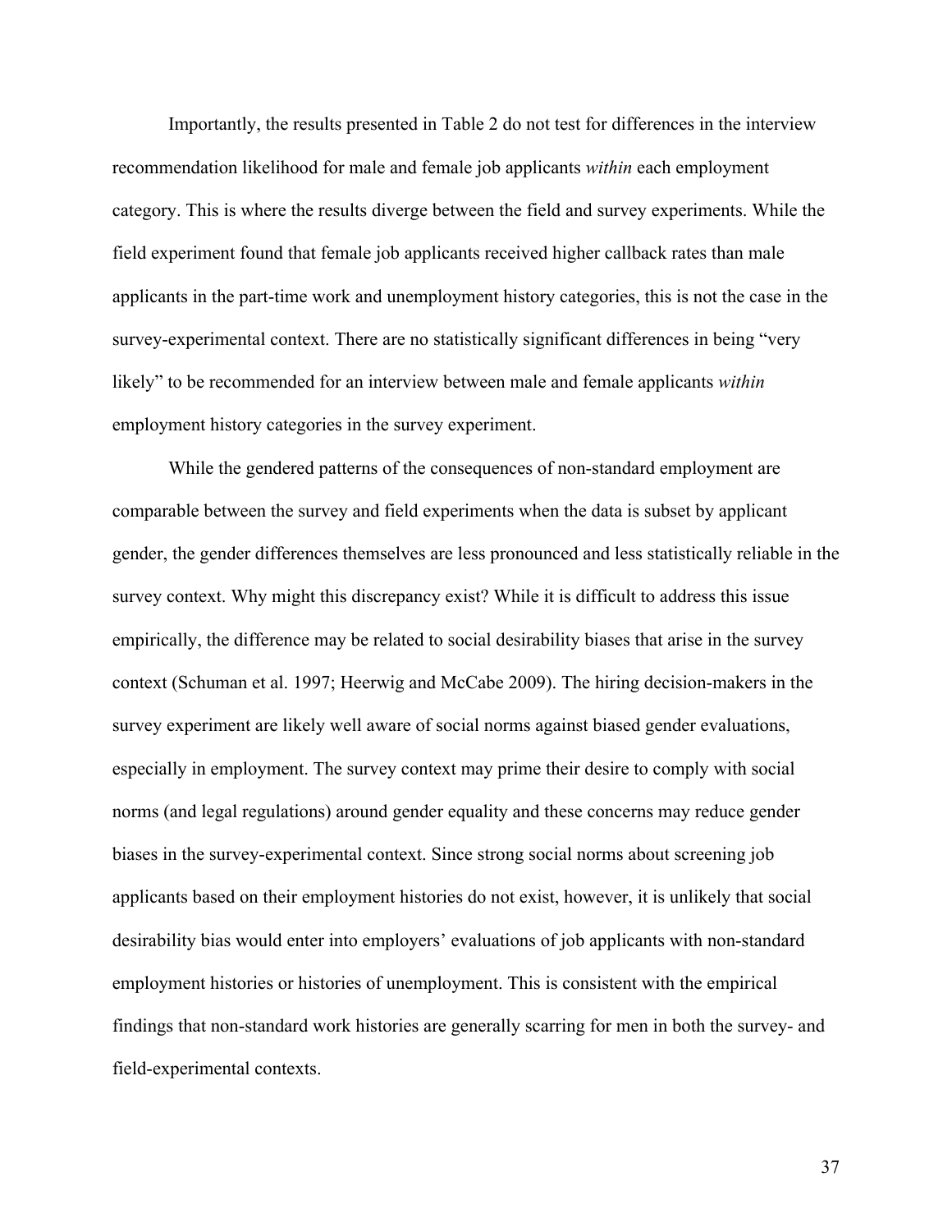Importantly, the results presented in Table 2 do not test for differences in the interview recommendation likelihood for male and female job applicants *within* each employment category. This is where the results diverge between the field and survey experiments. While the field experiment found that female job applicants received higher callback rates than male applicants in the part-time work and unemployment history categories, this is not the case in the survey-experimental context. There are no statistically significant differences in being "very likely" to be recommended for an interview between male and female applicants *within* employment history categories in the survey experiment.

While the gendered patterns of the consequences of non-standard employment are comparable between the survey and field experiments when the data is subset by applicant gender, the gender differences themselves are less pronounced and less statistically reliable in the survey context. Why might this discrepancy exist? While it is difficult to address this issue empirically, the difference may be related to social desirability biases that arise in the survey context (Schuman et al. 1997; Heerwig and McCabe 2009). The hiring decision-makers in the survey experiment are likely well aware of social norms against biased gender evaluations, especially in employment. The survey context may prime their desire to comply with social norms (and legal regulations) around gender equality and these concerns may reduce gender biases in the survey-experimental context. Since strong social norms about screening job applicants based on their employment histories do not exist, however, it is unlikely that social desirability bias would enter into employers' evaluations of job applicants with non-standard employment histories or histories of unemployment. This is consistent with the empirical findings that non-standard work histories are generally scarring for men in both the survey- and field-experimental contexts.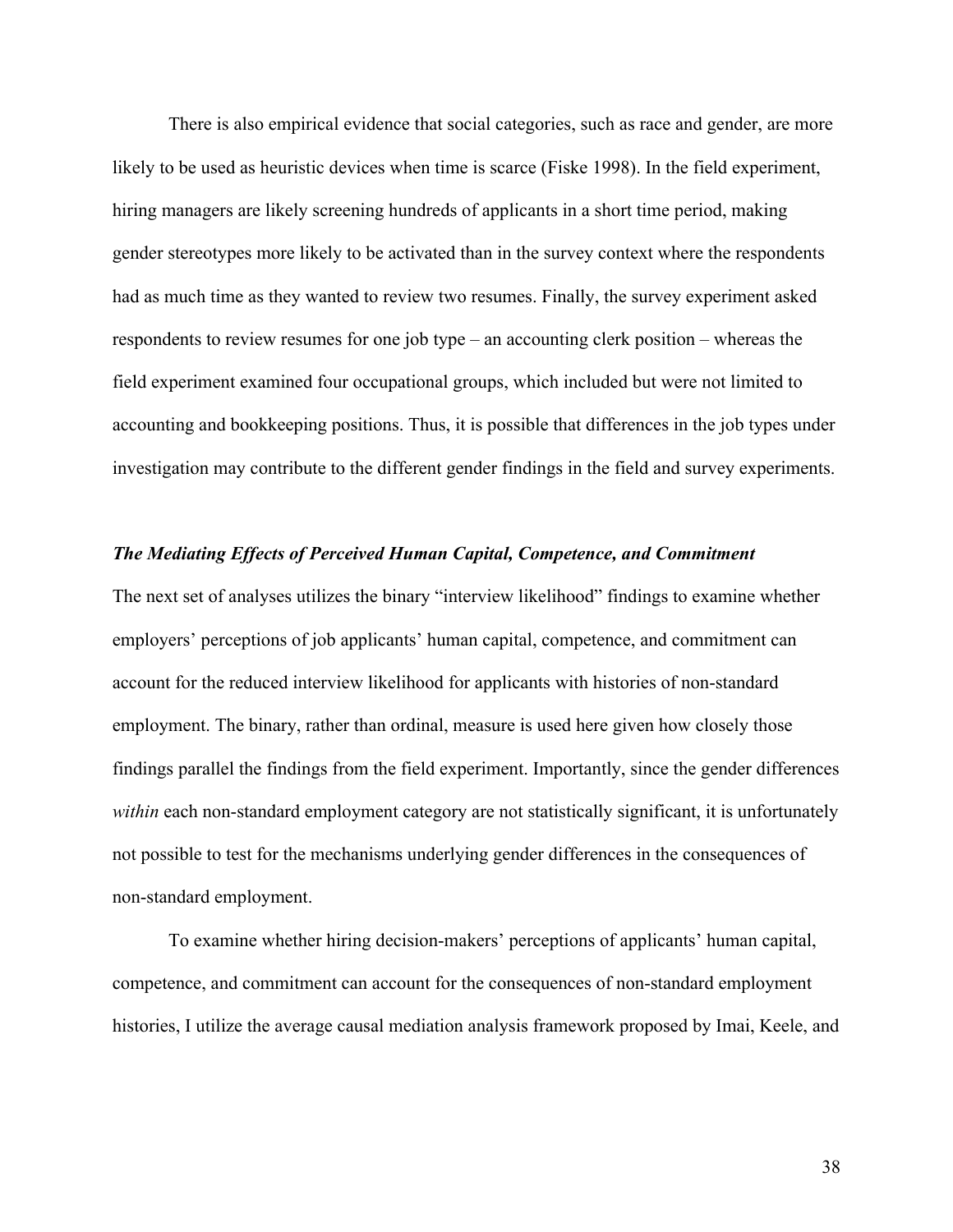There is also empirical evidence that social categories, such as race and gender, are more likely to be used as heuristic devices when time is scarce (Fiske 1998). In the field experiment, hiring managers are likely screening hundreds of applicants in a short time period, making gender stereotypes more likely to be activated than in the survey context where the respondents had as much time as they wanted to review two resumes. Finally, the survey experiment asked respondents to review resumes for one job type – an accounting clerk position – whereas the field experiment examined four occupational groups, which included but were not limited to accounting and bookkeeping positions. Thus, it is possible that differences in the job types under investigation may contribute to the different gender findings in the field and survey experiments.

### *The Mediating Effects of Perceived Human Capital, Competence, and Commitment*

The next set of analyses utilizes the binary "interview likelihood" findings to examine whether employers' perceptions of job applicants' human capital, competence, and commitment can account for the reduced interview likelihood for applicants with histories of non-standard employment. The binary, rather than ordinal, measure is used here given how closely those findings parallel the findings from the field experiment. Importantly, since the gender differences *within* each non-standard employment category are not statistically significant, it is unfortunately not possible to test for the mechanisms underlying gender differences in the consequences of non-standard employment.

To examine whether hiring decision-makers' perceptions of applicants' human capital, competence, and commitment can account for the consequences of non-standard employment histories, I utilize the average causal mediation analysis framework proposed by Imai, Keele, and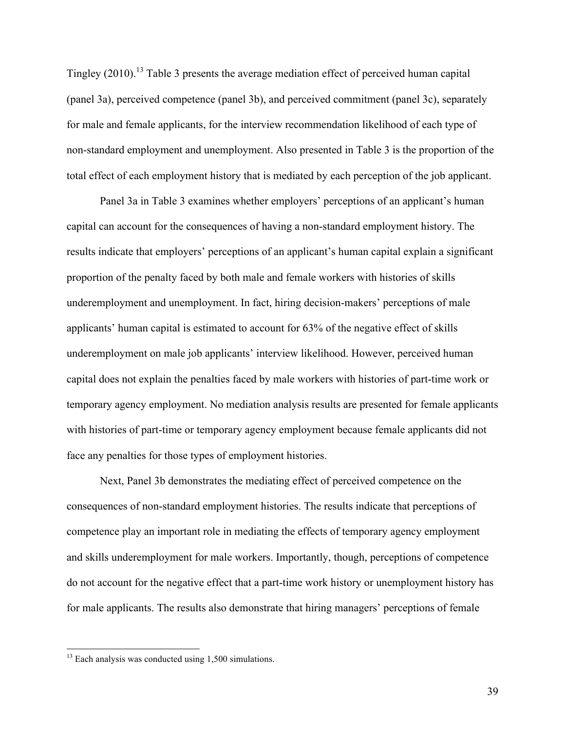Tingley (2010).[13] Table 3 presents the average mediation effect of perceived human capital (panel 3a), perceived competence (panel 3b), and perceived commitment (panel 3c), separately for male and female applicants, for the interview recommendation likelihood of each type of non-standard employment and unemployment. Also presented in Table 3 is the proportion of the total effect of each employment history that is mediated by each perception of the job applicant.

Panel 3a in Table 3 examines whether employers' perceptions of an applicant's human capital can account for the consequences of having a non-standard employment history. The results indicate that employers' perceptions of an applicant's human capital explain a significant proportion of the penalty faced by both male and female workers with histories of skills underemployment and unemployment. In fact, hiring decision-makers' perceptions of male applicants' human capital is estimated to account for 63% of the negative effect of skills underemployment on male job applicants' interview likelihood. However, perceived human capital does not explain the penalties faced by male workers with histories of part-time work or temporary agency employment. No mediation analysis results are presented for female applicants with histories of part-time or temporary agency employment because female applicants did not face any penalties for those types of employment histories.

Next, Panel 3b demonstrates the mediating effect of perceived competence on the consequences of non-standard employment histories. The results indicate that perceptions of competence play an important role in mediating the effects of temporary agency employment and skills underemployment for male workers. Importantly, though, perceptions of competence do not account for the negative effect that a part-time work history or unemployment history has for male applicants. The results also demonstrate that hiring managers' perceptions of female

[13] Each analysis was conducted using 1,500 simulations.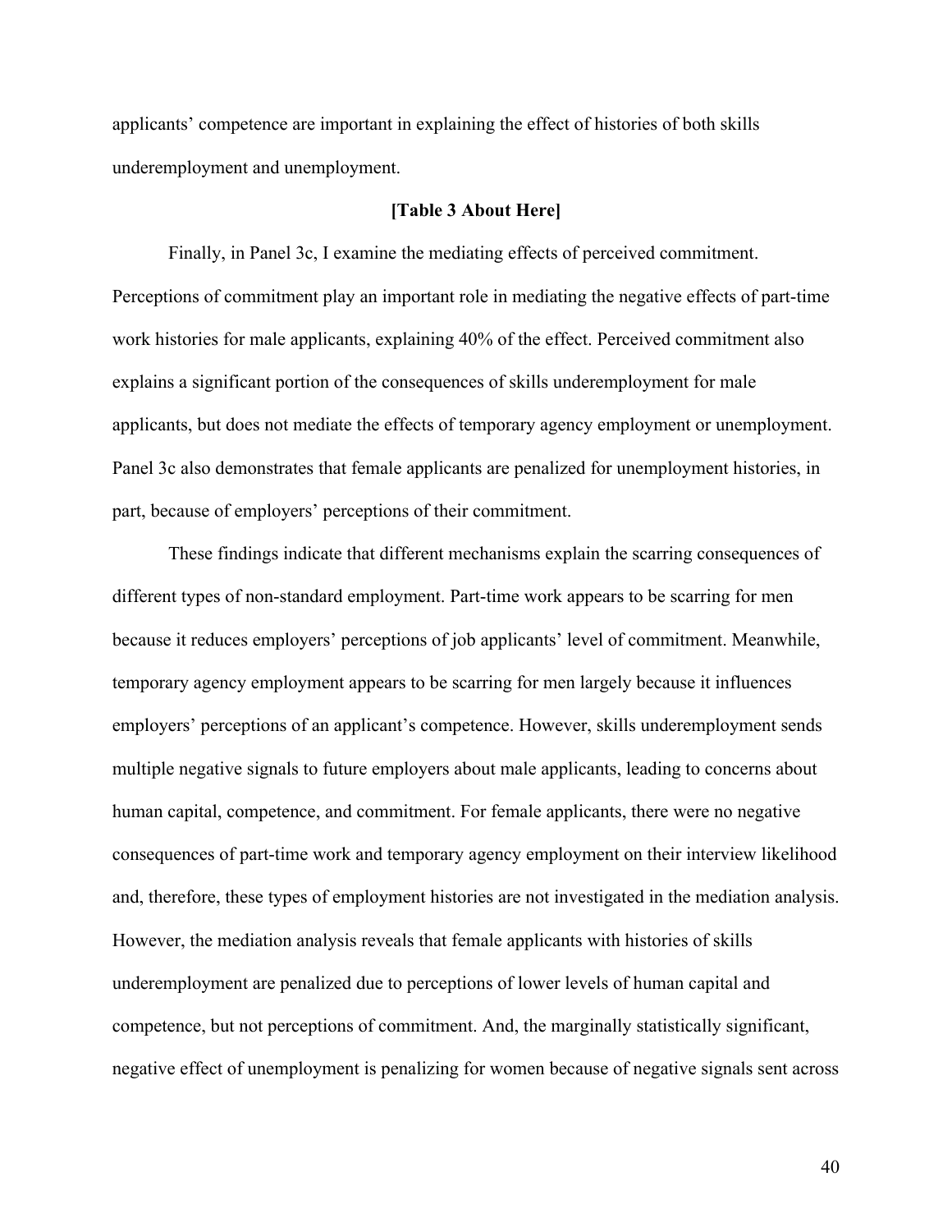applicants' competence are important in explaining the effect of histories of both skills underemployment and unemployment.

**[Table 3 About Here]**

Finally, in Panel 3c, I examine the mediating effects of perceived commitment. Perceptions of commitment play an important role in mediating the negative effects of part-time work histories for male applicants, explaining 40% of the effect. Perceived commitment also explains a significant portion of the consequences of skills underemployment for male applicants, but does not mediate the effects of temporary agency employment or unemployment. Panel 3c also demonstrates that female applicants are penalized for unemployment histories, in part, because of employers' perceptions of their commitment.

These findings indicate that different mechanisms explain the scarring consequences of different types of non-standard employment. Part-time work appears to be scarring for men because it reduces employers' perceptions of job applicants' level of commitment. Meanwhile, temporary agency employment appears to be scarring for men largely because it influences employers' perceptions of an applicant's competence. However, skills underemployment sends multiple negative signals to future employers about male applicants, leading to concerns about human capital, competence, and commitment. For female applicants, there were no negative consequences of part-time work and temporary agency employment on their interview likelihood and, therefore, these types of employment histories are not investigated in the mediation analysis. However, the mediation analysis reveals that female applicants with histories of skills underemployment are penalized due to perceptions of lower levels of human capital and competence, but not perceptions of commitment. And, the marginally statistically significant, negative effect of unemployment is penalizing for women because of negative signals sent across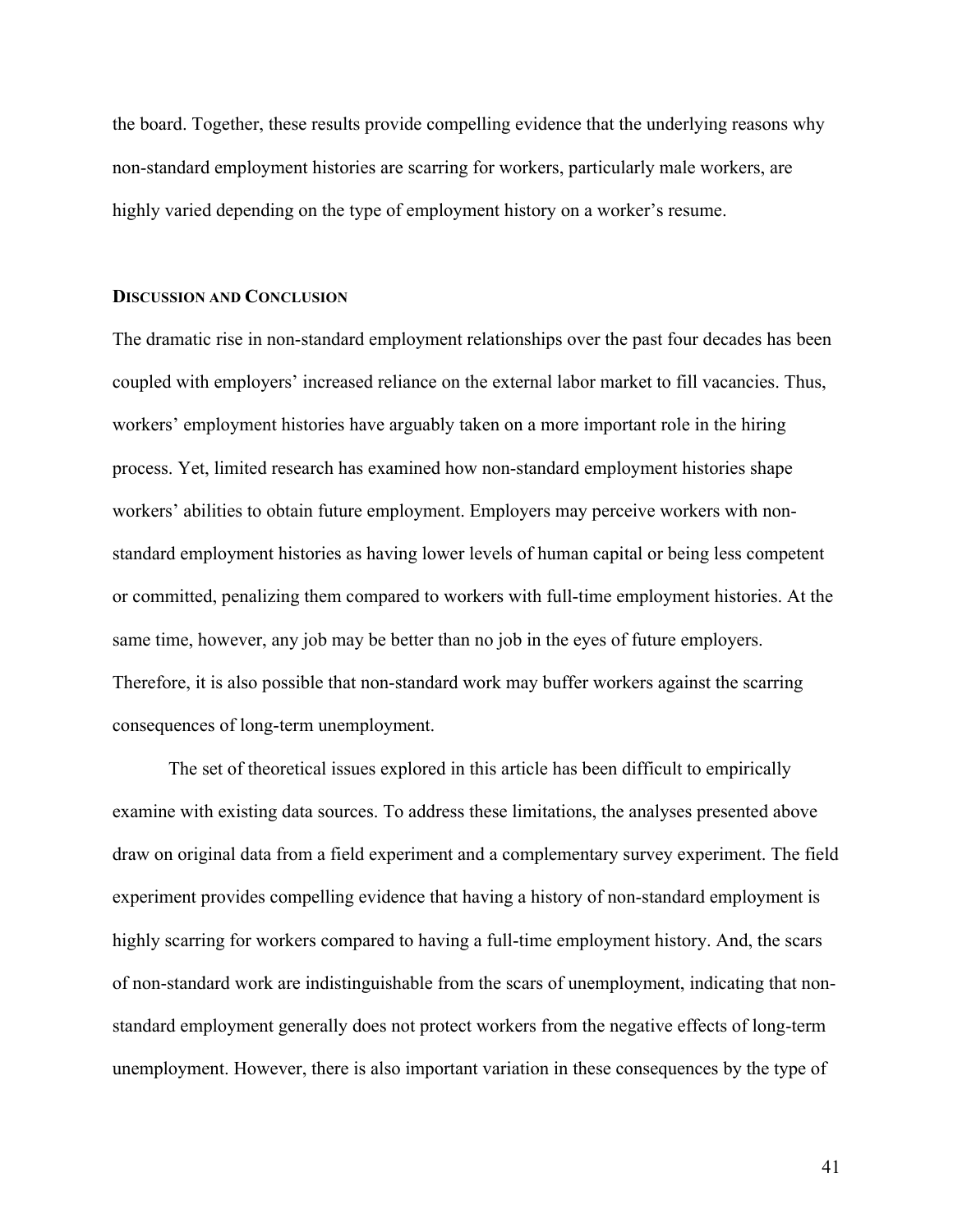the board. Together, these results provide compelling evidence that the underlying reasons why non-standard employment histories are scarring for workers, particularly male workers, are highly varied depending on the type of employment history on a worker's resume.

## DISCUSSION AND CONCLUSION

The dramatic rise in non-standard employment relationships over the past four decades has been coupled with employers' increased reliance on the external labor market to fill vacancies. Thus, workers' employment histories have arguably taken on a more important role in the hiring process. Yet, limited research has examined how non-standard employment histories shape workers' abilities to obtain future employment. Employers may perceive workers with non-standard employment histories as having lower levels of human capital or being less competent or committed, penalizing them compared to workers with full-time employment histories. At the same time, however, any job may be better than no job in the eyes of future employers. Therefore, it is also possible that non-standard work may buffer workers against the scarring consequences of long-term unemployment.

The set of theoretical issues explored in this article has been difficult to empirically examine with existing data sources. To address these limitations, the analyses presented above draw on original data from a field experiment and a complementary survey experiment. The field experiment provides compelling evidence that having a history of non-standard employment is highly scarring for workers compared to having a full-time employment history. And, the scars of non-standard work are indistinguishable from the scars of unemployment, indicating that non-standard employment generally does not protect workers from the negative effects of long-term unemployment. However, there is also important variation in these consequences by the type of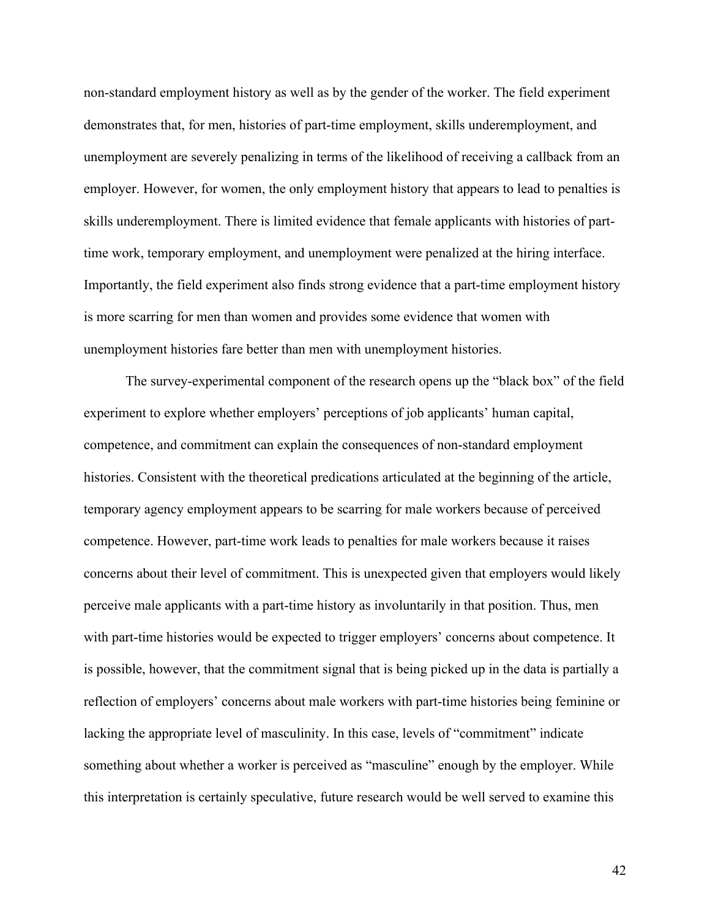non-standard employment history as well as by the gender of the worker. The field experiment demonstrates that, for men, histories of part-time employment, skills underemployment, and unemployment are severely penalizing in terms of the likelihood of receiving a callback from an employer. However, for women, the only employment history that appears to lead to penalties is skills underemployment. There is limited evidence that female applicants with histories of part-time work, temporary employment, and unemployment were penalized at the hiring interface. Importantly, the field experiment also finds strong evidence that a part-time employment history is more scarring for men than women and provides some evidence that women with unemployment histories fare better than men with unemployment histories.

The survey-experimental component of the research opens up the "black box" of the field experiment to explore whether employers' perceptions of job applicants' human capital, competence, and commitment can explain the consequences of non-standard employment histories. Consistent with the theoretical predications articulated at the beginning of the article, temporary agency employment appears to be scarring for male workers because of perceived competence. However, part-time work leads to penalties for male workers because it raises concerns about their level of commitment. This is unexpected given that employers would likely perceive male applicants with a part-time history as involuntarily in that position. Thus, men with part-time histories would be expected to trigger employers' concerns about competence. It is possible, however, that the commitment signal that is being picked up in the data is partially a reflection of employers' concerns about male workers with part-time histories being feminine or lacking the appropriate level of masculinity. In this case, levels of "commitment" indicate something about whether a worker is perceived as "masculine" enough by the employer. While this interpretation is certainly speculative, future research would be well served to examine this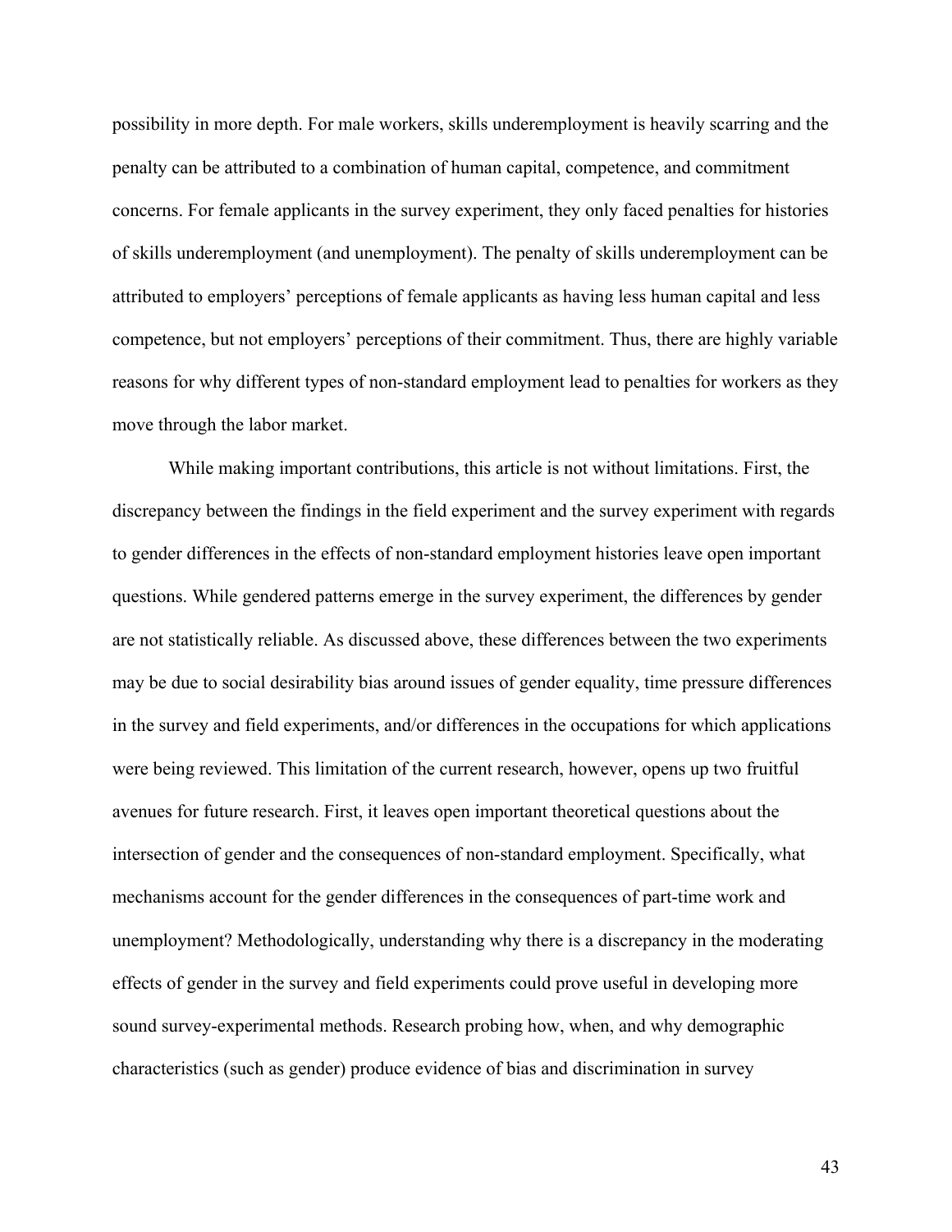possibility in more depth. For male workers, skills underemployment is heavily scarring and the penalty can be attributed to a combination of human capital, competence, and commitment concerns. For female applicants in the survey experiment, they only faced penalties for histories of skills underemployment (and unemployment). The penalty of skills underemployment can be attributed to employers' perceptions of female applicants as having less human capital and less competence, but not employers' perceptions of their commitment. Thus, there are highly variable reasons for why different types of non-standard employment lead to penalties for workers as they move through the labor market.

While making important contributions, this article is not without limitations. First, the discrepancy between the findings in the field experiment and the survey experiment with regards to gender differences in the effects of non-standard employment histories leave open important questions. While gendered patterns emerge in the survey experiment, the differences by gender are not statistically reliable. As discussed above, these differences between the two experiments may be due to social desirability bias around issues of gender equality, time pressure differences in the survey and field experiments, and/or differences in the occupations for which applications were being reviewed. This limitation of the current research, however, opens up two fruitful avenues for future research. First, it leaves open important theoretical questions about the intersection of gender and the consequences of non-standard employment. Specifically, what mechanisms account for the gender differences in the consequences of part-time work and unemployment? Methodologically, understanding why there is a discrepancy in the moderating effects of gender in the survey and field experiments could prove useful in developing more sound survey-experimental methods. Research probing how, when, and why demographic characteristics (such as gender) produce evidence of bias and discrimination in survey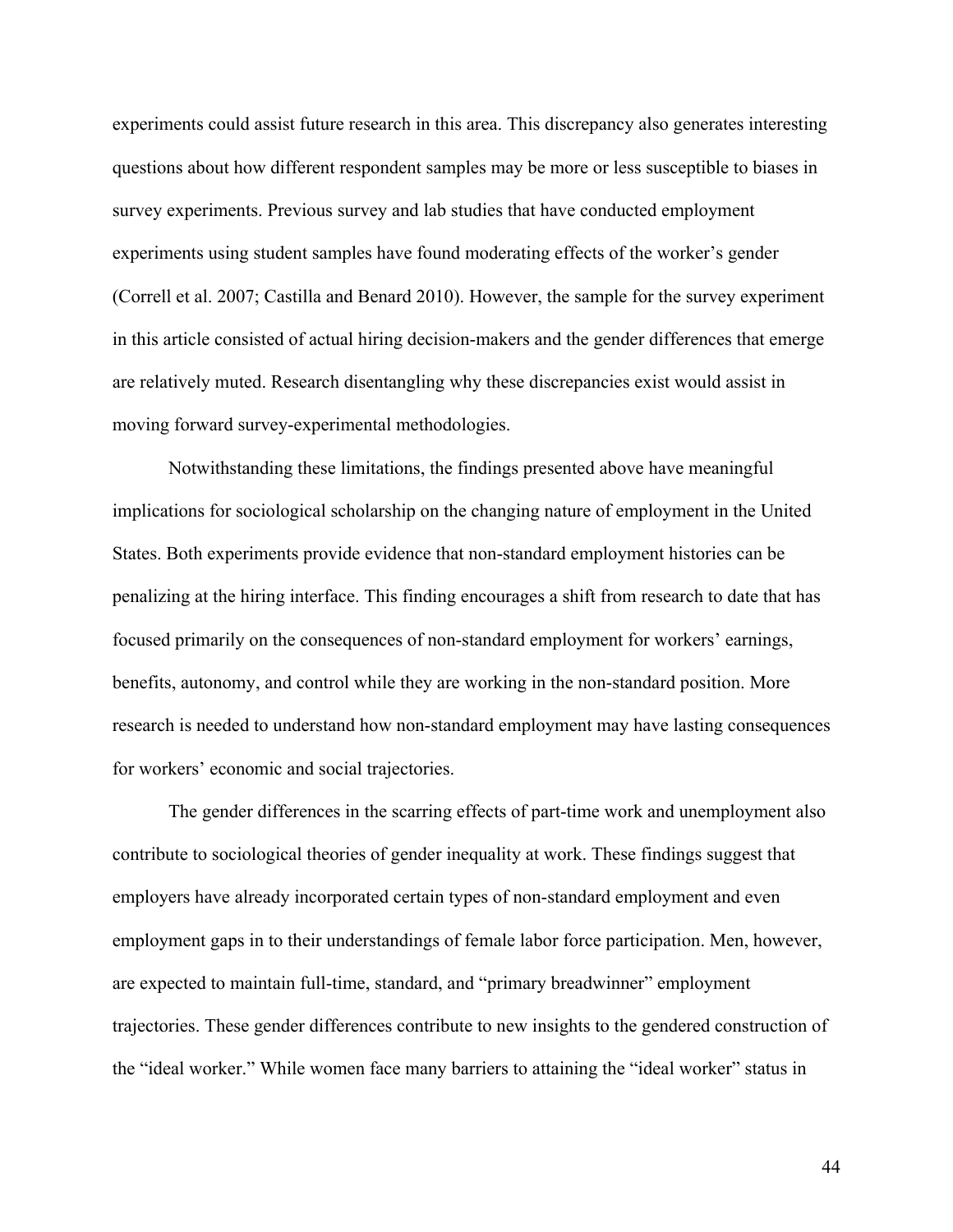experiments could assist future research in this area. This discrepancy also generates interesting questions about how different respondent samples may be more or less susceptible to biases in survey experiments. Previous survey and lab studies that have conducted employment experiments using student samples have found moderating effects of the worker's gender (Correll et al. 2007; Castilla and Benard 2010). However, the sample for the survey experiment in this article consisted of actual hiring decision-makers and the gender differences that emerge are relatively muted. Research disentangling why these discrepancies exist would assist in moving forward survey-experimental methodologies.

Notwithstanding these limitations, the findings presented above have meaningful implications for sociological scholarship on the changing nature of employment in the United States. Both experiments provide evidence that non-standard employment histories can be penalizing at the hiring interface. This finding encourages a shift from research to date that has focused primarily on the consequences of non-standard employment for workers' earnings, benefits, autonomy, and control while they are working in the non-standard position. More research is needed to understand how non-standard employment may have lasting consequences for workers' economic and social trajectories.

The gender differences in the scarring effects of part-time work and unemployment also contribute to sociological theories of gender inequality at work. These findings suggest that employers have already incorporated certain types of non-standard employment and even employment gaps in to their understandings of female labor force participation. Men, however, are expected to maintain full-time, standard, and "primary breadwinner" employment trajectories. These gender differences contribute to new insights to the gendered construction of the "ideal worker." While women face many barriers to attaining the "ideal worker" status in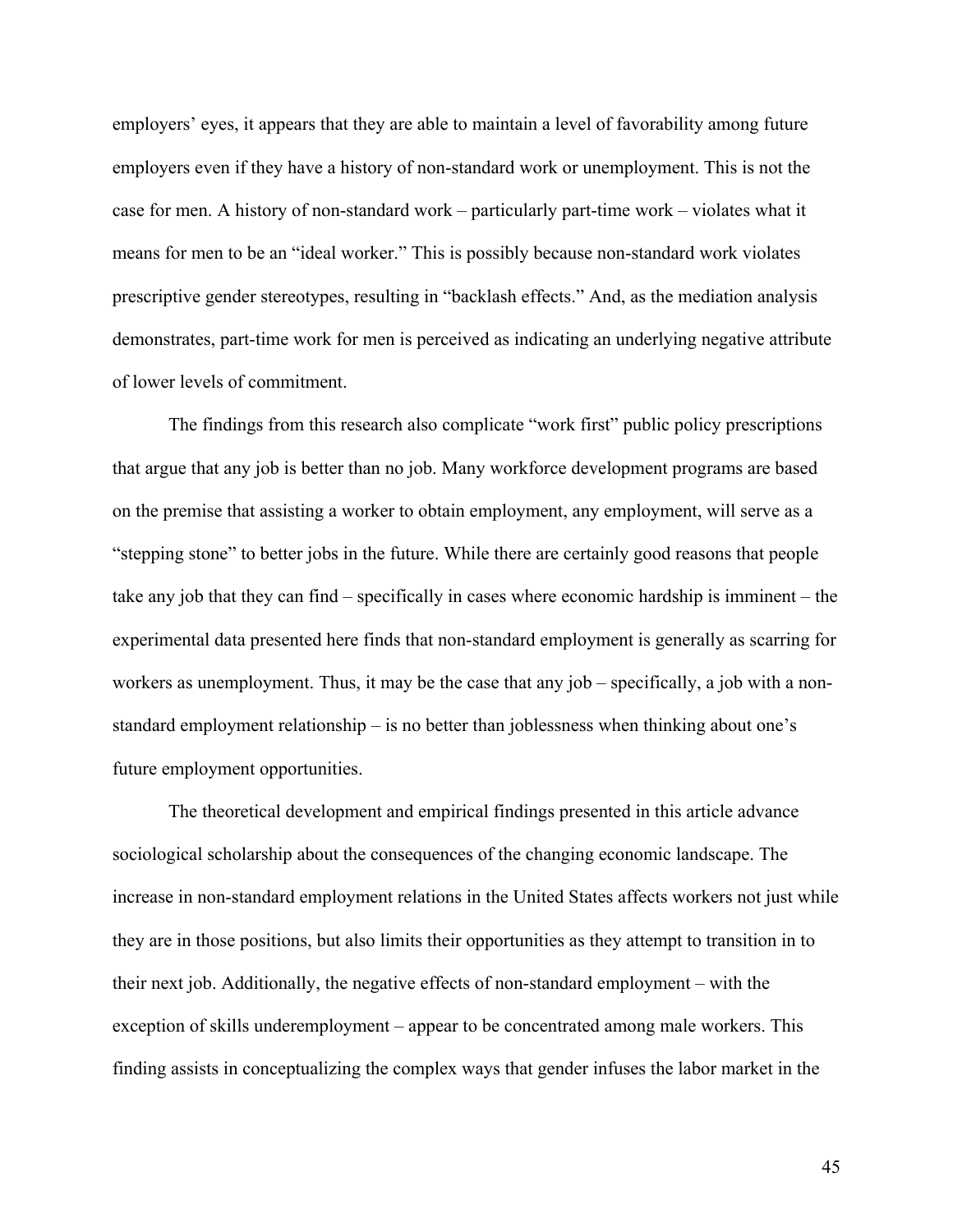employers' eyes, it appears that they are able to maintain a level of favorability among future employers even if they have a history of non-standard work or unemployment. This is not the case for men. A history of non-standard work – particularly part-time work – violates what it means for men to be an "ideal worker." This is possibly because non-standard work violates prescriptive gender stereotypes, resulting in "backlash effects." And, as the mediation analysis demonstrates, part-time work for men is perceived as indicating an underlying negative attribute of lower levels of commitment.

The findings from this research also complicate "work first" public policy prescriptions that argue that any job is better than no job. Many workforce development programs are based on the premise that assisting a worker to obtain employment, any employment, will serve as a "stepping stone" to better jobs in the future. While there are certainly good reasons that people take any job that they can find – specifically in cases where economic hardship is imminent – the experimental data presented here finds that non-standard employment is generally as scarring for workers as unemployment. Thus, it may be the case that any job – specifically, a job with a non-standard employment relationship – is no better than joblessness when thinking about one's future employment opportunities.

The theoretical development and empirical findings presented in this article advance sociological scholarship about the consequences of the changing economic landscape. The increase in non-standard employment relations in the United States affects workers not just while they are in those positions, but also limits their opportunities as they attempt to transition in to their next job. Additionally, the negative effects of non-standard employment – with the exception of skills underemployment – appear to be concentrated among male workers. This finding assists in conceptualizing the complex ways that gender infuses the labor market in the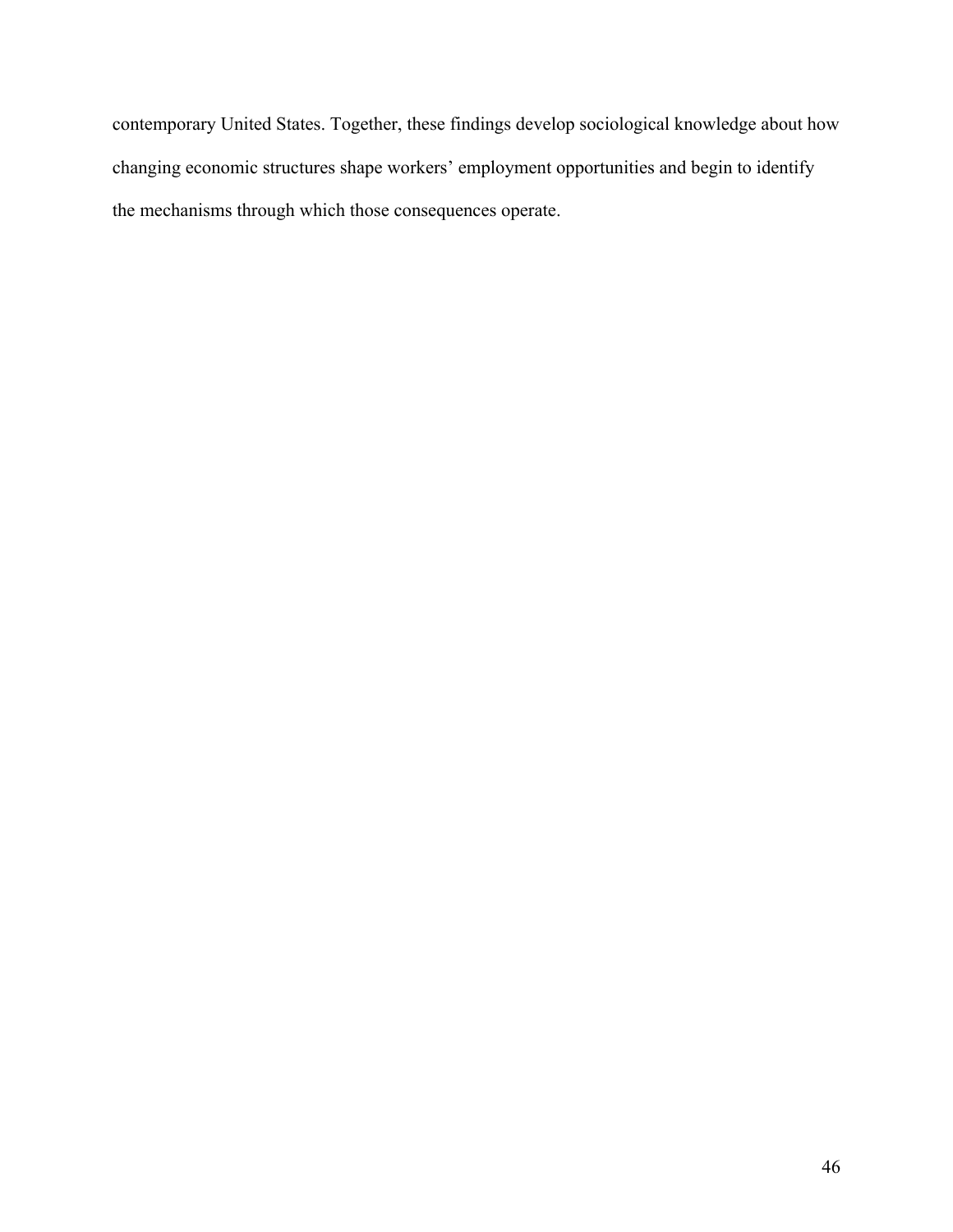contemporary United States. Together, these findings develop sociological knowledge about how changing economic structures shape workers' employment opportunities and begin to identify the mechanisms through which those consequences operate.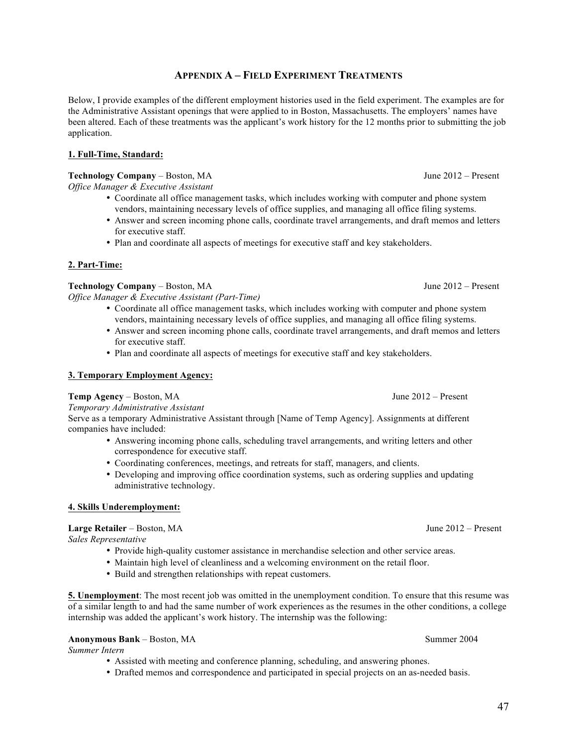## APPENDIX A – FIELD EXPERIMENT TREATMENTS

Below, I provide examples of the different employment histories used in the field experiment. The examples are for the Administrative Assistant openings that were applied to in Boston, Massachusetts. The employers' names have been altered. Each of these treatments was the applicant's work history for the 12 months prior to submitting the job application.

**1. Full-Time, Standard:**

**Technology Company** – Boston, MA June 2012 – Present
*Office Manager & Executive Assistant*

- Coordinate all office management tasks, which includes working with computer and phone system vendors, maintaining necessary levels of office supplies, and managing all office filing systems.
- Answer and screen incoming phone calls, coordinate travel arrangements, and draft memos and letters for executive staff.
- Plan and coordinate all aspects of meetings for executive staff and key stakeholders.

**2. Part-Time:**

**Technology Company** – Boston, MA June 2012 – Present
*Office Manager & Executive Assistant (Part-Time)*

- Coordinate all office management tasks, which includes working with computer and phone system vendors, maintaining necessary levels of office supplies, and managing all office filing systems.
- Answer and screen incoming phone calls, coordinate travel arrangements, and draft memos and letters for executive staff.
- Plan and coordinate all aspects of meetings for executive staff and key stakeholders.

**3. Temporary Employment Agency:**

**Temp Agency** – Boston, MA June 2012 – Present
*Temporary Administrative Assistant*
Serve as a temporary Administrative Assistant through [Name of Temp Agency]. Assignments at different companies have included:

- Answering incoming phone calls, scheduling travel arrangements, and writing letters and other correspondence for executive staff.
- Coordinating conferences, meetings, and retreats for staff, managers, and clients.
- Developing and improving office coordination systems, such as ordering supplies and updating administrative technology.

**4. Skills Underemployment:**

**Large Retailer** – Boston, MA June 2012 – Present
*Sales Representative*

- Provide high-quality customer assistance in merchandise selection and other service areas.
- Maintain high level of cleanliness and a welcoming environment on the retail floor.
- Build and strengthen relationships with repeat customers.

**5. Unemployment**: The most recent job was omitted in the unemployment condition. To ensure that this resume was of a similar length to and had the same number of work experiences as the resumes in the other conditions, a college internship was added the applicant's work history. The internship was the following:

**Anonymous Bank** – Boston, MA Summer 2004
*Summer Intern*

- Assisted with meeting and conference planning, scheduling, and answering phones.
- Drafted memos and correspondence and participated in special projects on an as-needed basis.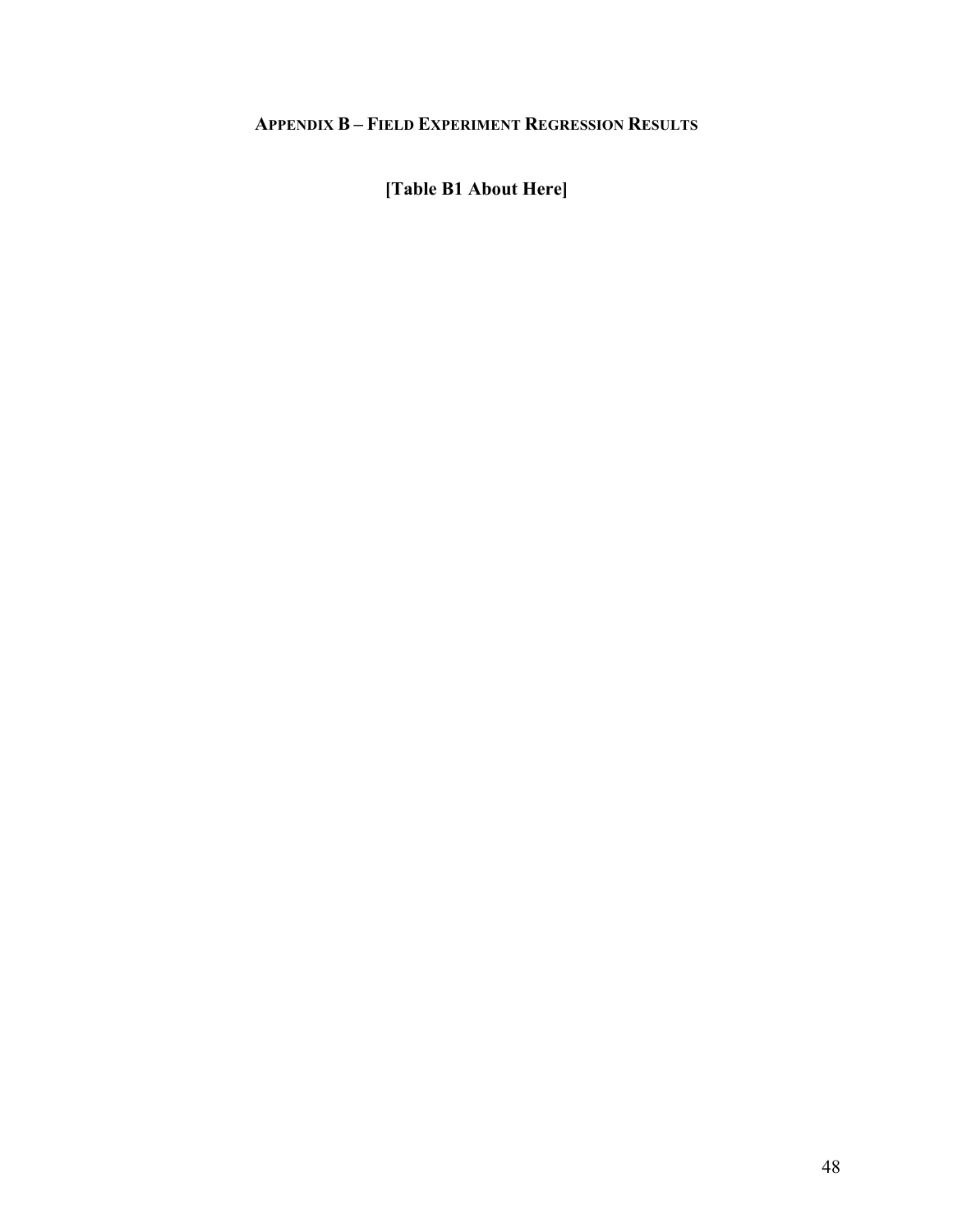## Appendix B – Field Experiment Regression Results

**[Table B1 About Here]**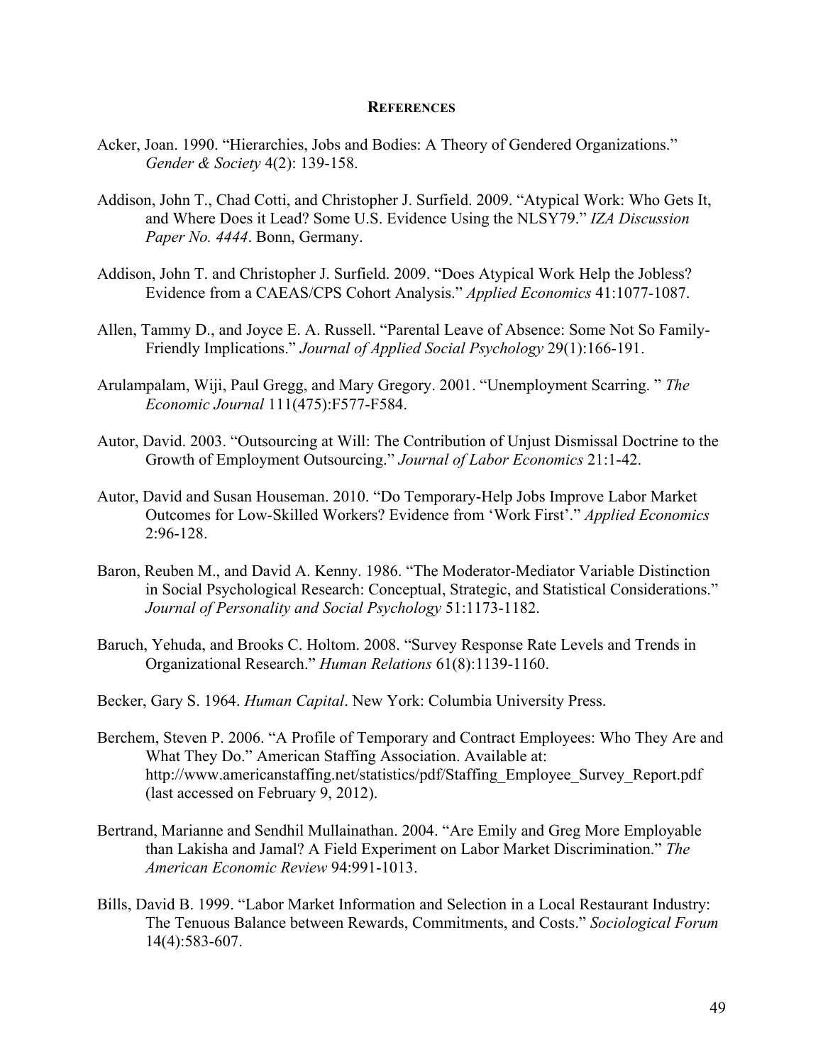## REFERENCES

Acker, Joan. 1990. "Hierarchies, Jobs and Bodies: A Theory of Gendered Organizations." *Gender & Society* 4(2): 139-158.

Addison, John T., Chad Cotti, and Christopher J. Surfield. 2009. "Atypical Work: Who Gets It, and Where Does it Lead? Some U.S. Evidence Using the NLSY79." *IZA Discussion Paper No. 4444*. Bonn, Germany.

Addison, John T. and Christopher J. Surfield. 2009. "Does Atypical Work Help the Jobless? Evidence from a CAEAS/CPS Cohort Analysis." *Applied Economics* 41:1077-1087.

Allen, Tammy D., and Joyce E. A. Russell. "Parental Leave of Absence: Some Not So Family-Friendly Implications." *Journal of Applied Social Psychology* 29(1):166-191.

Arulampalam, Wiji, Paul Gregg, and Mary Gregory. 2001. "Unemployment Scarring. " *The Economic Journal* 111(475):F577-F584.

Autor, David. 2003. "Outsourcing at Will: The Contribution of Unjust Dismissal Doctrine to the Growth of Employment Outsourcing." *Journal of Labor Economics* 21:1-42.

Autor, David and Susan Houseman. 2010. "Do Temporary-Help Jobs Improve Labor Market Outcomes for Low-Skilled Workers? Evidence from 'Work First'." *Applied Economics* 2:96-128.

Baron, Reuben M., and David A. Kenny. 1986. "The Moderator-Mediator Variable Distinction in Social Psychological Research: Conceptual, Strategic, and Statistical Considerations." *Journal of Personality and Social Psychology* 51:1173-1182.

Baruch, Yehuda, and Brooks C. Holtom. 2008. "Survey Response Rate Levels and Trends in Organizational Research." *Human Relations* 61(8):1139-1160.

Becker, Gary S. 1964. *Human Capital*. New York: Columbia University Press.

Berchem, Steven P. 2006. "A Profile of Temporary and Contract Employees: Who They Are and What They Do." American Staffing Association. Available at: http://www.americanstaffing.net/statistics/pdf/Staffing_Employee_Survey_Report.pdf (last accessed on February 9, 2012).

Bertrand, Marianne and Sendhil Mullainathan. 2004. "Are Emily and Greg More Employable than Lakisha and Jamal? A Field Experiment on Labor Market Discrimination." *The American Economic Review* 94:991-1013.

Bills, David B. 1999. "Labor Market Information and Selection in a Local Restaurant Industry: The Tenuous Balance between Rewards, Commitments, and Costs." *Sociological Forum* 14(4):583-607.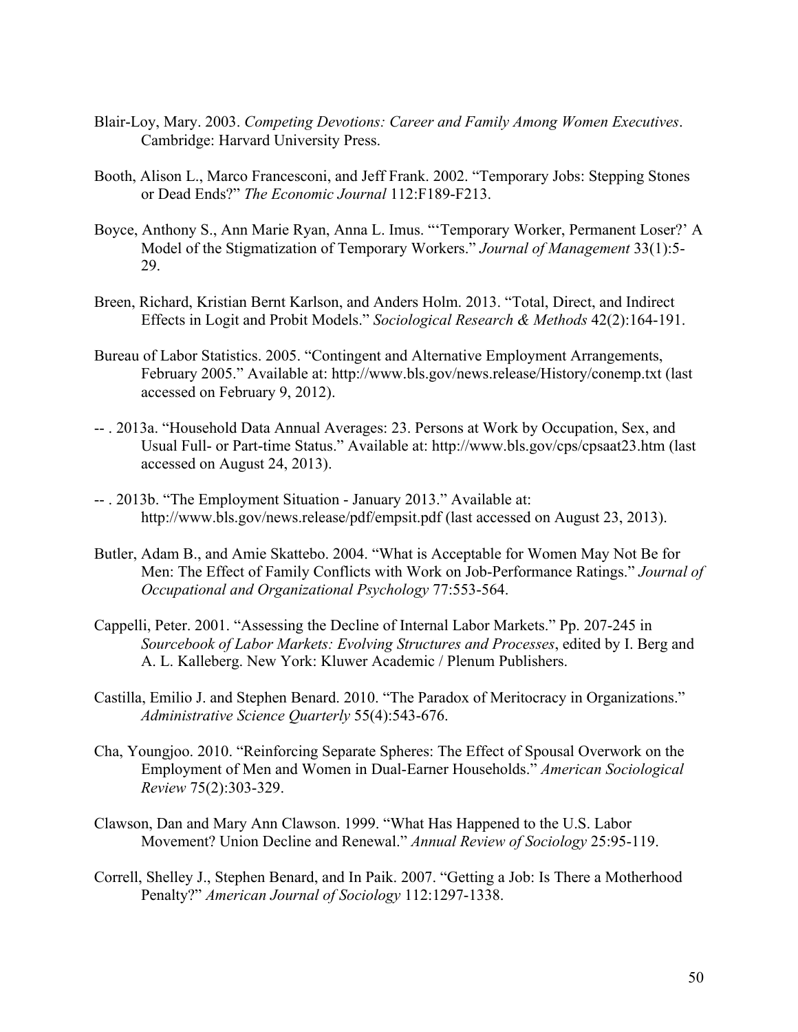Blair-Loy, Mary. 2003. *Competing Devotions: Career and Family Among Women Executives*. Cambridge: Harvard University Press.

Booth, Alison L., Marco Francesconi, and Jeff Frank. 2002. "Temporary Jobs: Stepping Stones or Dead Ends?" *The Economic Journal* 112:F189-F213.

Boyce, Anthony S., Ann Marie Ryan, Anna L. Imus. "'Temporary Worker, Permanent Loser?' A Model of the Stigmatization of Temporary Workers." *Journal of Management* 33(1):5-29.

Breen, Richard, Kristian Bernt Karlson, and Anders Holm. 2013. "Total, Direct, and Indirect Effects in Logit and Probit Models." *Sociological Research & Methods* 42(2):164-191.

Bureau of Labor Statistics. 2005. "Contingent and Alternative Employment Arrangements, February 2005." Available at: http://www.bls.gov/news.release/History/conemp.txt (last accessed on February 9, 2012).

-- . 2013a. "Household Data Annual Averages: 23. Persons at Work by Occupation, Sex, and Usual Full- or Part-time Status." Available at: http://www.bls.gov/cps/cpsaat23.htm (last accessed on August 24, 2013).

-- . 2013b. "The Employment Situation - January 2013." Available at: http://www.bls.gov/news.release/pdf/empsit.pdf (last accessed on August 23, 2013).

Butler, Adam B., and Amie Skattebo. 2004. "What is Acceptable for Women May Not Be for Men: The Effect of Family Conflicts with Work on Job-Performance Ratings." *Journal of Occupational and Organizational Psychology* 77:553-564.

Cappelli, Peter. 2001. "Assessing the Decline of Internal Labor Markets." Pp. 207-245 in *Sourcebook of Labor Markets: Evolving Structures and Processes*, edited by I. Berg and A. L. Kalleberg. New York: Kluwer Academic / Plenum Publishers.

Castilla, Emilio J. and Stephen Benard. 2010. "The Paradox of Meritocracy in Organizations." *Administrative Science Quarterly* 55(4):543-676.

Cha, Youngjoo. 2010. "Reinforcing Separate Spheres: The Effect of Spousal Overwork on the Employment of Men and Women in Dual-Earner Households." *American Sociological Review* 75(2):303-329.

Clawson, Dan and Mary Ann Clawson. 1999. "What Has Happened to the U.S. Labor Movement? Union Decline and Renewal." *Annual Review of Sociology* 25:95-119.

Correll, Shelley J., Stephen Benard, and In Paik. 2007. "Getting a Job: Is There a Motherhood Penalty?" *American Journal of Sociology* 112:1297-1338.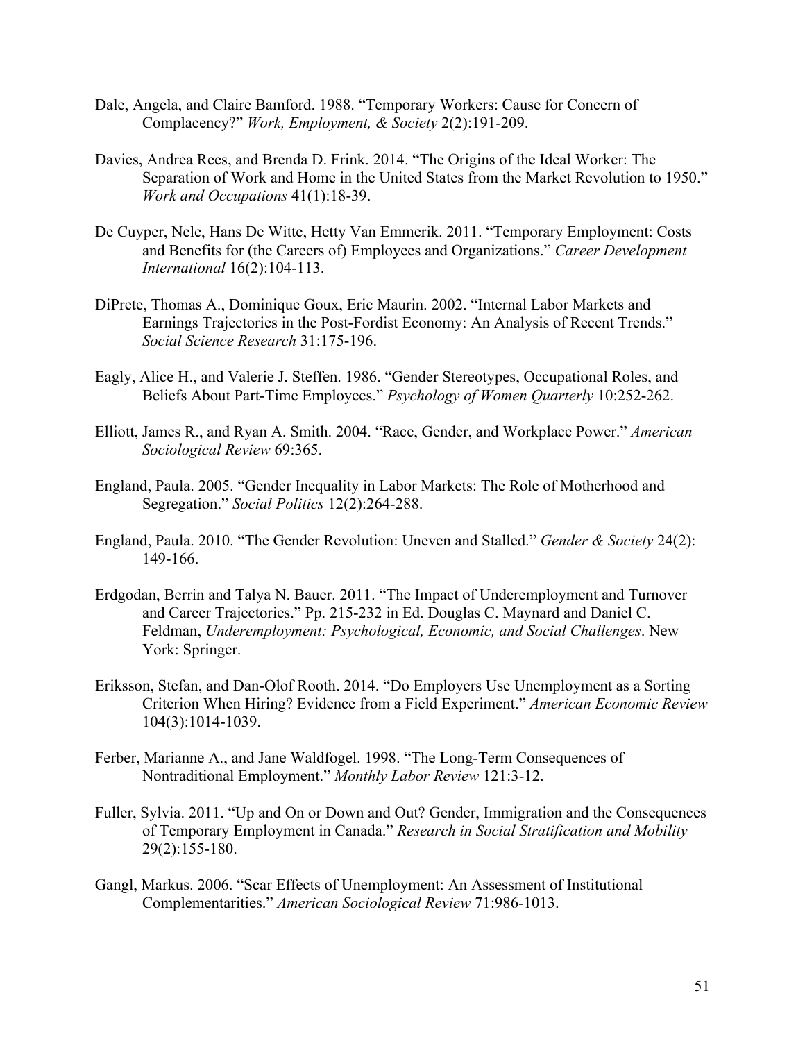Dale, Angela, and Claire Bamford. 1988. "Temporary Workers: Cause for Concern of Complacency?" *Work, Employment, & Society* 2(2):191-209.

Davies, Andrea Rees, and Brenda D. Frink. 2014. "The Origins of the Ideal Worker: The Separation of Work and Home in the United States from the Market Revolution to 1950." *Work and Occupations* 41(1):18-39.

De Cuyper, Nele, Hans De Witte, Hetty Van Emmerik. 2011. "Temporary Employment: Costs and Benefits for (the Careers of) Employees and Organizations." *Career Development International* 16(2):104-113.

DiPrete, Thomas A., Dominique Goux, Eric Maurin. 2002. "Internal Labor Markets and Earnings Trajectories in the Post-Fordist Economy: An Analysis of Recent Trends." *Social Science Research* 31:175-196.

Eagly, Alice H., and Valerie J. Steffen. 1986. "Gender Stereotypes, Occupational Roles, and Beliefs About Part-Time Employees." *Psychology of Women Quarterly* 10:252-262.

Elliott, James R., and Ryan A. Smith. 2004. "Race, Gender, and Workplace Power." *American Sociological Review* 69:365.

England, Paula. 2005. "Gender Inequality in Labor Markets: The Role of Motherhood and Segregation." *Social Politics* 12(2):264-288.

England, Paula. 2010. "The Gender Revolution: Uneven and Stalled." *Gender & Society* 24(2): 149-166.

Erdgodan, Berrin and Talya N. Bauer. 2011. "The Impact of Underemployment and Turnover and Career Trajectories." Pp. 215-232 in Ed. Douglas C. Maynard and Daniel C. Feldman, *Underemployment: Psychological, Economic, and Social Challenges*. New York: Springer.

Eriksson, Stefan, and Dan-Olof Rooth. 2014. "Do Employers Use Unemployment as a Sorting Criterion When Hiring? Evidence from a Field Experiment." *American Economic Review* 104(3):1014-1039.

Ferber, Marianne A., and Jane Waldfogel. 1998. "The Long-Term Consequences of Nontraditional Employment." *Monthly Labor Review* 121:3-12.

Fuller, Sylvia. 2011. "Up and On or Down and Out? Gender, Immigration and the Consequences of Temporary Employment in Canada." *Research in Social Stratification and Mobility* 29(2):155-180.

Gangl, Markus. 2006. "Scar Effects of Unemployment: An Assessment of Institutional Complementarities." *American Sociological Review* 71:986-1013.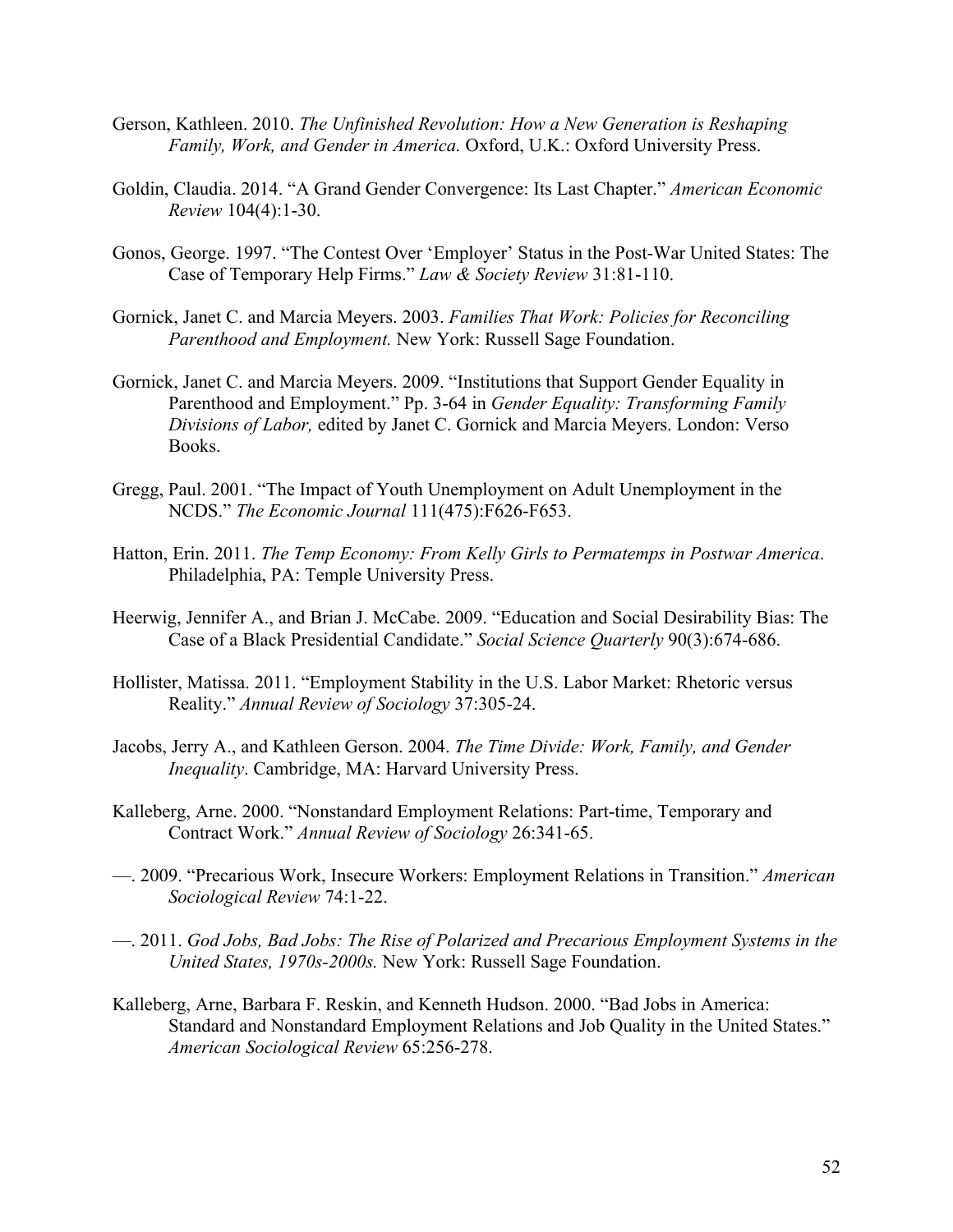Gerson, Kathleen. 2010. *The Unfinished Revolution: How a New Generation is Reshaping Family, Work, and Gender in America.* Oxford, U.K.: Oxford University Press.

Goldin, Claudia. 2014. "A Grand Gender Convergence: Its Last Chapter." *American Economic Review* 104(4):1-30.

Gonos, George. 1997. "The Contest Over 'Employer' Status in the Post-War United States: The Case of Temporary Help Firms." *Law & Society Review* 31:81-110.

Gornick, Janet C. and Marcia Meyers. 2003. *Families That Work: Policies for Reconciling Parenthood and Employment.* New York: Russell Sage Foundation.

Gornick, Janet C. and Marcia Meyers. 2009. "Institutions that Support Gender Equality in Parenthood and Employment." Pp. 3-64 in *Gender Equality: Transforming Family Divisions of Labor,* edited by Janet C. Gornick and Marcia Meyers. London: Verso Books.

Gregg, Paul. 2001. "The Impact of Youth Unemployment on Adult Unemployment in the NCDS." *The Economic Journal* 111(475):F626-F653.

Hatton, Erin. 2011. *The Temp Economy: From Kelly Girls to Permatemps in Postwar America*. Philadelphia, PA: Temple University Press.

Heerwig, Jennifer A., and Brian J. McCabe. 2009. "Education and Social Desirability Bias: The Case of a Black Presidential Candidate." *Social Science Quarterly* 90(3):674-686.

Hollister, Matissa. 2011. "Employment Stability in the U.S. Labor Market: Rhetoric versus Reality." *Annual Review of Sociology* 37:305-24.

Jacobs, Jerry A., and Kathleen Gerson. 2004. *The Time Divide: Work, Family, and Gender Inequality*. Cambridge, MA: Harvard University Press.

Kalleberg, Arne. 2000. "Nonstandard Employment Relations: Part-time, Temporary and Contract Work." *Annual Review of Sociology* 26:341-65.

—. 2009. "Precarious Work, Insecure Workers: Employment Relations in Transition." *American Sociological Review* 74:1-22.

—. 2011. *God Jobs, Bad Jobs: The Rise of Polarized and Precarious Employment Systems in the United States, 1970s-2000s.* New York: Russell Sage Foundation.

Kalleberg, Arne, Barbara F. Reskin, and Kenneth Hudson. 2000. "Bad Jobs in America: Standard and Nonstandard Employment Relations and Job Quality in the United States." *American Sociological Review* 65:256-278.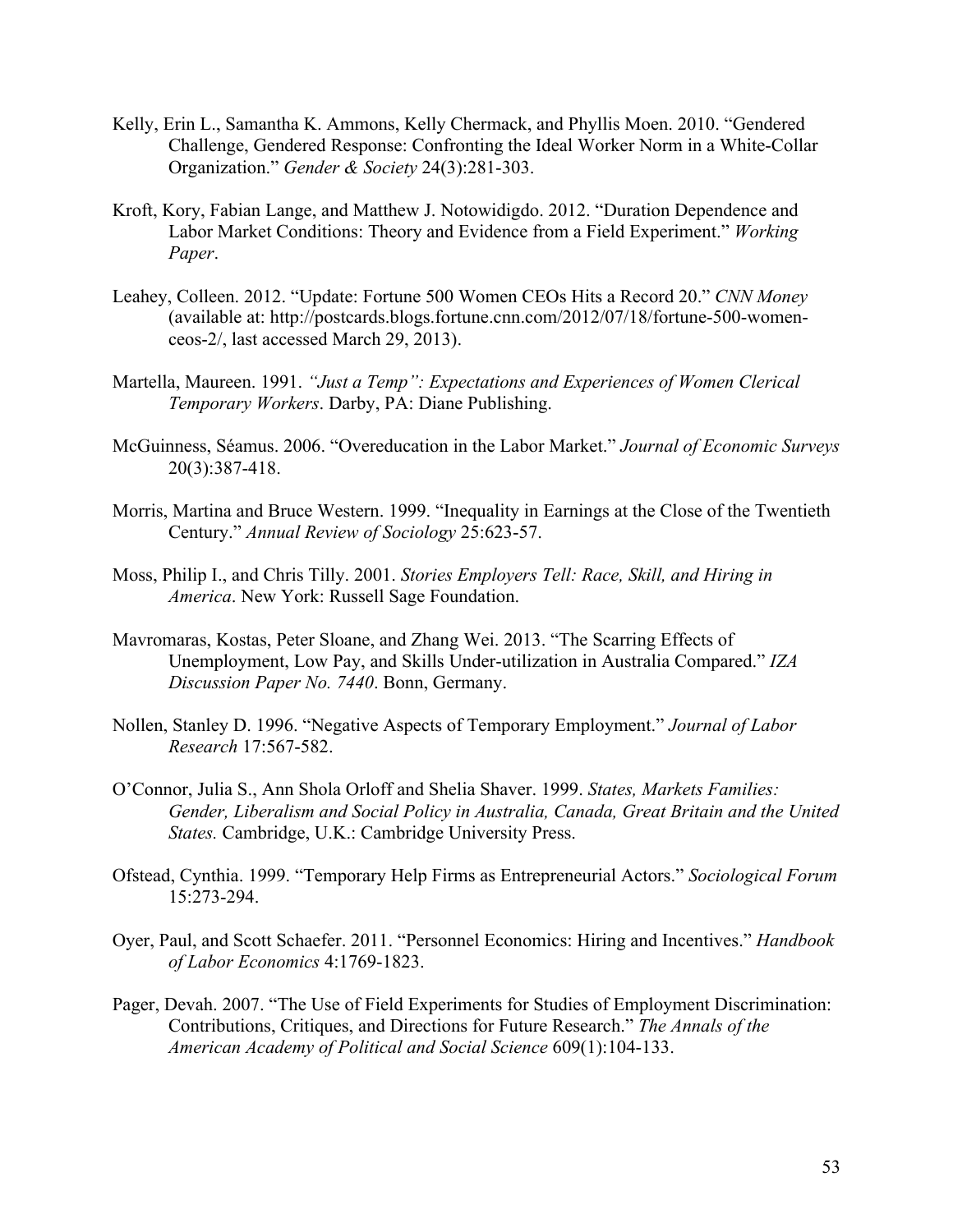Kelly, Erin L., Samantha K. Ammons, Kelly Chermack, and Phyllis Moen. 2010. "Gendered Challenge, Gendered Response: Confronting the Ideal Worker Norm in a White-Collar Organization." *Gender & Society* 24(3):281-303.

Kroft, Kory, Fabian Lange, and Matthew J. Notowidigdo. 2012. "Duration Dependence and Labor Market Conditions: Theory and Evidence from a Field Experiment." *Working Paper*.

Leahey, Colleen. 2012. "Update: Fortune 500 Women CEOs Hits a Record 20." *CNN Money* (available at: http://postcards.blogs.fortune.cnn.com/2012/07/18/fortune-500-women-ceos-2/, last accessed March 29, 2013).

Martella, Maureen. 1991. *"Just a Temp": Expectations and Experiences of Women Clerical Temporary Workers*. Darby, PA: Diane Publishing.

McGuinness, Séamus. 2006. "Overeducation in the Labor Market." *Journal of Economic Surveys* 20(3):387-418.

Morris, Martina and Bruce Western. 1999. "Inequality in Earnings at the Close of the Twentieth Century." *Annual Review of Sociology* 25:623-57.

Moss, Philip I., and Chris Tilly. 2001. *Stories Employers Tell: Race, Skill, and Hiring in America*. New York: Russell Sage Foundation.

Mavromaras, Kostas, Peter Sloane, and Zhang Wei. 2013. "The Scarring Effects of Unemployment, Low Pay, and Skills Under-utilization in Australia Compared." *IZA Discussion Paper No. 7440*. Bonn, Germany.

Nollen, Stanley D. 1996. "Negative Aspects of Temporary Employment." *Journal of Labor Research* 17:567-582.

O'Connor, Julia S., Ann Shola Orloff and Shelia Shaver. 1999. *States, Markets Families: Gender, Liberalism and Social Policy in Australia, Canada, Great Britain and the United States.* Cambridge, U.K.: Cambridge University Press.

Ofstead, Cynthia. 1999. "Temporary Help Firms as Entrepreneurial Actors." *Sociological Forum* 15:273-294.

Oyer, Paul, and Scott Schaefer. 2011. "Personnel Economics: Hiring and Incentives." *Handbook of Labor Economics* 4:1769-1823.

Pager, Devah. 2007. "The Use of Field Experiments for Studies of Employment Discrimination: Contributions, Critiques, and Directions for Future Research." *The Annals of the American Academy of Political and Social Science* 609(1):104-133.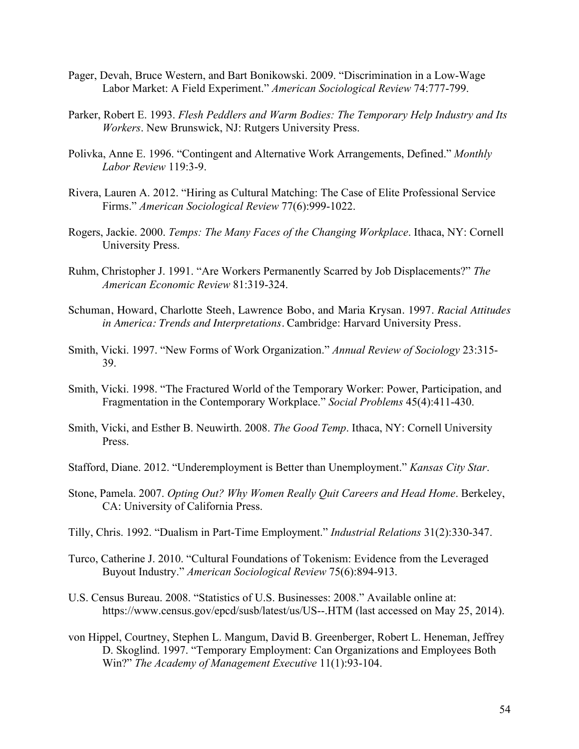Pager, Devah, Bruce Western, and Bart Bonikowski. 2009. "Discrimination in a Low-Wage Labor Market: A Field Experiment." *American Sociological Review* 74:777-799.

Parker, Robert E. 1993. *Flesh Peddlers and Warm Bodies: The Temporary Help Industry and Its Workers*. New Brunswick, NJ: Rutgers University Press.

Polivka, Anne E. 1996. "Contingent and Alternative Work Arrangements, Defined." *Monthly Labor Review* 119:3-9.

Rivera, Lauren A. 2012. "Hiring as Cultural Matching: The Case of Elite Professional Service Firms." *American Sociological Review* 77(6):999-1022.

Rogers, Jackie. 2000. *Temps: The Many Faces of the Changing Workplace*. Ithaca, NY: Cornell University Press.

Ruhm, Christopher J. 1991. "Are Workers Permanently Scarred by Job Displacements?" *The American Economic Review* 81:319-324.

Schuman, Howard, Charlotte Steeh, Lawrence Bobo, and Maria Krysan. 1997. *Racial Attitudes in America: Trends and Interpretations*. Cambridge: Harvard University Press.

Smith, Vicki. 1997. "New Forms of Work Organization." *Annual Review of Sociology* 23:315-39.

Smith, Vicki. 1998. "The Fractured World of the Temporary Worker: Power, Participation, and Fragmentation in the Contemporary Workplace." *Social Problems* 45(4):411-430.

Smith, Vicki, and Esther B. Neuwirth. 2008. *The Good Temp*. Ithaca, NY: Cornell University Press.

Stafford, Diane. 2012. "Underemployment is Better than Unemployment." *Kansas City Star*.

Stone, Pamela. 2007. *Opting Out? Why Women Really Quit Careers and Head Home*. Berkeley, CA: University of California Press.

Tilly, Chris. 1992. "Dualism in Part-Time Employment." *Industrial Relations* 31(2):330-347.

Turco, Catherine J. 2010. "Cultural Foundations of Tokenism: Evidence from the Leveraged Buyout Industry." *American Sociological Review* 75(6):894-913.

U.S. Census Bureau. 2008. "Statistics of U.S. Businesses: 2008." Available online at: https://www.census.gov/epcd/susb/latest/us/US--.HTM (last accessed on May 25, 2014).

von Hippel, Courtney, Stephen L. Mangum, David B. Greenberger, Robert L. Heneman, Jeffrey D. Skoglind. 1997. "Temporary Employment: Can Organizations and Employees Both Win?" *The Academy of Management Executive* 11(1):93-104.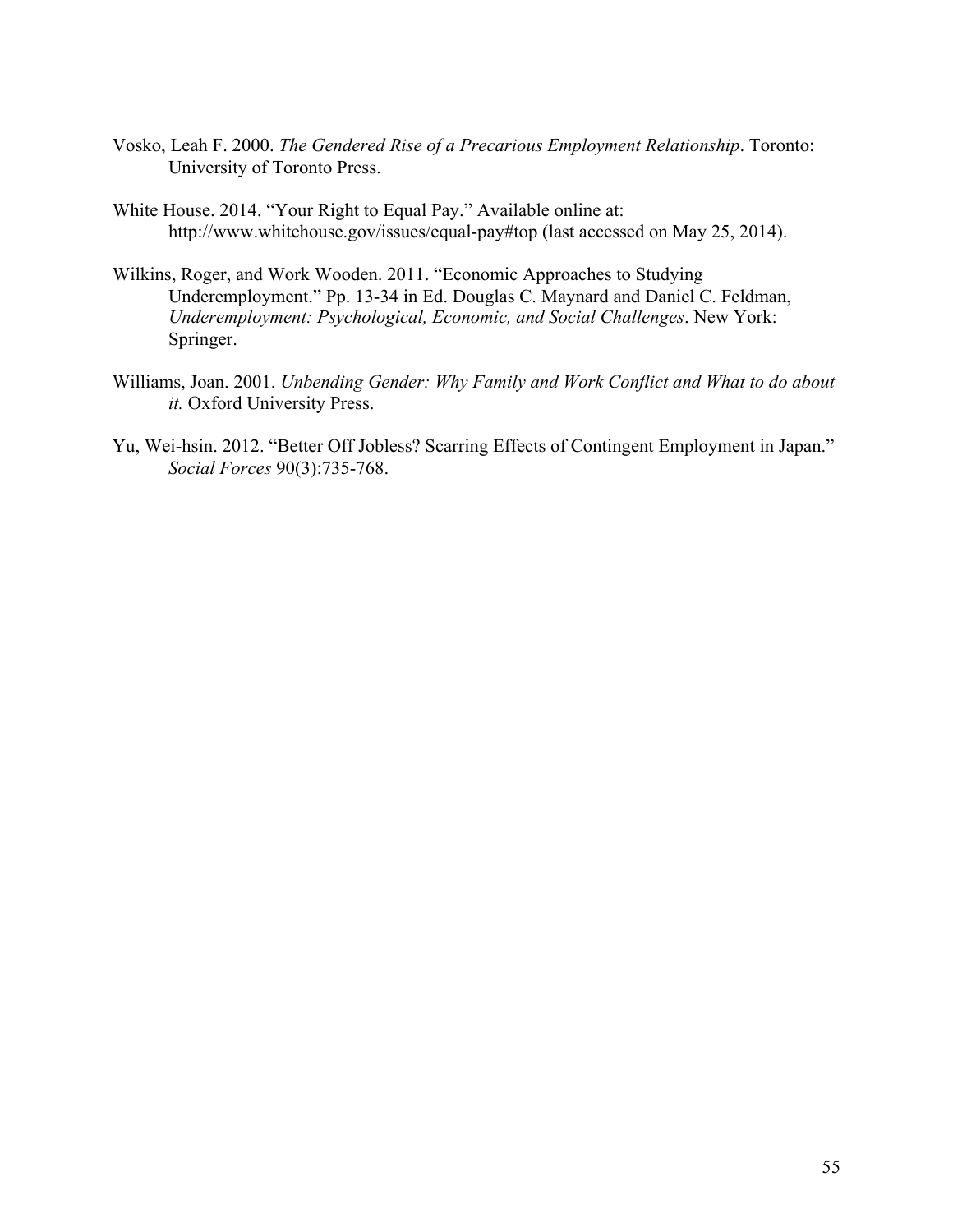Vosko, Leah F. 2000. *The Gendered Rise of a Precarious Employment Relationship*. Toronto: University of Toronto Press.

White House. 2014. "Your Right to Equal Pay." Available online at: http://www.whitehouse.gov/issues/equal-pay#top (last accessed on May 25, 2014).

Wilkins, Roger, and Work Wooden. 2011. "Economic Approaches to Studying Underemployment." Pp. 13-34 in Ed. Douglas C. Maynard and Daniel C. Feldman, *Underemployment: Psychological, Economic, and Social Challenges*. New York: Springer.

Williams, Joan. 2001. *Unbending Gender: Why Family and Work Conflict and What to do about it.* Oxford University Press.

Yu, Wei-hsin. 2012. "Better Off Jobless? Scarring Effects of Contingent Employment in Japan." *Social Forces* 90(3):735-768.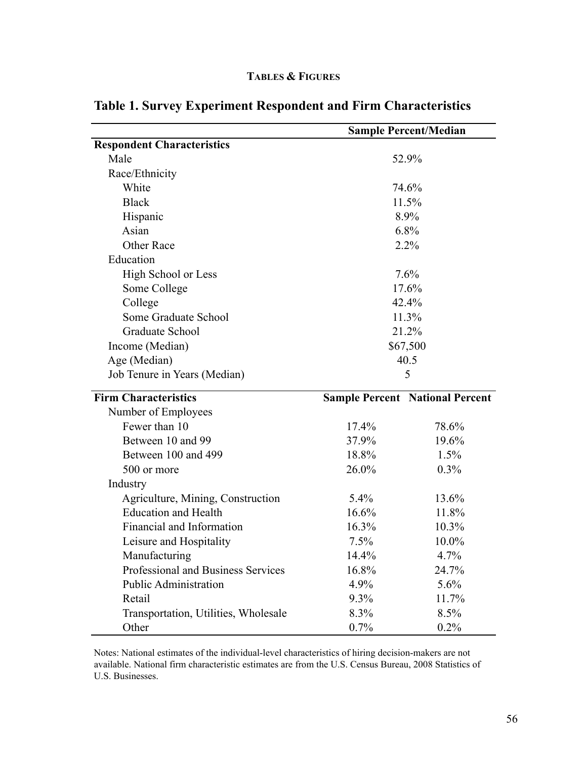**TABLES & FIGURES**

**Table 1. Survey Experiment Respondent and Firm Characteristics**

| | Sample Percent/Median | |
|---|---|---|
| **Respondent Characteristics** | | |
| Male | 52.9% | |
| Race/Ethnicity | | |
| White | 74.6% | |
| Black | 11.5% | |
| Hispanic | 8.9% | |
| Asian | 6.8% | |
| Other Race | 2.2% | |
| Education | | |
| High School or Less | 7.6% | |
| Some College | 17.6% | |
| College | 42.4% | |
| Some Graduate School | 11.3% | |
| Graduate School | 21.2% | |
| Income (Median) | $67,500 | |
| Age (Median) | 40.5 | |
| Job Tenure in Years (Median) | 5 | |
| **Firm Characteristics** | **Sample Percent** | **National Percent** |
| Number of Employees | | |
| Fewer than 10 | 17.4% | 78.6% |
| Between 10 and 99 | 37.9% | 19.6% |
| Between 100 and 499 | 18.8% | 1.5% |
| 500 or more | 26.0% | 0.3% |
| Industry | | |
| Agriculture, Mining, Construction | 5.4% | 13.6% |
| Education and Health | 16.6% | 11.8% |
| Financial and Information | 16.3% | 10.3% |
| Leisure and Hospitality | 7.5% | 10.0% |
| Manufacturing | 14.4% | 4.7% |
| Professional and Business Services | 16.8% | 24.7% |
| Public Administration | 4.9% | 5.6% |
| Retail | 9.3% | 11.7% |
| Transportation, Utilities, Wholesale | 8.3% | 8.5% |
| Other | 0.7% | 0.2% |

Notes: National estimates of the individual-level characteristics of hiring decision-makers are not available. National firm characteristic estimates are from the U.S. Census Bureau, 2008 Statistics of U.S. Businesses.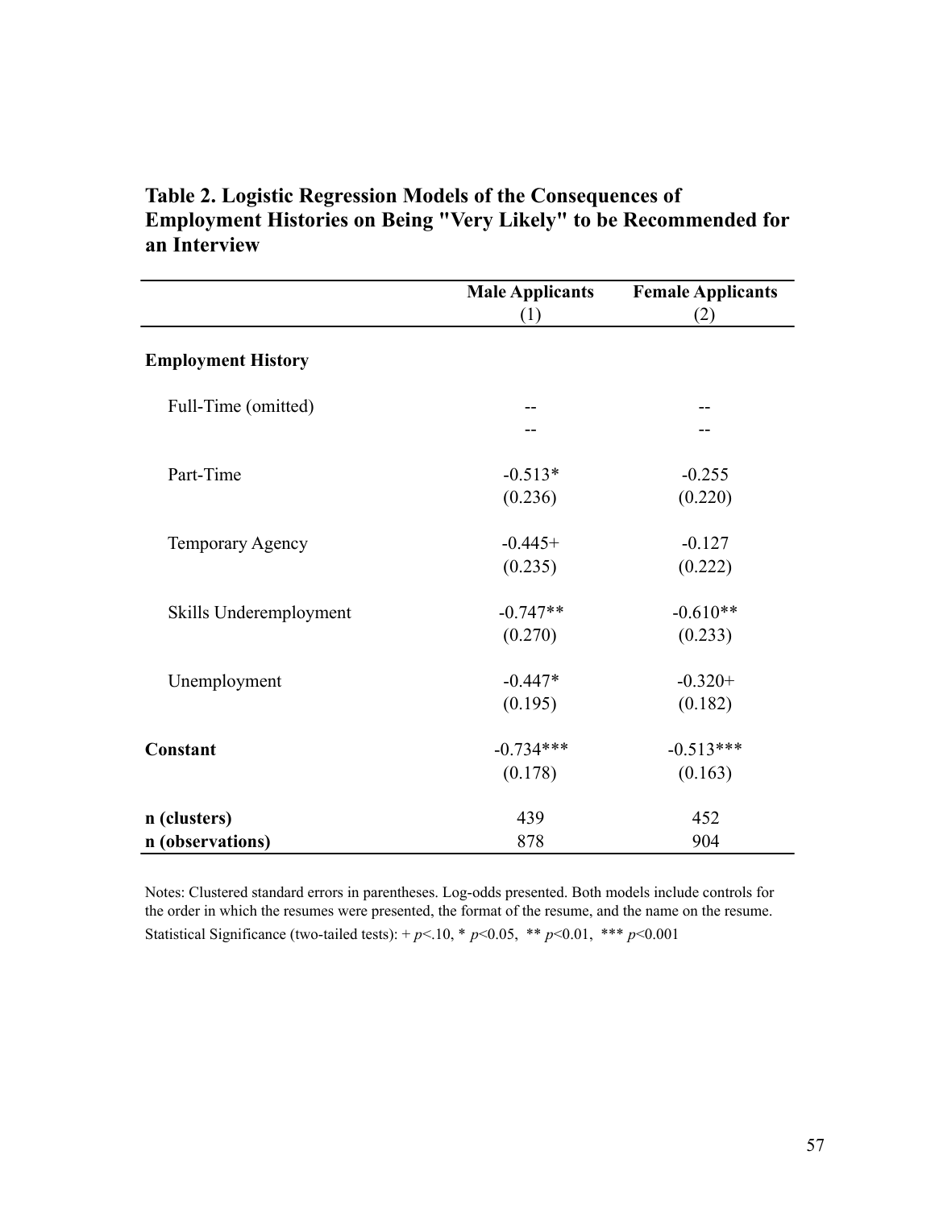**Table 2. Logistic Regression Models of the Consequences of Employment Histories on Being "Very Likely" to be Recommended for an Interview**

| | Male Applicants (1) | Female Applicants (2) |
|---|---|---|
| **Employment History** | | |
| Full-Time (omitted) | -- | -- |
| | -- | -- |
| Part-Time | -0.513* | -0.255 |
| | (0.236) | (0.220) |
| Temporary Agency | -0.445+ | -0.127 |
| | (0.235) | (0.222) |
| Skills Underemployment | -0.747** | -0.610** |
| | (0.270) | (0.233) |
| Unemployment | -0.447* | -0.320+ |
| | (0.195) | (0.182) |
| **Constant** | -0.734*** | -0.513*** |
| | (0.178) | (0.163) |
| **n (clusters)** | 439 | 452 |
| **n (observations)** | 878 | 904 |

Notes: Clustered standard errors in parentheses. Log-odds presented. Both models include controls for the order in which the resumes were presented, the format of the resume, and the name on the resume.
Statistical Significance (two-tailed tests): + $p<.10$, * $p<0.05$, ** $p<0.01$, *** $p<0.001$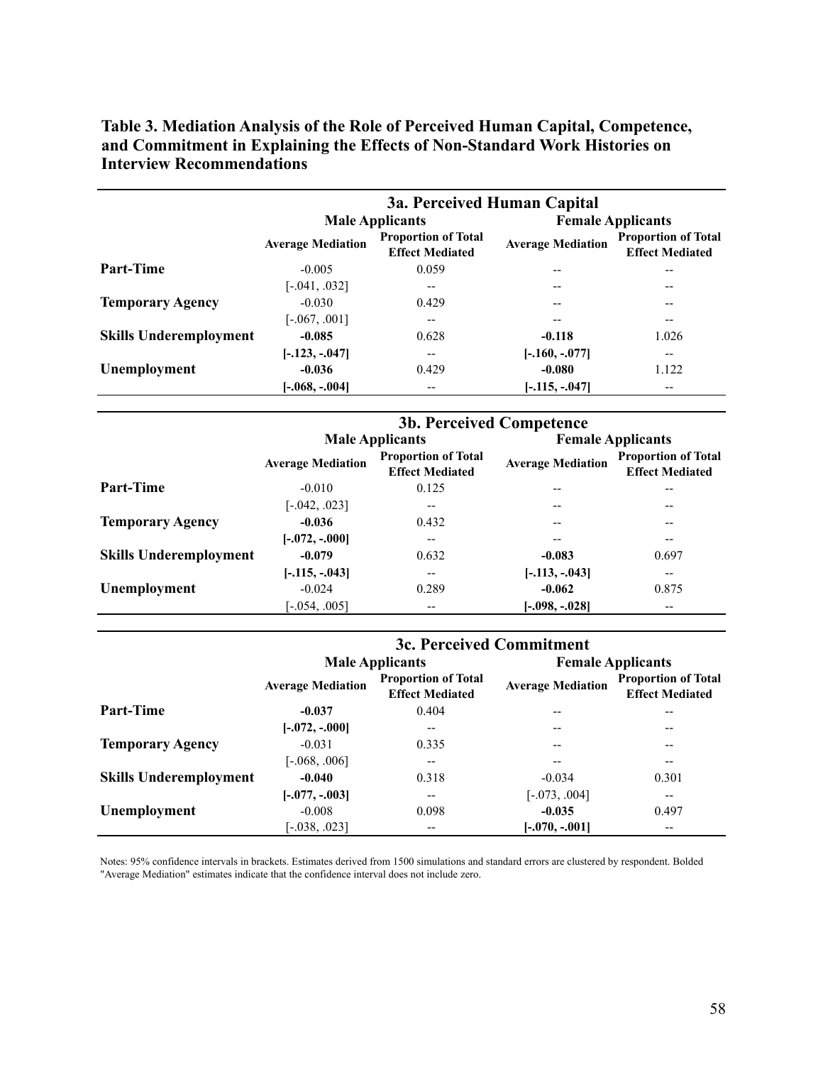**Table 3. Mediation Analysis of the Role of Perceived Human Capital, Competence, and Commitment in Explaining the Effects of Non-Standard Work Histories on Interview Recommendations**

| | **3a. Perceived Human Capital** | | | |
|---|---|---|---|---|
| | **Male Applicants** | | **Female Applicants** | |
| | **Average Mediation** | **Proportion of Total Effect Mediated** | **Average Mediation** | **Proportion of Total Effect Mediated** |
| **Part-Time** | -0.005 | 0.059 | -- | -- |
| | [-.041, .032] | -- | -- | -- |
| **Temporary Agency** | -0.030 | 0.429 | -- | -- |
| | [-.067, .001] | -- | -- | -- |
| **Skills Underemployment** | **-0.085** | 0.628 | **-0.118** | 1.026 |
| | **[-.123, -.047]** | -- | **[-.160, -.077]** | -- |
| **Unemployment** | **-0.036** | 0.429 | **-0.080** | 1.122 |
| | **[-.068, -.004]** | -- | **[-.115, -.047]** | -- |

| | **3b. Perceived Competence** | | | |
|---|---|---|---|---|
| | **Male Applicants** | | **Female Applicants** | |
| | **Average Mediation** | **Proportion of Total Effect Mediated** | **Average Mediation** | **Proportion of Total Effect Mediated** |
| **Part-Time** | -0.010 | 0.125 | -- | -- |
| | [-.042, .023] | -- | -- | -- |
| **Temporary Agency** | **-0.036** | 0.432 | -- | -- |
| | **[-.072, -.000]** | -- | -- | -- |
| **Skills Underemployment** | **-0.079** | 0.632 | **-0.083** | 0.697 |
| | **[-.115, -.043]** | -- | **[-.113, -.043]** | -- |
| **Unemployment** | -0.024 | 0.289 | **-0.062** | 0.875 |
| | [-.054, .005] | -- | **[-.098, -.028]** | -- |

| | **3c. Perceived Commitment** | | | |
|---|---|---|---|---|
| | **Male Applicants** | | **Female Applicants** | |
| | **Average Mediation** | **Proportion of Total Effect Mediated** | **Average Mediation** | **Proportion of Total Effect Mediated** |
| **Part-Time** | **-0.037** | 0.404 | -- | -- |
| | **[-.072, -.000]** | -- | -- | -- |
| **Temporary Agency** | -0.031 | 0.335 | -- | -- |
| | [-.068, .006] | -- | -- | -- |
| **Skills Underemployment** | **-0.040** | 0.318 | -0.034 | 0.301 |
| | **[-.077, -.003]** | -- | [-.073, .004] | -- |
| **Unemployment** | -0.008 | 0.098 | **-0.035** | 0.497 |
| | [-.038, .023] | -- | **[-.070, -.001]** | -- |

Notes: 95% confidence intervals in brackets. Estimates derived from 1500 simulations and standard errors are clustered by respondent. Bolded "Average Mediation" estimates indicate that the confidence interval does not include zero.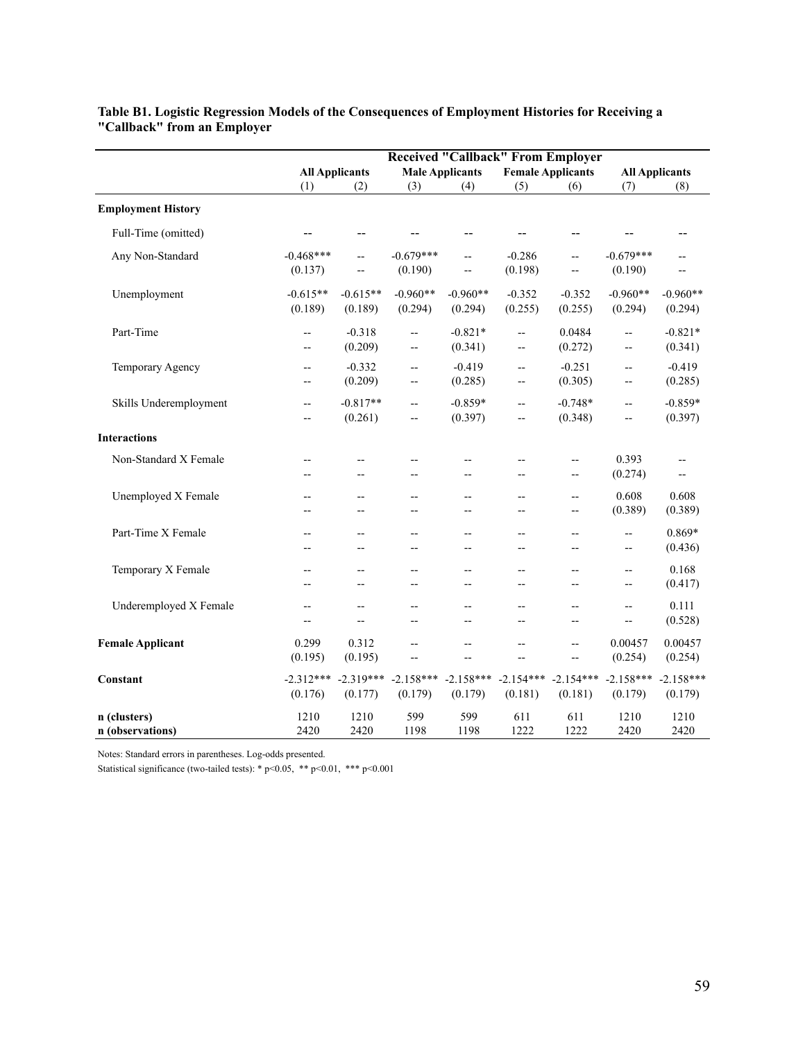**Table B1. Logistic Regression Models of the Consequences of Employment Histories for Receiving a "Callback" from an Employer**

| | Received "Callback" From Employer | | | | | | | |
|---|---|---|---|---|---|---|---|---|
| | All Applicants | | Male Applicants | | Female Applicants | | All Applicants | |
| | (1) | (2) | (3) | (4) | (5) | (6) | (7) | (8) |
| **Employment History** | | | | | | | | |
| Full-Time (omitted) | -- | -- | -- | -- | -- | -- | -- | -- |
| Any Non-Standard | -0.468*** | -- | -0.679*** | -- | -0.286 | -- | -0.679*** | -- |
| | (0.137) | -- | (0.190) | -- | (0.198) | -- | (0.190) | -- |
| Unemployment | -0.615** | -0.615** | -0.960** | -0.960** | -0.352 | -0.352 | -0.960** | -0.960** |
| | (0.189) | (0.189) | (0.294) | (0.294) | (0.255) | (0.255) | (0.294) | (0.294) |
| Part-Time | -- | -0.318 | -- | -0.821* | -- | 0.0484 | -- | -0.821* |
| | -- | (0.209) | -- | (0.341) | -- | (0.272) | -- | (0.341) |
| Temporary Agency | -- | -0.332 | -- | -0.419 | -- | -0.251 | -- | -0.419 |
| | -- | (0.209) | -- | (0.285) | -- | (0.305) | -- | (0.285) |
| Skills Underemployment | -- | -0.817** | -- | -0.859* | -- | -0.748* | -- | -0.859* |
| | -- | (0.261) | -- | (0.397) | -- | (0.348) | -- | (0.397) |
| **Interactions** | | | | | | | | |
| Non-Standard X Female | -- | -- | -- | -- | -- | -- | 0.393 | -- |
| | -- | -- | -- | -- | -- | -- | (0.274) | -- |
| Unemployed X Female | -- | -- | -- | -- | -- | -- | 0.608 | 0.608 |
| | -- | -- | -- | -- | -- | -- | (0.389) | (0.389) |
| Part-Time X Female | -- | -- | -- | -- | -- | -- | -- | 0.869* |
| | -- | -- | -- | -- | -- | -- | -- | (0.436) |
| Temporary X Female | -- | -- | -- | -- | -- | -- | -- | 0.168 |
| | -- | -- | -- | -- | -- | -- | -- | (0.417) |
| Underemployed X Female | -- | -- | -- | -- | -- | -- | -- | 0.111 |
| | -- | -- | -- | -- | -- | -- | -- | (0.528) |
| **Female Applicant** | 0.299 | 0.312 | -- | -- | -- | -- | 0.00457 | 0.00457 |
| | (0.195) | (0.195) | -- | -- | -- | -- | (0.254) | (0.254) |
| **Constant** | -2.312*** | -2.319*** | -2.158*** | -2.158*** | -2.154*** | -2.154*** | -2.158*** | -2.158*** |
| | (0.176) | (0.177) | (0.179) | (0.179) | (0.181) | (0.181) | (0.179) | (0.179) |
| **n (clusters)** | 1210 | 1210 | 599 | 599 | 611 | 611 | 1210 | 1210 |
| **n (observations)** | 2420 | 2420 | 1198 | 1198 | 1222 | 1222 | 2420 | 2420 |

Notes: Standard errors in parentheses. Log-odds presented.

Statistical significance (two-tailed tests): * $p<0.05$, ** $p<0.01$, *** $p<0.001$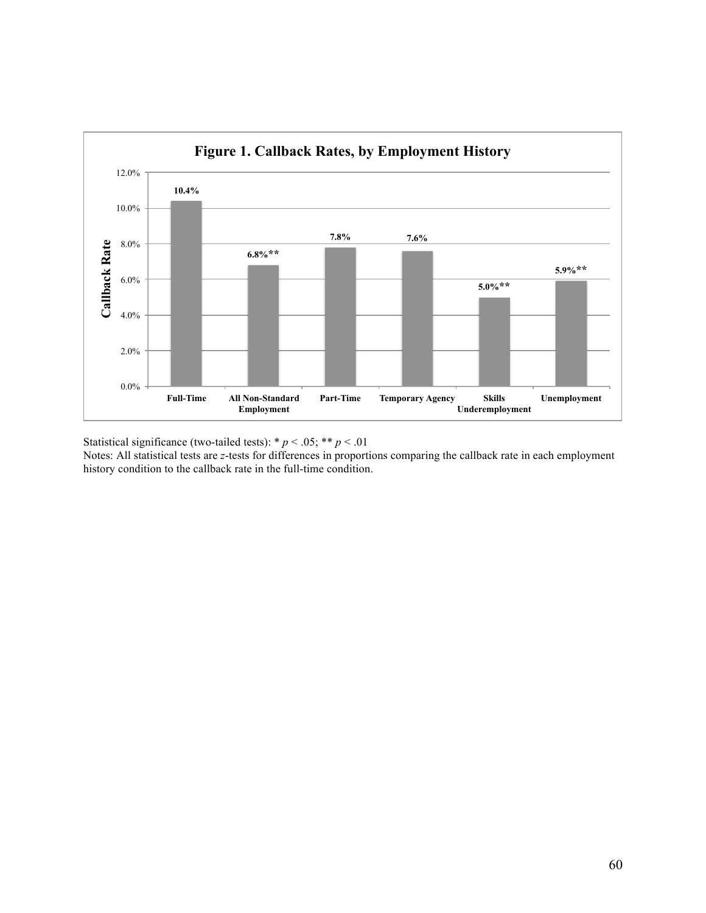**Figure 1. Callback Rates, by Employment History**

| Employment History | Callback Rate |
|---|---|
| Full-Time | 10.4% |
| All Non-Standard Employment | 6.8%** |
| Part-Time | 7.8% |
| Temporary Agency | 7.6% |
| Skills Underemployment | 5.0%** |
| Unemployment | 5.9%** |

Statistical significance (two-tailed tests): * $p < .05$; ** $p < .01$

Notes: All statistical tests are $z$-tests for differences in proportions comparing the callback rate in each employment history condition to the callback rate in the full-time condition.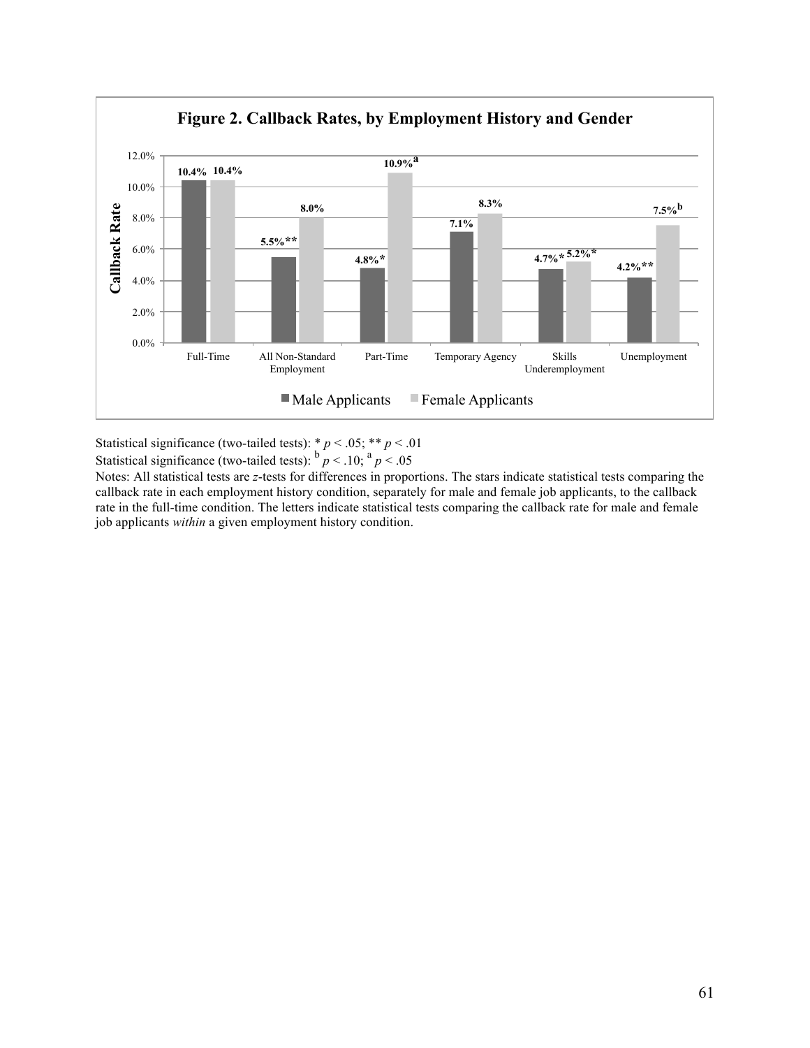**Figure 2. Callback Rates, by Employment History and Gender**

Callback Rate

12.0%
10.0%
8.0%
6.0%
4.0%
2.0%
0.0%

10.4% 10.4%
5.5%** 8.0%
4.8%* 10.9%[a]
7.1% 8.3%
4.7%* 5.2%*
4.2%** 7.5%[b]

Full-Time
All Non-Standard Employment
Part-Time
Temporary Agency
Skills Underemployment
Unemployment

Male Applicants
Female Applicants

Statistical significance (two-tailed tests): * $p < .05$; ** $p < .01$

Statistical significance (two-tailed tests): [b] $p < .10$; [a] $p < .05$

Notes: All statistical tests are *z*-tests for differences in proportions. The stars indicate statistical tests comparing the callback rate in each employment history condition, separately for male and female job applicants, to the callback rate in the full-time condition. The letters indicate statistical tests comparing the callback rate for male and female job applicants *within* a given employment history condition.